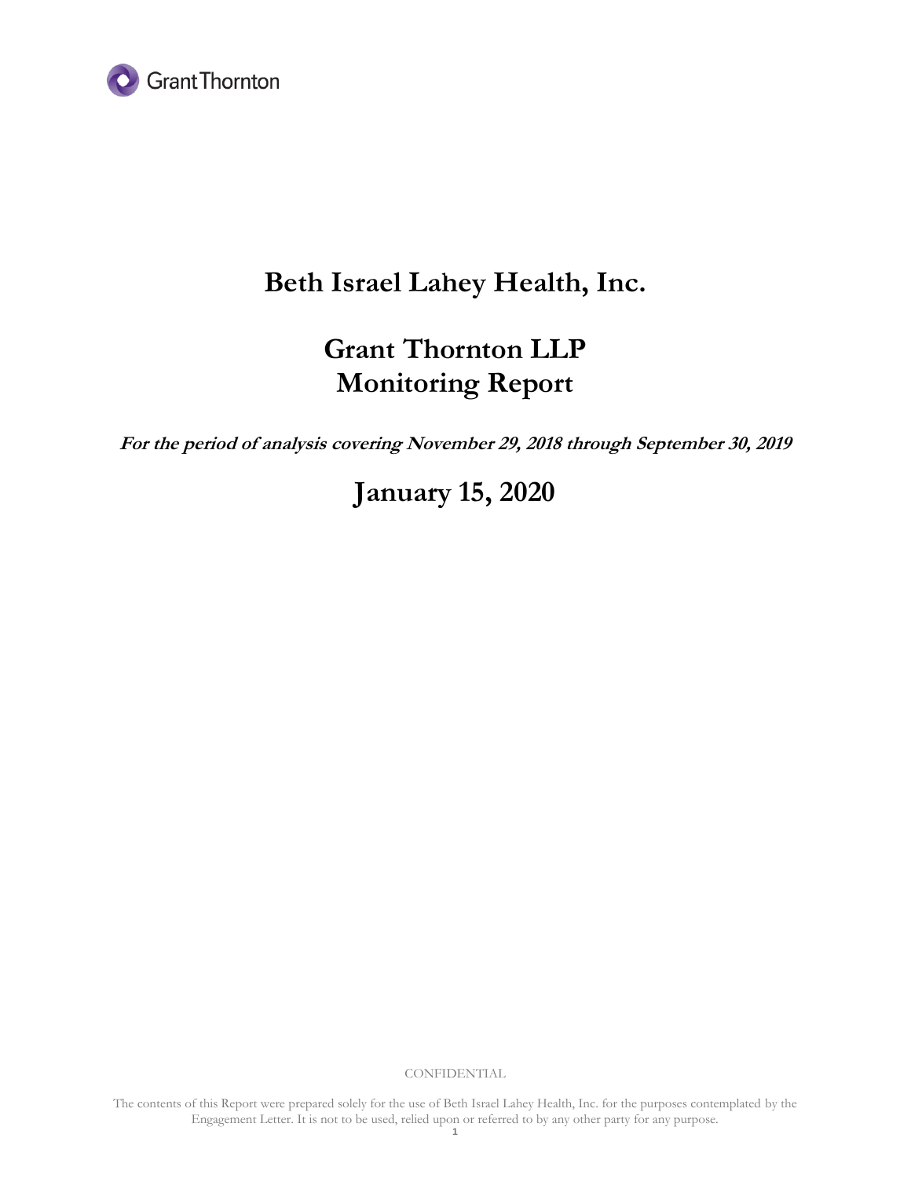Grant Thornton

# Beth Israel Lahey Health, Inc.

# Grant Thornton LLP
# Monitoring Report

***For the period of analysis covering November 29, 2018 through September 30, 2019***

## January 15, 2020

CONFIDENTIAL

The contents of this Report were prepared solely for the use of Beth Israel Lahey Health, Inc. for the purposes contemplated by the Engagement Letter. It is not to be used, relied upon or referred to by any other party for any purpose.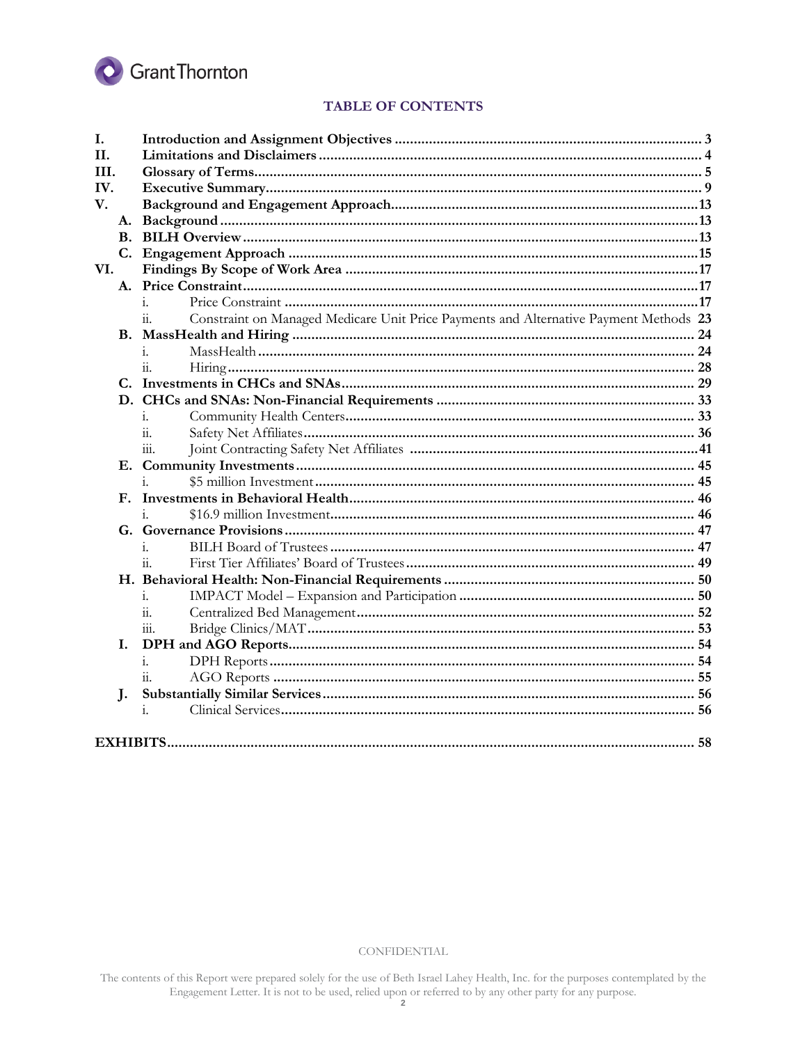## TABLE OF CONTENTS

| | | | |
|---|---|---|---|
| **I.** | **Introduction and Assignment Objectives** | | **3** |
| **II.** | **Limitations and Disclaimers** | | **4** |
| **III.** | **Glossary of Terms** | | **5** |
| **IV.** | **Executive Summary** | | **9** |
| **V.** | **Background and Engagement Approach** | | **13** |
| **A.** | **Background** | | **13** |
| **B.** | **BILH Overview** | | **13** |
| **C.** | **Engagement Approach** | | **15** |
| **VI.** | **Findings By Scope of Work Area** | | **17** |
| **A.** | **Price Constraint** | | **17** |
| | i. | Price Constraint | **17** |
| | ii. | Constraint on Managed Medicare Unit Price Payments and Alternative Payment Methods | **23** |
| **B.** | **MassHealth and Hiring** | | **24** |
| | i. | MassHealth | **24** |
| | ii. | Hiring | **28** |
| **C.** | **Investments in CHCs and SNAs** | | **29** |
| **D.** | **CHCs and SNAs: Non-Financial Requirements** | | **33** |
| | i. | Community Health Centers | **33** |
| | ii. | Safety Net Affiliates | **36** |
| | iii. | Joint Contracting Safety Net Affiliates | **41** |
| **E.** | **Community Investments** | | **45** |
| | i. | $5 million Investment | **45** |
| **F.** | **Investments in Behavioral Health** | | **46** |
| | i. | $16.9 million Investment | **46** |
| **G.** | **Governance Provisions** | | **47** |
| | i. | BILH Board of Trustees | **47** |
| | ii. | First Tier Affiliates' Board of Trustees | **49** |
| **H.** | **Behavioral Health: Non-Financial Requirements** | | **50** |
| | i. | IMPACT Model – Expansion and Participation | **50** |
| | ii. | Centralized Bed Management | **52** |
| | iii. | Bridge Clinics/MAT | **53** |
| **I.** | **DPH and AGO Reports** | | **54** |
| | i. | DPH Reports | **54** |
| | ii. | AGO Reports | **55** |
| **J.** | **Substantially Similar Services** | | **56** |
| | i. | Clinical Services | **56** |

**EXHIBITS** ........ **58**

CONFIDENTIAL

The contents of this Report were prepared solely for the use of Beth Israel Lahey Health, Inc. for the purposes contemplated by the Engagement Letter. It is not to be used, relied upon or referred to by any other party for any purpose.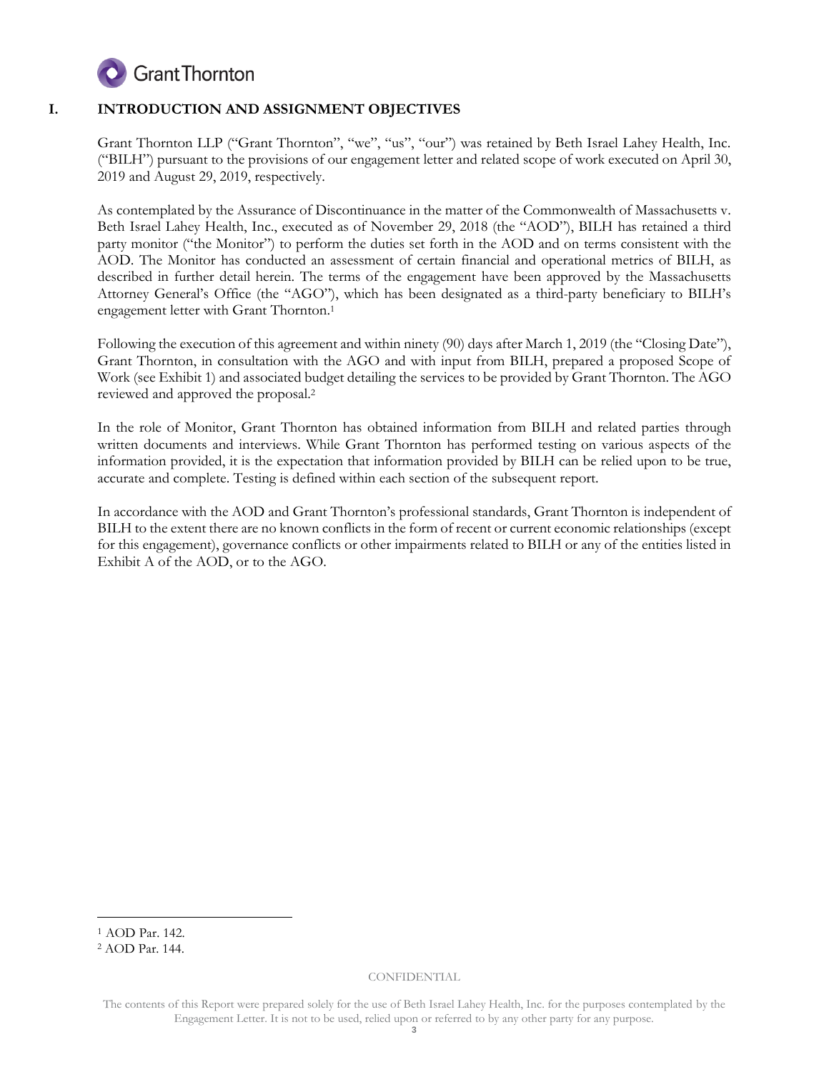## I. INTRODUCTION AND ASSIGNMENT OBJECTIVES

Grant Thornton LLP ("Grant Thornton", "we", "us", "our") was retained by Beth Israel Lahey Health, Inc. ("BILH") pursuant to the provisions of our engagement letter and related scope of work executed on April 30, 2019 and August 29, 2019, respectively.

As contemplated by the Assurance of Discontinuance in the matter of the Commonwealth of Massachusetts v. Beth Israel Lahey Health, Inc., executed as of November 29, 2018 (the "AOD"), BILH has retained a third party monitor ("the Monitor") to perform the duties set forth in the AOD and on terms consistent with the AOD. The Monitor has conducted an assessment of certain financial and operational metrics of BILH, as described in further detail herein. The terms of the engagement have been approved by the Massachusetts Attorney General's Office (the "AGO"), which has been designated as a third-party beneficiary to BILH's engagement letter with Grant Thornton.[1]

Following the execution of this agreement and within ninety (90) days after March 1, 2019 (the "Closing Date"), Grant Thornton, in consultation with the AGO and with input from BILH, prepared a proposed Scope of Work (see Exhibit 1) and associated budget detailing the services to be provided by Grant Thornton. The AGO reviewed and approved the proposal.[2]

In the role of Monitor, Grant Thornton has obtained information from BILH and related parties through written documents and interviews. While Grant Thornton has performed testing on various aspects of the information provided, it is the expectation that information provided by BILH can be relied upon to be true, accurate and complete. Testing is defined within each section of the subsequent report.

In accordance with the AOD and Grant Thornton's professional standards, Grant Thornton is independent of BILH to the extent there are no known conflicts in the form of recent or current economic relationships (except for this engagement), governance conflicts or other impairments related to BILH or any of the entities listed in Exhibit A of the AOD, or to the AGO.

---

[1] AOD Par. 142.

[2] AOD Par. 144.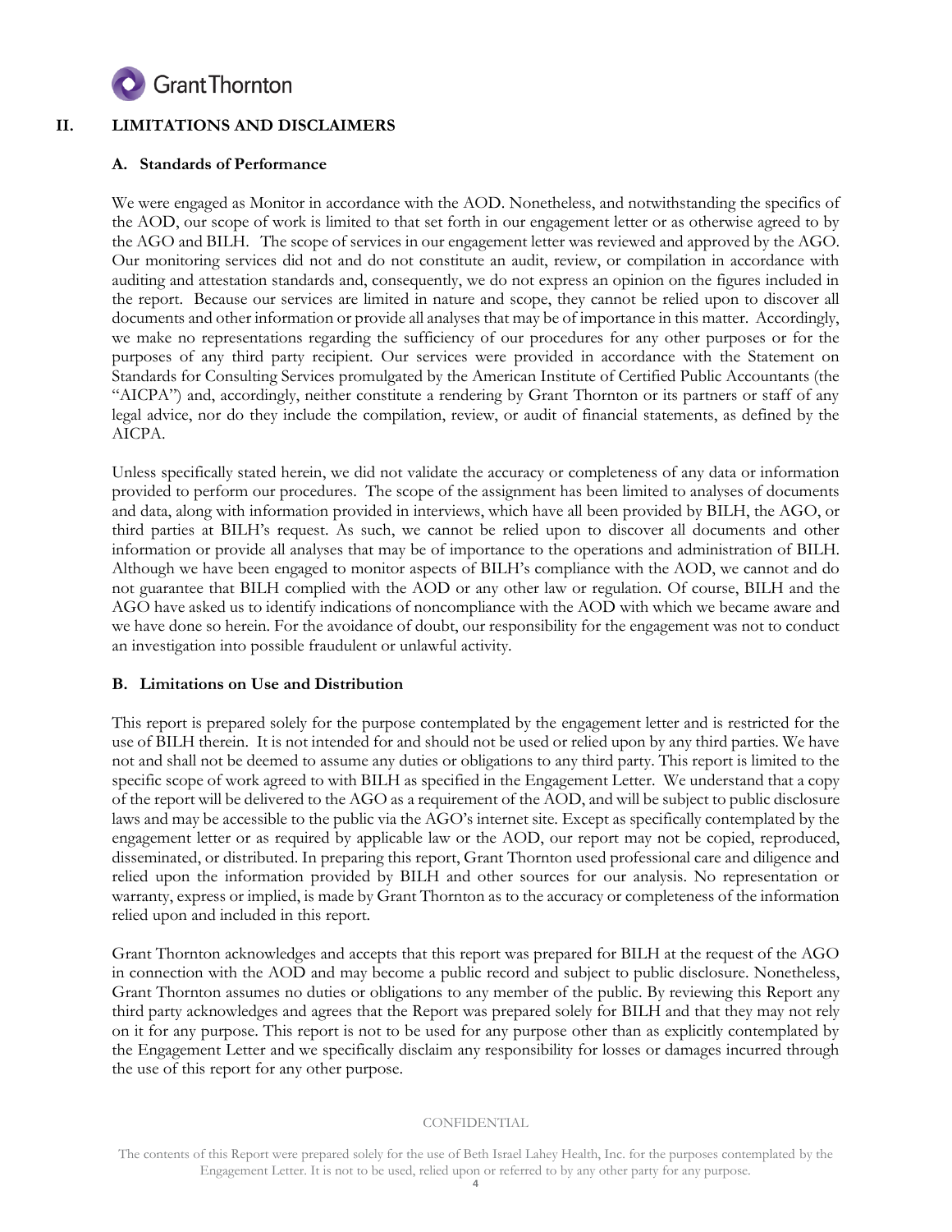## II. LIMITATIONS AND DISCLAIMERS

### A. Standards of Performance

We were engaged as Monitor in accordance with the AOD. Nonetheless, and notwithstanding the specifics of the AOD, our scope of work is limited to that set forth in our engagement letter or as otherwise agreed to by the AGO and BILH. The scope of services in our engagement letter was reviewed and approved by the AGO. Our monitoring services did not and do not constitute an audit, review, or compilation in accordance with auditing and attestation standards and, consequently, we do not express an opinion on the figures included in the report. Because our services are limited in nature and scope, they cannot be relied upon to discover all documents and other information or provide all analyses that may be of importance in this matter. Accordingly, we make no representations regarding the sufficiency of our procedures for any other purposes or for the purposes of any third party recipient. Our services were provided in accordance with the Statement on Standards for Consulting Services promulgated by the American Institute of Certified Public Accountants (the "AICPA") and, accordingly, neither constitute a rendering by Grant Thornton or its partners or staff of any legal advice, nor do they include the compilation, review, or audit of financial statements, as defined by the AICPA.

Unless specifically stated herein, we did not validate the accuracy or completeness of any data or information provided to perform our procedures. The scope of the assignment has been limited to analyses of documents and data, along with information provided in interviews, which have all been provided by BILH, the AGO, or third parties at BILH's request. As such, we cannot be relied upon to discover all documents and other information or provide all analyses that may be of importance to the operations and administration of BILH. Although we have been engaged to monitor aspects of BILH's compliance with the AOD, we cannot and do not guarantee that BILH complied with the AOD or any other law or regulation. Of course, BILH and the AGO have asked us to identify indications of noncompliance with the AOD with which we became aware and we have done so herein. For the avoidance of doubt, our responsibility for the engagement was not to conduct an investigation into possible fraudulent or unlawful activity.

### B. Limitations on Use and Distribution

This report is prepared solely for the purpose contemplated by the engagement letter and is restricted for the use of BILH therein. It is not intended for and should not be used or relied upon by any third parties. We have not and shall not be deemed to assume any duties or obligations to any third party. This report is limited to the specific scope of work agreed to with BILH as specified in the Engagement Letter. We understand that a copy of the report will be delivered to the AGO as a requirement of the AOD, and will be subject to public disclosure laws and may be accessible to the public via the AGO's internet site. Except as specifically contemplated by the engagement letter or as required by applicable law or the AOD, our report may not be copied, reproduced, disseminated, or distributed. In preparing this report, Grant Thornton used professional care and diligence and relied upon the information provided by BILH and other sources for our analysis. No representation or warranty, express or implied, is made by Grant Thornton as to the accuracy or completeness of the information relied upon and included in this report.

Grant Thornton acknowledges and accepts that this report was prepared for BILH at the request of the AGO in connection with the AOD and may become a public record and subject to public disclosure. Nonetheless, Grant Thornton assumes no duties or obligations to any member of the public. By reviewing this Report any third party acknowledges and agrees that the Report was prepared solely for BILH and that they may not rely on it for any purpose. This report is not to be used for any purpose other than as explicitly contemplated by the Engagement Letter and we specifically disclaim any responsibility for losses or damages incurred through the use of this report for any other purpose.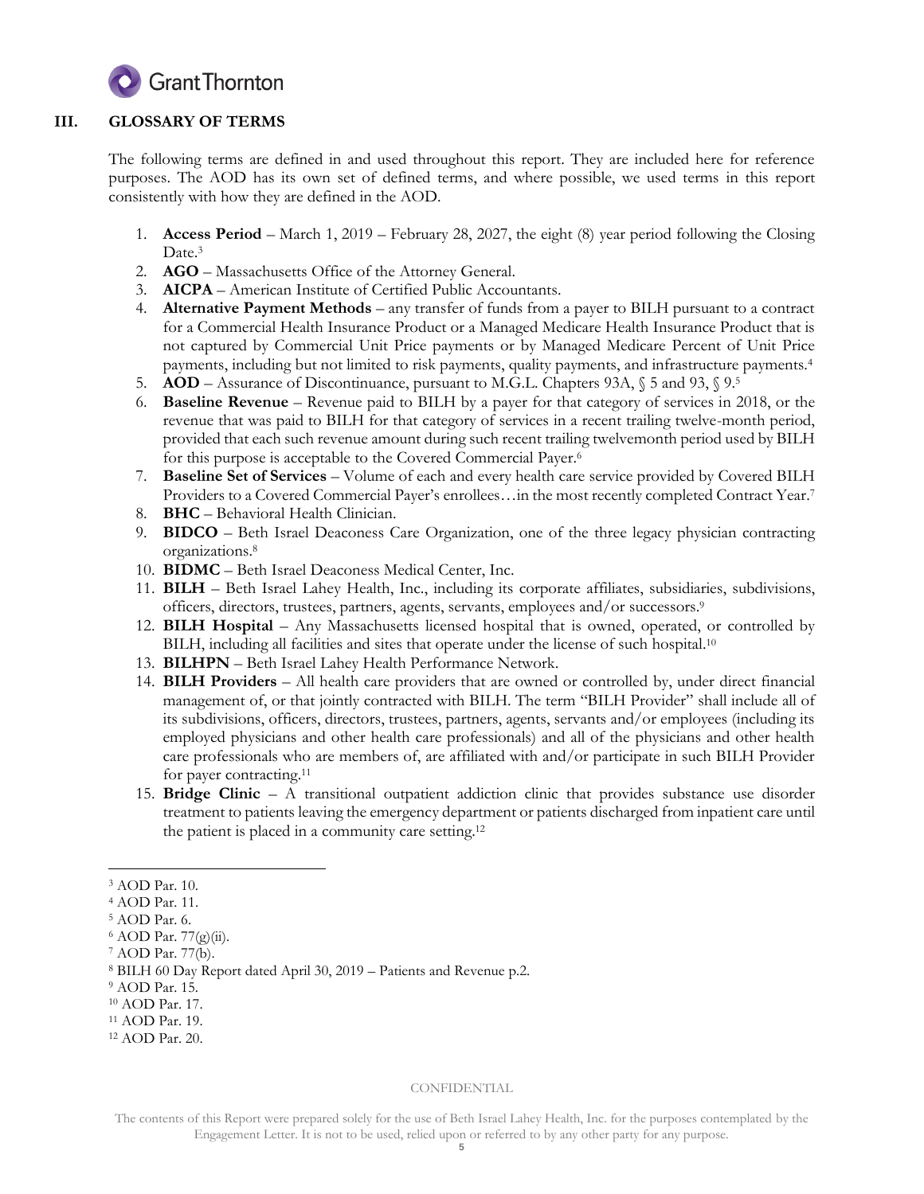## III. GLOSSARY OF TERMS

The following terms are defined in and used throughout this report. They are included here for reference purposes. The AOD has its own set of defined terms, and where possible, we used terms in this report consistently with how they are defined in the AOD.

1. **Access Period** – March 1, 2019 – February 28, 2027, the eight (8) year period following the Closing Date.[3]
2. **AGO** – Massachusetts Office of the Attorney General.
3. **AICPA** – American Institute of Certified Public Accountants.
4. **Alternative Payment Methods** – any transfer of funds from a payer to BILH pursuant to a contract for a Commercial Health Insurance Product or a Managed Medicare Health Insurance Product that is not captured by Commercial Unit Price payments or by Managed Medicare Percent of Unit Price payments, including but not limited to risk payments, quality payments, and infrastructure payments.[4]
5. **AOD** – Assurance of Discontinuance, pursuant to M.G.L. Chapters 93A, § 5 and 93, § 9.[5]
6. **Baseline Revenue** – Revenue paid to BILH by a payer for that category of services in 2018, or the revenue that was paid to BILH for that category of services in a recent trailing twelve-month period, provided that each such revenue amount during such recent trailing twelvemonth period used by BILH for this purpose is acceptable to the Covered Commercial Payer.[6]
7. **Baseline Set of Services** – Volume of each and every health care service provided by Covered BILH Providers to a Covered Commercial Payer's enrollees…in the most recently completed Contract Year.[7]
8. **BHC** – Behavioral Health Clinician.
9. **BIDCO** – Beth Israel Deaconess Care Organization, one of the three legacy physician contracting organizations.[8]
10. **BIDMC** – Beth Israel Deaconess Medical Center, Inc.
11. **BILH** – Beth Israel Lahey Health, Inc., including its corporate affiliates, subsidiaries, subdivisions, officers, directors, trustees, partners, agents, servants, employees and/or successors.[9]
12. **BILH Hospital** – Any Massachusetts licensed hospital that is owned, operated, or controlled by BILH, including all facilities and sites that operate under the license of such hospital.[10]
13. **BILHPN** – Beth Israel Lahey Health Performance Network.
14. **BILH Providers** – All health care providers that are owned or controlled by, under direct financial management of, or that jointly contracted with BILH. The term "BILH Provider" shall include all of its subdivisions, officers, directors, trustees, partners, agents, servants and/or employees (including its employed physicians and other health care professionals) and all of the physicians and other health care professionals who are members of, are affiliated with and/or participate in such BILH Provider for payer contracting.[11]
15. **Bridge Clinic** – A transitional outpatient addiction clinic that provides substance use disorder treatment to patients leaving the emergency department or patients discharged from inpatient care until the patient is placed in a community care setting.[12]

---

[3] AOD Par. 10.
[4] AOD Par. 11.
[5] AOD Par. 6.
[6] AOD Par. 77(g)(ii).
[7] AOD Par. 77(b).
[8] BILH 60 Day Report dated April 30, 2019 – Patients and Revenue p.2.
[9] AOD Par. 15.
[10] AOD Par. 17.
[11] AOD Par. 19.
[12] AOD Par. 20.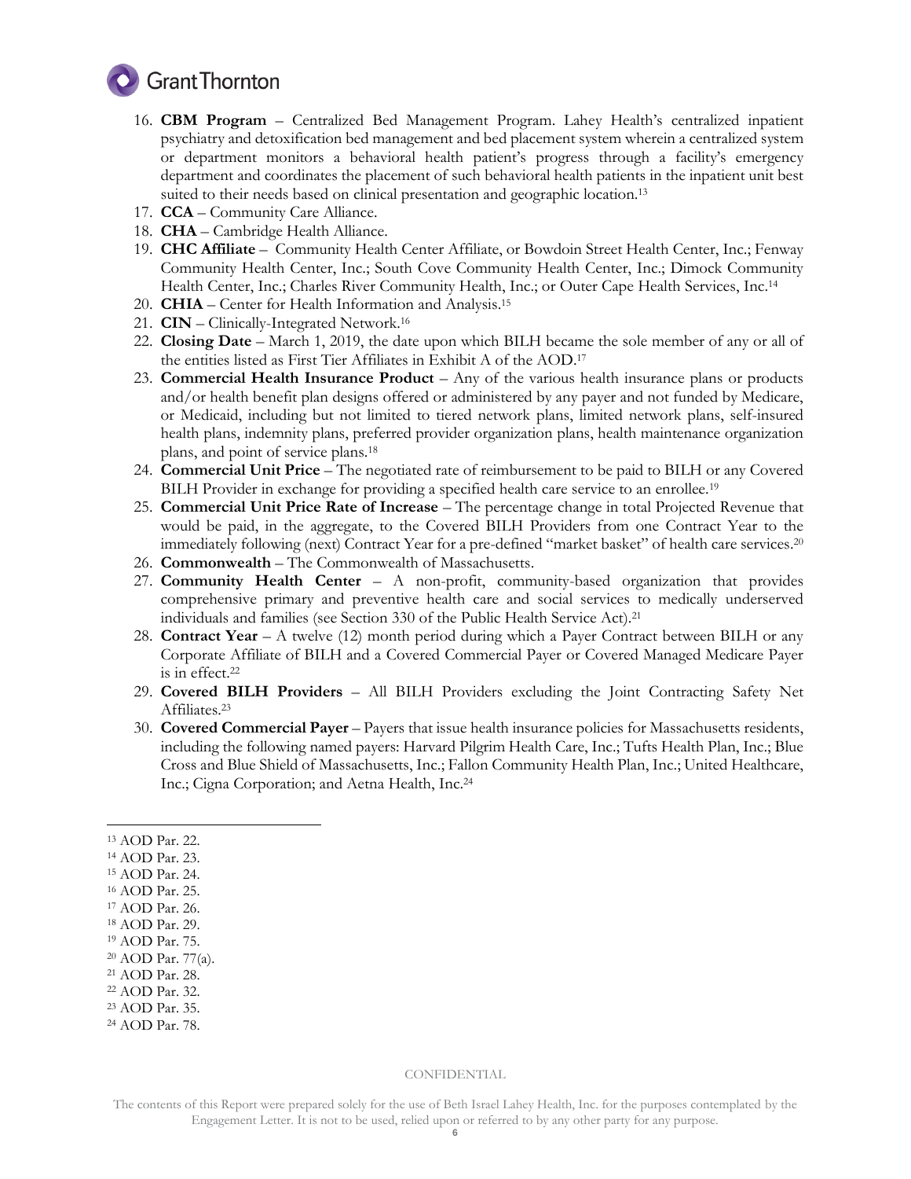16. **CBM Program** – Centralized Bed Management Program. Lahey Health's centralized inpatient psychiatry and detoxification bed management and bed placement system wherein a centralized system or department monitors a behavioral health patient's progress through a facility's emergency department and coordinates the placement of such behavioral health patients in the inpatient unit best suited to their needs based on clinical presentation and geographic location.[13]
17. **CCA** – Community Care Alliance.
18. **CHA** – Cambridge Health Alliance.
19. **CHC Affiliate** – Community Health Center Affiliate, or Bowdoin Street Health Center, Inc.; Fenway Community Health Center, Inc.; South Cove Community Health Center, Inc.; Dimock Community Health Center, Inc.; Charles River Community Health, Inc.; or Outer Cape Health Services, Inc.[14]
20. **CHIA** – Center for Health Information and Analysis.[15]
21. **CIN** – Clinically-Integrated Network.[16]
22. **Closing Date** – March 1, 2019, the date upon which BILH became the sole member of any or all of the entities listed as First Tier Affiliates in Exhibit A of the AOD.[17]
23. **Commercial Health Insurance Product** – Any of the various health insurance plans or products and/or health benefit plan designs offered or administered by any payer and not funded by Medicare, or Medicaid, including but not limited to tiered network plans, limited network plans, self-insured health plans, indemnity plans, preferred provider organization plans, health maintenance organization plans, and point of service plans.[18]
24. **Commercial Unit Price** – The negotiated rate of reimbursement to be paid to BILH or any Covered BILH Provider in exchange for providing a specified health care service to an enrollee.[19]
25. **Commercial Unit Price Rate of Increase** – The percentage change in total Projected Revenue that would be paid, in the aggregate, to the Covered BILH Providers from one Contract Year to the immediately following (next) Contract Year for a pre-defined "market basket" of health care services.[20]
26. **Commonwealth** – The Commonwealth of Massachusetts.
27. **Community Health Center** – A non-profit, community-based organization that provides comprehensive primary and preventive health care and social services to medically underserved individuals and families (see Section 330 of the Public Health Service Act).[21]
28. **Contract Year** – A twelve (12) month period during which a Payer Contract between BILH or any Corporate Affiliate of BILH and a Covered Commercial Payer or Covered Managed Medicare Payer is in effect.[22]
29. **Covered BILH Providers** – All BILH Providers excluding the Joint Contracting Safety Net Affiliates.[23]
30. **Covered Commercial Payer** – Payers that issue health insurance policies for Massachusetts residents, including the following named payers: Harvard Pilgrim Health Care, Inc.; Tufts Health Plan, Inc.; Blue Cross and Blue Shield of Massachusetts, Inc.; Fallon Community Health Plan, Inc.; United Healthcare, Inc.; Cigna Corporation; and Aetna Health, Inc.[24]

---

[13] AOD Par. 22.
[14] AOD Par. 23.
[15] AOD Par. 24.
[16] AOD Par. 25.
[17] AOD Par. 26.
[18] AOD Par. 29.
[19] AOD Par. 75.
[20] AOD Par. 77(a).
[21] AOD Par. 28.
[22] AOD Par. 32.
[23] AOD Par. 35.
[24] AOD Par. 78.

CONFIDENTIAL

The contents of this Report were prepared solely for the use of Beth Israel Lahey Health, Inc. for the purposes contemplated by the Engagement Letter. It is not to be used, relied upon or referred to by any other party for any purpose.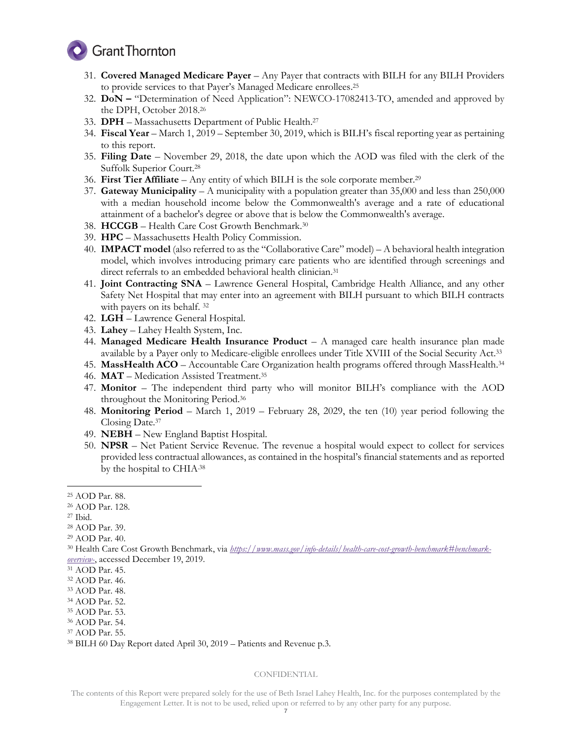31. **Covered Managed Medicare Payer** – Any Payer that contracts with BILH for any BILH Providers to provide services to that Payer's Managed Medicare enrollees.[25]
32. **DoN –** "Determination of Need Application": NEWCO-17082413-TO, amended and approved by the DPH, October 2018.[26]
33. **DPH** – Massachusetts Department of Public Health.[27]
34. **Fiscal Year** – March 1, 2019 – September 30, 2019, which is BILH's fiscal reporting year as pertaining to this report.
35. **Filing Date** – November 29, 2018, the date upon which the AOD was filed with the clerk of the Suffolk Superior Court.[28]
36. **First Tier Affiliate** – Any entity of which BILH is the sole corporate member.[29]
37. **Gateway Municipality** – A municipality with a population greater than 35,000 and less than 250,000 with a median household income below the Commonwealth's average and a rate of educational attainment of a bachelor's degree or above that is below the Commonwealth's average.
38. **HCCGB** – Health Care Cost Growth Benchmark.[30]
39. **HPC** – Massachusetts Health Policy Commission.
40. **IMPACT model** (also referred to as the "Collaborative Care" model) – A behavioral health integration model, which involves introducing primary care patients who are identified through screenings and direct referrals to an embedded behavioral health clinician.[31]
41. **Joint Contracting SNA** – Lawrence General Hospital, Cambridge Health Alliance, and any other Safety Net Hospital that may enter into an agreement with BILH pursuant to which BILH contracts with payers on its behalf. [32]
42. **LGH** – Lawrence General Hospital.
43. **Lahey** – Lahey Health System, Inc.
44. **Managed Medicare Health Insurance Product** – A managed care health insurance plan made available by a Payer only to Medicare-eligible enrollees under Title XVIII of the Social Security Act.[33]
45. **MassHealth ACO** – Accountable Care Organization health programs offered through MassHealth.[34]
46. **MAT** – Medication Assisted Treatment.[35]
47. **Monitor** – The independent third party who will monitor BILH's compliance with the AOD throughout the Monitoring Period.[36]
48. **Monitoring Period** – March 1, 2019 – February 28, 2029, the ten (10) year period following the Closing Date.[37]
49. **NEBH** – New England Baptist Hospital.
50. **NPSR** – Net Patient Service Revenue. The revenue a hospital would expect to collect for services provided less contractual allowances, as contained in the hospital's financial statements and as reported by the hospital to CHIA.[38]

---

[25] AOD Par. 88.
[26] AOD Par. 128.
[27] Ibid.
[28] AOD Par. 39.
[29] AOD Par. 40.
[30] Health Care Cost Growth Benchmark, via *https://www.mass.gov/info-details/health-care-cost-growth-benchmark#benchmark-overview-*, accessed December 19, 2019.
[31] AOD Par. 45.
[32] AOD Par. 46.
[33] AOD Par. 48.
[34] AOD Par. 52.
[35] AOD Par. 53.
[36] AOD Par. 54.
[37] AOD Par. 55.
[38] BILH 60 Day Report dated April 30, 2019 – Patients and Revenue p.3.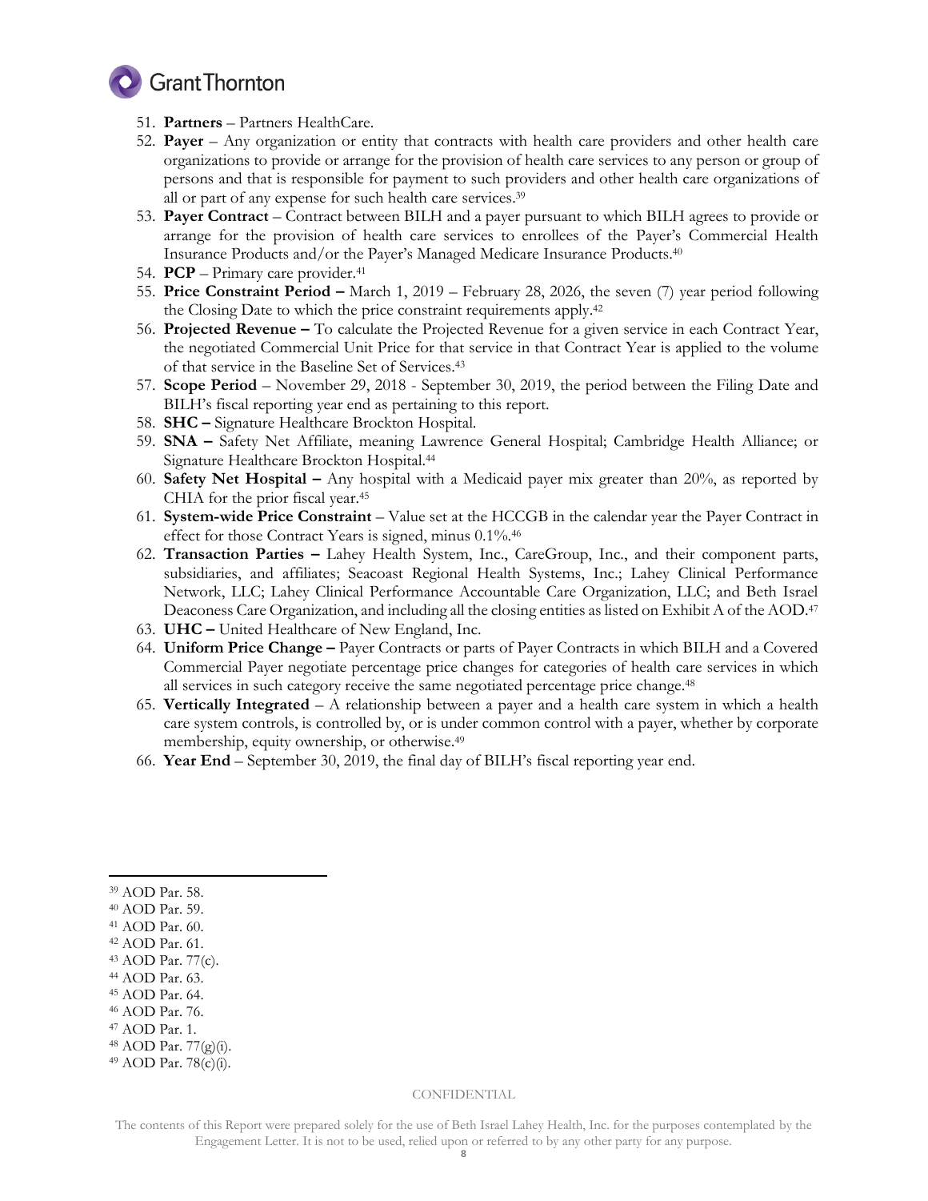51. **Partners** – Partners HealthCare.
52. **Payer** – Any organization or entity that contracts with health care providers and other health care organizations to provide or arrange for the provision of health care services to any person or group of persons and that is responsible for payment to such providers and other health care organizations of all or part of any expense for such health care services.[39]
53. **Payer Contract** – Contract between BILH and a payer pursuant to which BILH agrees to provide or arrange for the provision of health care services to enrollees of the Payer's Commercial Health Insurance Products and/or the Payer's Managed Medicare Insurance Products.[40]
54. **PCP** – Primary care provider.[41]
55. **Price Constraint Period –** March 1, 2019 – February 28, 2026, the seven (7) year period following the Closing Date to which the price constraint requirements apply.[42]
56. **Projected Revenue –** To calculate the Projected Revenue for a given service in each Contract Year, the negotiated Commercial Unit Price for that service in that Contract Year is applied to the volume of that service in the Baseline Set of Services.[43]
57. **Scope Period** – November 29, 2018 - September 30, 2019, the period between the Filing Date and BILH's fiscal reporting year end as pertaining to this report.
58. **SHC –** Signature Healthcare Brockton Hospital.
59. **SNA –** Safety Net Affiliate, meaning Lawrence General Hospital; Cambridge Health Alliance; or Signature Healthcare Brockton Hospital.[44]
60. **Safety Net Hospital –** Any hospital with a Medicaid payer mix greater than 20%, as reported by CHIA for the prior fiscal year.[45]
61. **System-wide Price Constraint** – Value set at the HCCGB in the calendar year the Payer Contract in effect for those Contract Years is signed, minus 0.1%.[46]
62. **Transaction Parties –** Lahey Health System, Inc., CareGroup, Inc., and their component parts, subsidiaries, and affiliates; Seacoast Regional Health Systems, Inc.; Lahey Clinical Performance Network, LLC; Lahey Clinical Performance Accountable Care Organization, LLC; and Beth Israel Deaconess Care Organization, and including all the closing entities as listed on Exhibit A of the AOD.[47]
63. **UHC –** United Healthcare of New England, Inc.
64. **Uniform Price Change –** Payer Contracts or parts of Payer Contracts in which BILH and a Covered Commercial Payer negotiate percentage price changes for categories of health care services in which all services in such category receive the same negotiated percentage price change.[48]
65. **Vertically Integrated** – A relationship between a payer and a health care system in which a health care system controls, is controlled by, or is under common control with a payer, whether by corporate membership, equity ownership, or otherwise.[49]
66. **Year End** – September 30, 2019, the final day of BILH's fiscal reporting year end.

---

[39] AOD Par. 58.
[40] AOD Par. 59.
[41] AOD Par. 60.
[42] AOD Par. 61.
[43] AOD Par. 77(c).
[44] AOD Par. 63.
[45] AOD Par. 64.
[46] AOD Par. 76.
[47] AOD Par. 1.
[48] AOD Par. 77(g)(i).
[49] AOD Par. 78(c)(i).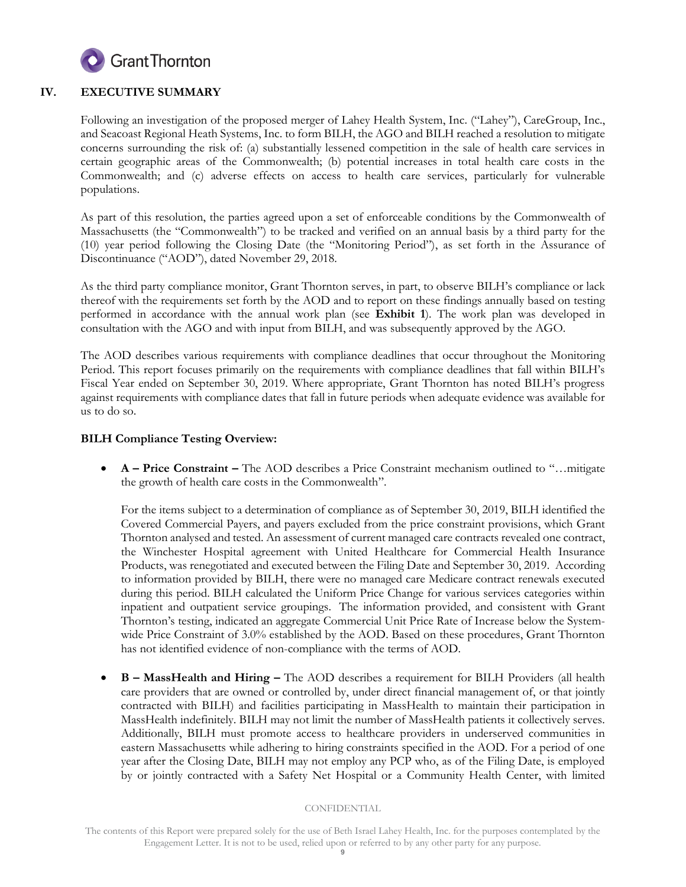## IV. EXECUTIVE SUMMARY

Following an investigation of the proposed merger of Lahey Health System, Inc. ("Lahey"), CareGroup, Inc., and Seacoast Regional Heath Systems, Inc. to form BILH, the AGO and BILH reached a resolution to mitigate concerns surrounding the risk of: (a) substantially lessened competition in the sale of health care services in certain geographic areas of the Commonwealth; (b) potential increases in total health care costs in the Commonwealth; and (c) adverse effects on access to health care services, particularly for vulnerable populations.

As part of this resolution, the parties agreed upon a set of enforceable conditions by the Commonwealth of Massachusetts (the "Commonwealth") to be tracked and verified on an annual basis by a third party for the (10) year period following the Closing Date (the "Monitoring Period"), as set forth in the Assurance of Discontinuance ("AOD"), dated November 29, 2018.

As the third party compliance monitor, Grant Thornton serves, in part, to observe BILH's compliance or lack thereof with the requirements set forth by the AOD and to report on these findings annually based on testing performed in accordance with the annual work plan (see **Exhibit 1**). The work plan was developed in consultation with the AGO and with input from BILH, and was subsequently approved by the AGO.

The AOD describes various requirements with compliance deadlines that occur throughout the Monitoring Period. This report focuses primarily on the requirements with compliance deadlines that fall within BILH's Fiscal Year ended on September 30, 2019. Where appropriate, Grant Thornton has noted BILH's progress against requirements with compliance dates that fall in future periods when adequate evidence was available for us to do so.

**BILH Compliance Testing Overview:**

- **A – Price Constraint –** The AOD describes a Price Constraint mechanism outlined to "…mitigate the growth of health care costs in the Commonwealth".

  For the items subject to a determination of compliance as of September 30, 2019, BILH identified the Covered Commercial Payers, and payers excluded from the price constraint provisions, which Grant Thornton analysed and tested. An assessment of current managed care contracts revealed one contract, the Winchester Hospital agreement with United Healthcare for Commercial Health Insurance Products, was renegotiated and executed between the Filing Date and September 30, 2019. According to information provided by BILH, there were no managed care Medicare contract renewals executed during this period. BILH calculated the Uniform Price Change for various services categories within inpatient and outpatient service groupings. The information provided, and consistent with Grant Thornton's testing, indicated an aggregate Commercial Unit Price Rate of Increase below the System-wide Price Constraint of 3.0% established by the AOD. Based on these procedures, Grant Thornton has not identified evidence of non-compliance with the terms of AOD.

- **B – MassHealth and Hiring –** The AOD describes a requirement for BILH Providers (all health care providers that are owned or controlled by, under direct financial management of, or that jointly contracted with BILH) and facilities participating in MassHealth to maintain their participation in MassHealth indefinitely. BILH may not limit the number of MassHealth patients it collectively serves. Additionally, BILH must promote access to healthcare providers in underserved communities in eastern Massachusetts while adhering to hiring constraints specified in the AOD. For a period of one year after the Closing Date, BILH may not employ any PCP who, as of the Filing Date, is employed by or jointly contracted with a Safety Net Hospital or a Community Health Center, with limited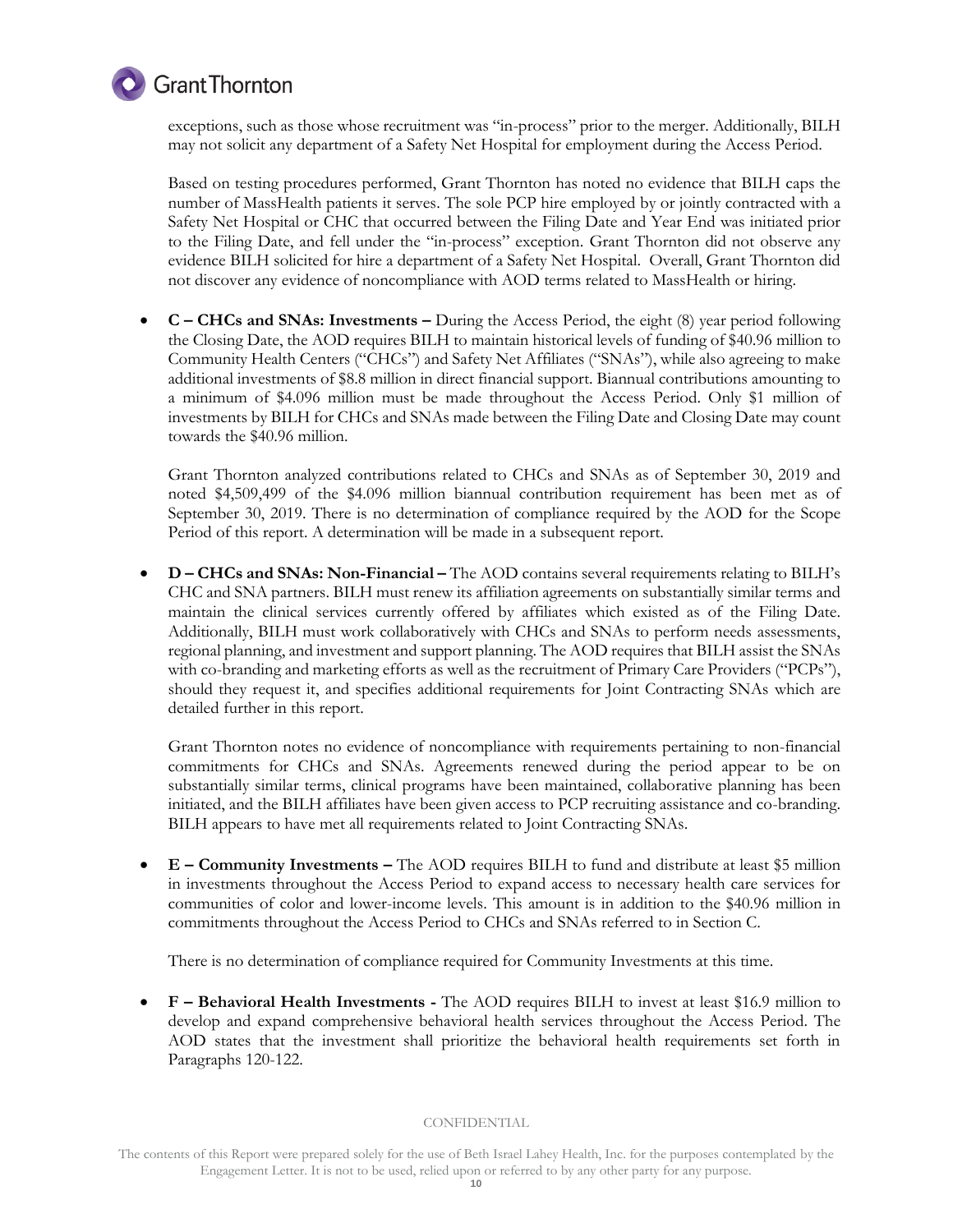exceptions, such as those whose recruitment was "in-process" prior to the merger. Additionally, BILH may not solicit any department of a Safety Net Hospital for employment during the Access Period.

Based on testing procedures performed, Grant Thornton has noted no evidence that BILH caps the number of MassHealth patients it serves. The sole PCP hire employed by or jointly contracted with a Safety Net Hospital or CHC that occurred between the Filing Date and Year End was initiated prior to the Filing Date, and fell under the "in-process" exception. Grant Thornton did not observe any evidence BILH solicited for hire a department of a Safety Net Hospital. Overall, Grant Thornton did not discover any evidence of noncompliance with AOD terms related to MassHealth or hiring.

- **C – CHCs and SNAs: Investments –** During the Access Period, the eight (8) year period following the Closing Date, the AOD requires BILH to maintain historical levels of funding of $40.96 million to Community Health Centers ("CHCs") and Safety Net Affiliates ("SNAs"), while also agreeing to make additional investments of $8.8 million in direct financial support. Biannual contributions amounting to a minimum of $4.096 million must be made throughout the Access Period. Only $1 million of investments by BILH for CHCs and SNAs made between the Filing Date and Closing Date may count towards the $40.96 million.

  Grant Thornton analyzed contributions related to CHCs and SNAs as of September 30, 2019 and noted $4,509,499 of the $4.096 million biannual contribution requirement has been met as of September 30, 2019. There is no determination of compliance required by the AOD for the Scope Period of this report. A determination will be made in a subsequent report.

- **D – CHCs and SNAs: Non-Financial –** The AOD contains several requirements relating to BILH's CHC and SNA partners. BILH must renew its affiliation agreements on substantially similar terms and maintain the clinical services currently offered by affiliates which existed as of the Filing Date. Additionally, BILH must work collaboratively with CHCs and SNAs to perform needs assessments, regional planning, and investment and support planning. The AOD requires that BILH assist the SNAs with co-branding and marketing efforts as well as the recruitment of Primary Care Providers ("PCPs"), should they request it, and specifies additional requirements for Joint Contracting SNAs which are detailed further in this report.

  Grant Thornton notes no evidence of noncompliance with requirements pertaining to non-financial commitments for CHCs and SNAs. Agreements renewed during the period appear to be on substantially similar terms, clinical programs have been maintained, collaborative planning has been initiated, and the BILH affiliates have been given access to PCP recruiting assistance and co-branding. BILH appears to have met all requirements related to Joint Contracting SNAs.

- **E – Community Investments –** The AOD requires BILH to fund and distribute at least $5 million in investments throughout the Access Period to expand access to necessary health care services for communities of color and lower-income levels. This amount is in addition to the $40.96 million in commitments throughout the Access Period to CHCs and SNAs referred to in Section C.

  There is no determination of compliance required for Community Investments at this time.

- **F – Behavioral Health Investments -** The AOD requires BILH to invest at least $16.9 million to develop and expand comprehensive behavioral health services throughout the Access Period. The AOD states that the investment shall prioritize the behavioral health requirements set forth in Paragraphs 120-122.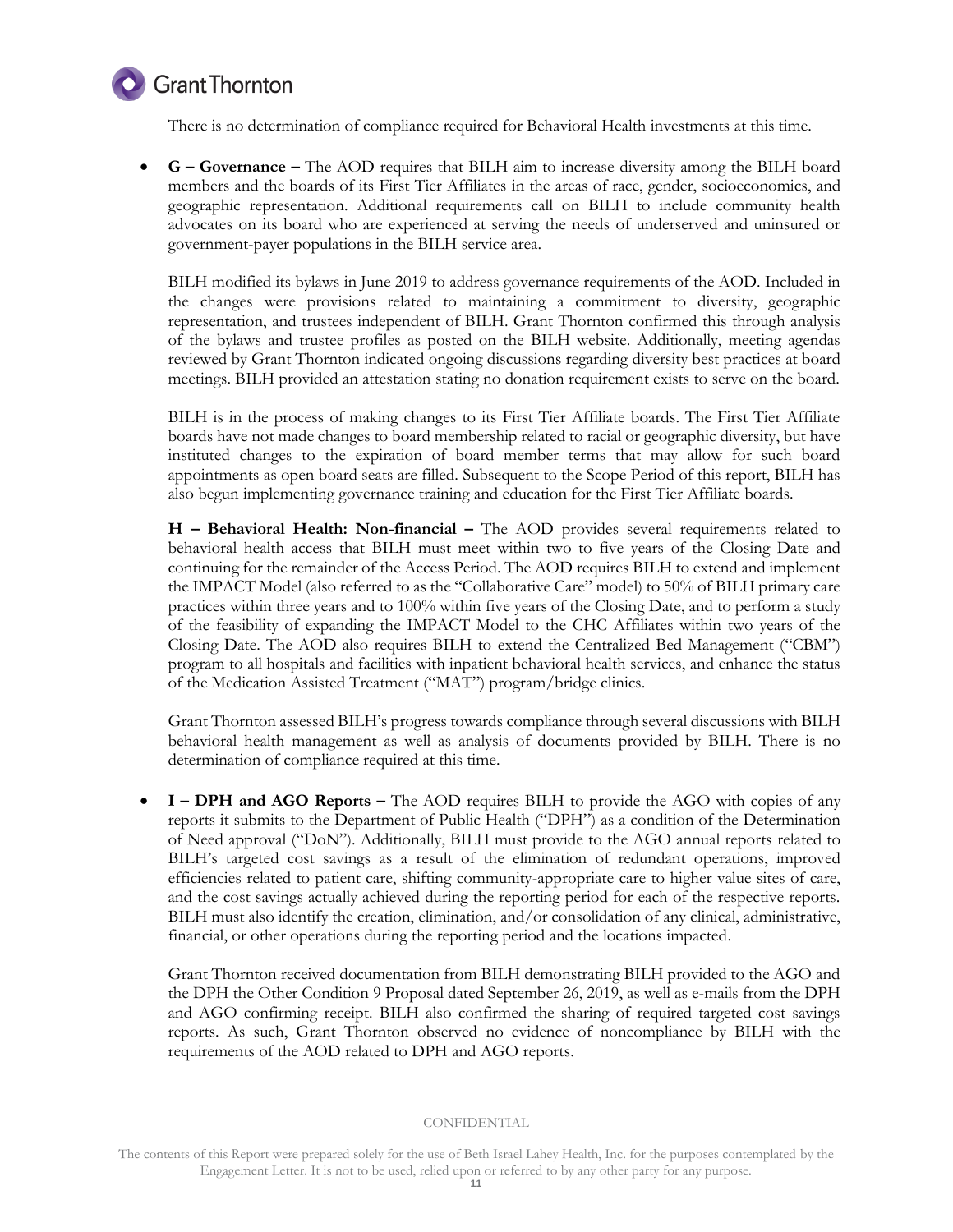There is no determination of compliance required for Behavioral Health investments at this time.

- **G – Governance –** The AOD requires that BILH aim to increase diversity among the BILH board members and the boards of its First Tier Affiliates in the areas of race, gender, socioeconomics, and geographic representation. Additional requirements call on BILH to include community health advocates on its board who are experienced at serving the needs of underserved and uninsured or government-payer populations in the BILH service area.

  BILH modified its bylaws in June 2019 to address governance requirements of the AOD. Included in the changes were provisions related to maintaining a commitment to diversity, geographic representation, and trustees independent of BILH. Grant Thornton confirmed this through analysis of the bylaws and trustee profiles as posted on the BILH website. Additionally, meeting agendas reviewed by Grant Thornton indicated ongoing discussions regarding diversity best practices at board meetings. BILH provided an attestation stating no donation requirement exists to serve on the board.

  BILH is in the process of making changes to its First Tier Affiliate boards. The First Tier Affiliate boards have not made changes to board membership related to racial or geographic diversity, but have instituted changes to the expiration of board member terms that may allow for such board appointments as open board seats are filled. Subsequent to the Scope Period of this report, BILH has also begun implementing governance training and education for the First Tier Affiliate boards.

  **H – Behavioral Health: Non-financial –** The AOD provides several requirements related to behavioral health access that BILH must meet within two to five years of the Closing Date and continuing for the remainder of the Access Period. The AOD requires BILH to extend and implement the IMPACT Model (also referred to as the "Collaborative Care" model) to 50% of BILH primary care practices within three years and to 100% within five years of the Closing Date, and to perform a study of the feasibility of expanding the IMPACT Model to the CHC Affiliates within two years of the Closing Date. The AOD also requires BILH to extend the Centralized Bed Management ("CBM") program to all hospitals and facilities with inpatient behavioral health services, and enhance the status of the Medication Assisted Treatment ("MAT") program/bridge clinics.

  Grant Thornton assessed BILH's progress towards compliance through several discussions with BILH behavioral health management as well as analysis of documents provided by BILH. There is no determination of compliance required at this time.

- **I – DPH and AGO Reports –** The AOD requires BILH to provide the AGO with copies of any reports it submits to the Department of Public Health ("DPH") as a condition of the Determination of Need approval ("DoN"). Additionally, BILH must provide to the AGO annual reports related to BILH's targeted cost savings as a result of the elimination of redundant operations, improved efficiencies related to patient care, shifting community-appropriate care to higher value sites of care, and the cost savings actually achieved during the reporting period for each of the respective reports. BILH must also identify the creation, elimination, and/or consolidation of any clinical, administrative, financial, or other operations during the reporting period and the locations impacted.

  Grant Thornton received documentation from BILH demonstrating BILH provided to the AGO and the DPH the Other Condition 9 Proposal dated September 26, 2019, as well as e-mails from the DPH and AGO confirming receipt. BILH also confirmed the sharing of required targeted cost savings reports. As such, Grant Thornton observed no evidence of noncompliance by BILH with the requirements of the AOD related to DPH and AGO reports.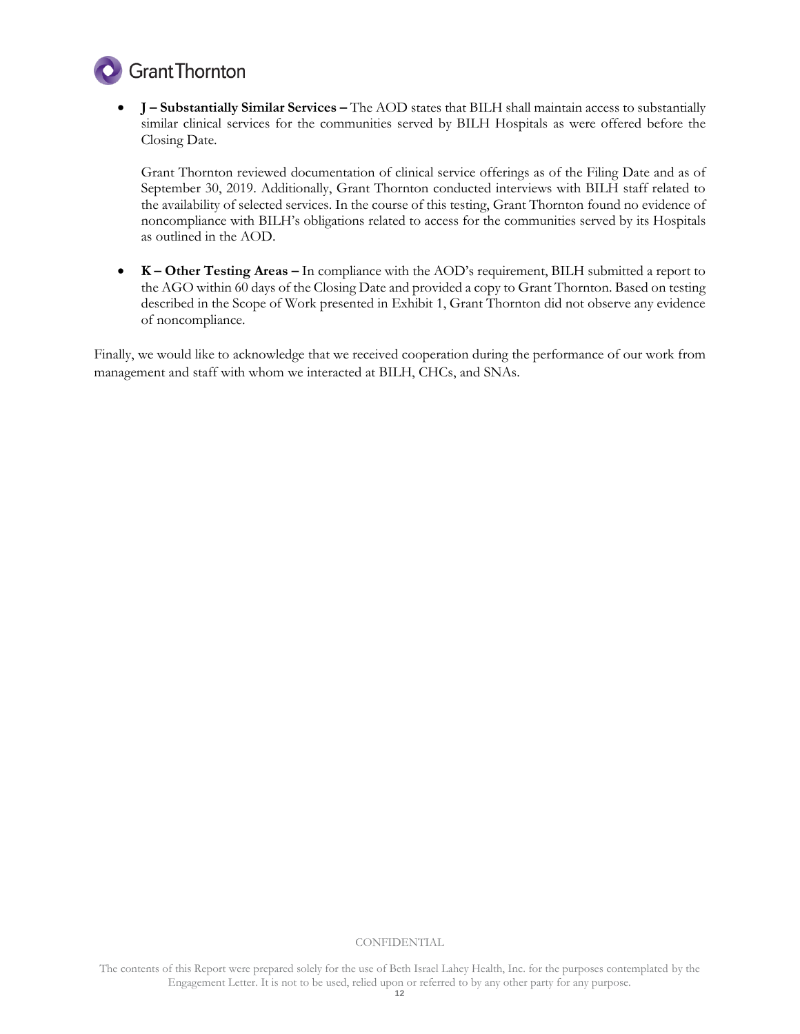- **J – Substantially Similar Services –** The AOD states that BILH shall maintain access to substantially similar clinical services for the communities served by BILH Hospitals as were offered before the Closing Date.

  Grant Thornton reviewed documentation of clinical service offerings as of the Filing Date and as of September 30, 2019. Additionally, Grant Thornton conducted interviews with BILH staff related to the availability of selected services. In the course of this testing, Grant Thornton found no evidence of noncompliance with BILH's obligations related to access for the communities served by its Hospitals as outlined in the AOD.

- **K – Other Testing Areas –** In compliance with the AOD's requirement, BILH submitted a report to the AGO within 60 days of the Closing Date and provided a copy to Grant Thornton. Based on testing described in the Scope of Work presented in Exhibit 1, Grant Thornton did not observe any evidence of noncompliance.

Finally, we would like to acknowledge that we received cooperation during the performance of our work from management and staff with whom we interacted at BILH, CHCs, and SNAs.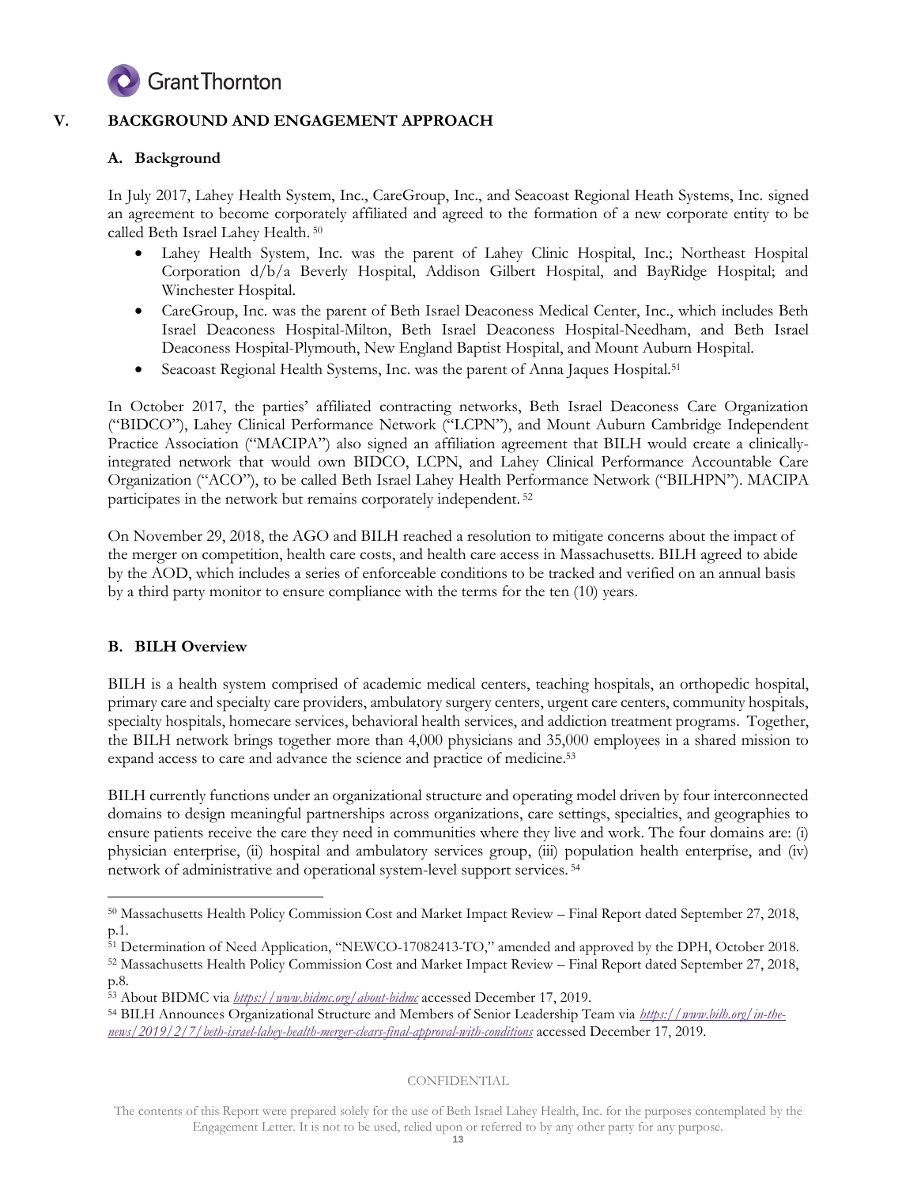## V. BACKGROUND AND ENGAGEMENT APPROACH

### A. Background

In July 2017, Lahey Health System, Inc., CareGroup, Inc., and Seacoast Regional Heath Systems, Inc. signed an agreement to become corporately affiliated and agreed to the formation of a new corporate entity to be called Beth Israel Lahey Health.[50]

- Lahey Health System, Inc. was the parent of Lahey Clinic Hospital, Inc.; Northeast Hospital Corporation d/b/a Beverly Hospital, Addison Gilbert Hospital, and BayRidge Hospital; and Winchester Hospital.
- CareGroup, Inc. was the parent of Beth Israel Deaconess Medical Center, Inc., which includes Beth Israel Deaconess Hospital-Milton, Beth Israel Deaconess Hospital-Needham, and Beth Israel Deaconess Hospital-Plymouth, New England Baptist Hospital, and Mount Auburn Hospital.
- Seacoast Regional Health Systems, Inc. was the parent of Anna Jaques Hospital.[51]

In October 2017, the parties' affiliated contracting networks, Beth Israel Deaconess Care Organization ("BIDCO"), Lahey Clinical Performance Network ("LCPN"), and Mount Auburn Cambridge Independent Practice Association ("MACIPA") also signed an affiliation agreement that BILH would create a clinically-integrated network that would own BIDCO, LCPN, and Lahey Clinical Performance Accountable Care Organization ("ACO"), to be called Beth Israel Lahey Health Performance Network ("BILHPN"). MACIPA participates in the network but remains corporately independent.[52]

On November 29, 2018, the AGO and BILH reached a resolution to mitigate concerns about the impact of the merger on competition, health care costs, and health care access in Massachusetts. BILH agreed to abide by the AOD, which includes a series of enforceable conditions to be tracked and verified on an annual basis by a third party monitor to ensure compliance with the terms for the ten (10) years.

### B. BILH Overview

BILH is a health system comprised of academic medical centers, teaching hospitals, an orthopedic hospital, primary care and specialty care providers, ambulatory surgery centers, urgent care centers, community hospitals, specialty hospitals, homecare services, behavioral health services, and addiction treatment programs. Together, the BILH network brings together more than 4,000 physicians and 35,000 employees in a shared mission to expand access to care and advance the science and practice of medicine.[53]

BILH currently functions under an organizational structure and operating model driven by four interconnected domains to design meaningful partnerships across organizations, care settings, specialties, and geographies to ensure patients receive the care they need in communities where they live and work. The four domains are: (i) physician enterprise, (ii) hospital and ambulatory services group, (iii) population health enterprise, and (iv) network of administrative and operational system-level support services.[54]

---

[50] Massachusetts Health Policy Commission Cost and Market Impact Review – Final Report dated September 27, 2018, p.1.

[51] Determination of Need Application, "NEWCO-17082413-TO," amended and approved by the DPH, October 2018.

[52] Massachusetts Health Policy Commission Cost and Market Impact Review – Final Report dated September 27, 2018, p.8.

[53] About BIDMC via *https://www.bidmc.org/about-bidmc* accessed December 17, 2019.

[54] BILH Announces Organizational Structure and Members of Senior Leadership Team via *https://www.bilh.org/in-the-news/2019/2/7/beth-israel-lahey-health-merger-clears-final-approval-with-conditions* accessed December 17, 2019.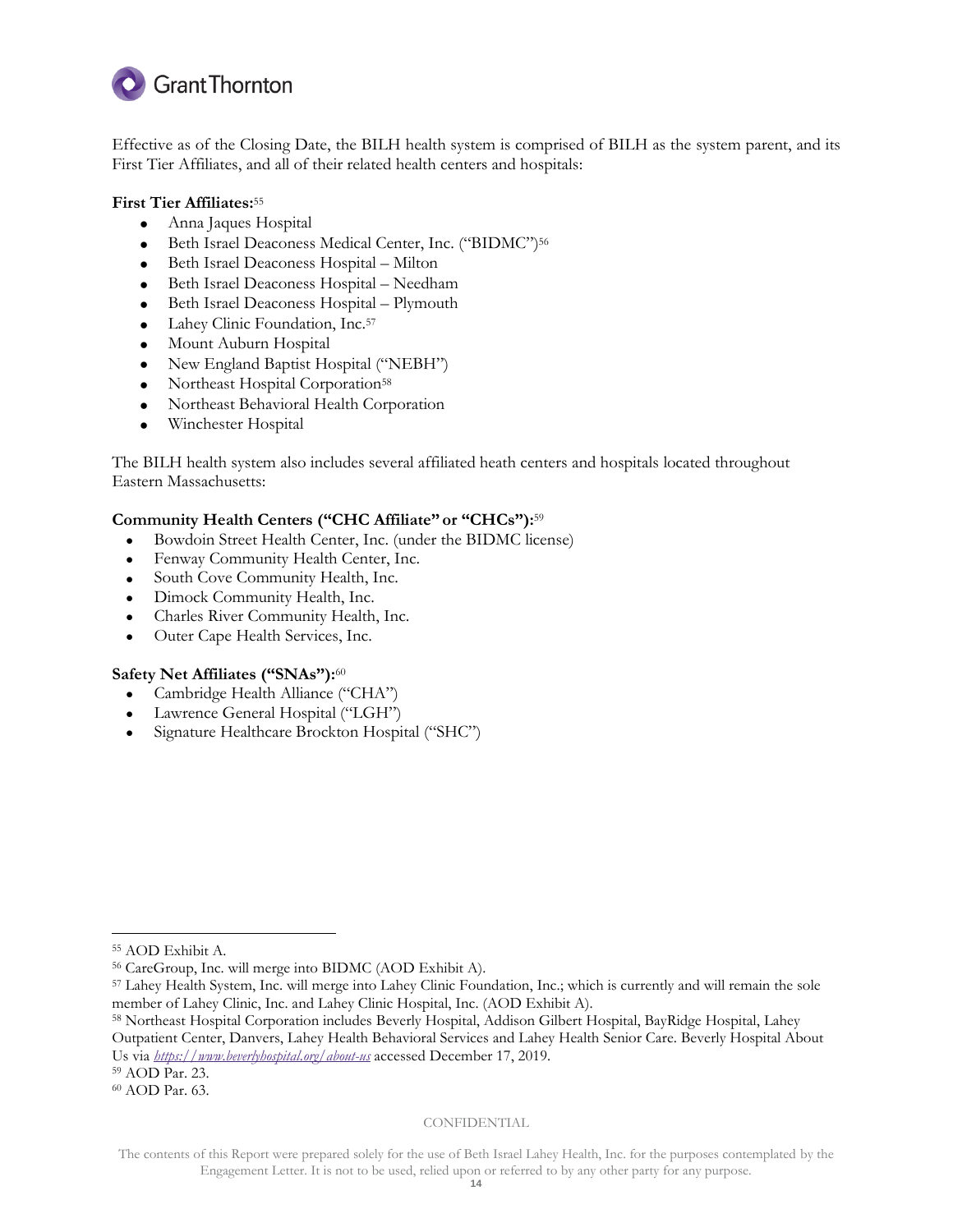Effective as of the Closing Date, the BILH health system is comprised of BILH as the system parent, and its First Tier Affiliates, and all of their related health centers and hospitals:

**First Tier Affiliates:**[55]

- Anna Jaques Hospital
- Beth Israel Deaconess Medical Center, Inc. ("BIDMC")[56]
- Beth Israel Deaconess Hospital – Milton
- Beth Israel Deaconess Hospital – Needham
- Beth Israel Deaconess Hospital – Plymouth
- Lahey Clinic Foundation, Inc.[57]
- Mount Auburn Hospital
- New England Baptist Hospital ("NEBH")
- Northeast Hospital Corporation[58]
- Northeast Behavioral Health Corporation
- Winchester Hospital

The BILH health system also includes several affiliated heath centers and hospitals located throughout Eastern Massachusetts:

**Community Health Centers ("CHC Affiliate" or "CHCs"):**[59]

- Bowdoin Street Health Center, Inc. (under the BIDMC license)
- Fenway Community Health Center, Inc.
- South Cove Community Health, Inc.
- Dimock Community Health, Inc.
- Charles River Community Health, Inc.
- Outer Cape Health Services, Inc.

**Safety Net Affiliates ("SNAs"):**[60]

- Cambridge Health Alliance ("CHA")
- Lawrence General Hospital ("LGH")
- Signature Healthcare Brockton Hospital ("SHC")

---

[55] AOD Exhibit A.

[56] CareGroup, Inc. will merge into BIDMC (AOD Exhibit A).

[57] Lahey Health System, Inc. will merge into Lahey Clinic Foundation, Inc.; which is currently and will remain the sole member of Lahey Clinic, Inc. and Lahey Clinic Hospital, Inc. (AOD Exhibit A).

[58] Northeast Hospital Corporation includes Beverly Hospital, Addison Gilbert Hospital, BayRidge Hospital, Lahey Outpatient Center, Danvers, Lahey Health Behavioral Services and Lahey Health Senior Care. Beverly Hospital About Us via *https://www.beverlyhospital.org/about-us* accessed December 17, 2019.

[59] AOD Par. 23.

[60] AOD Par. 63.

CONFIDENTIAL

The contents of this Report were prepared solely for the use of Beth Israel Lahey Health, Inc. for the purposes contemplated by the Engagement Letter. It is not to be used, relied upon or referred to by any other party for any purpose.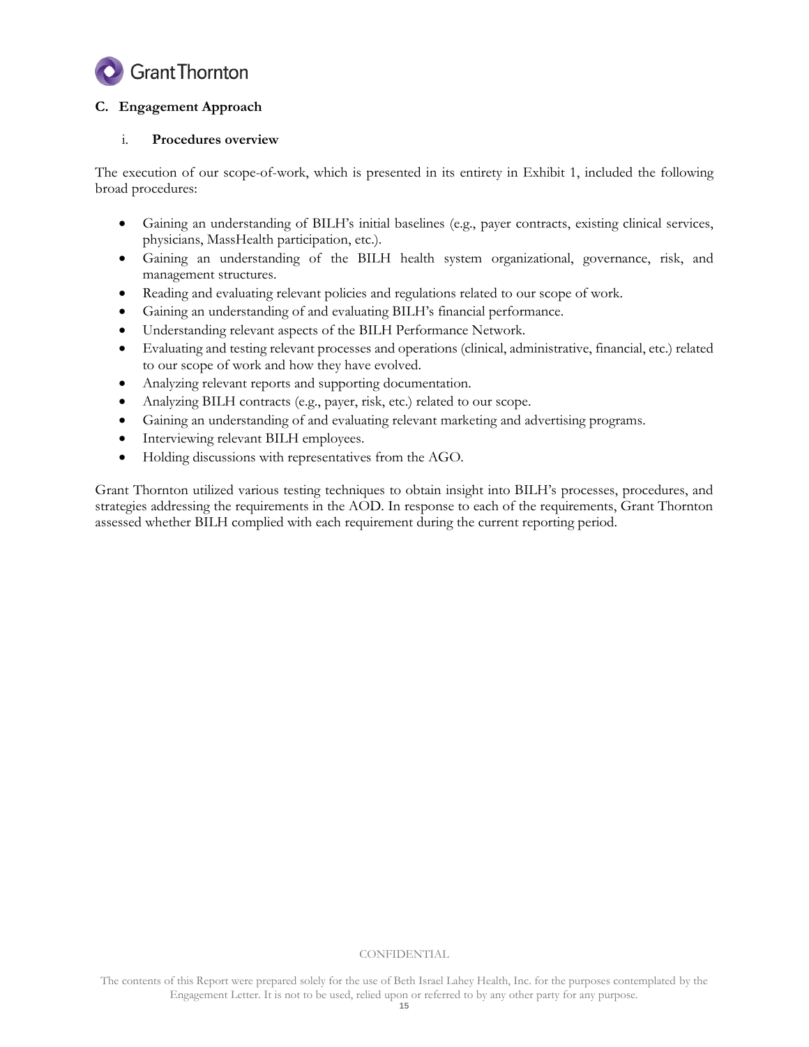## C. Engagement Approach

### i. Procedures overview

The execution of our scope-of-work, which is presented in its entirety in Exhibit 1, included the following broad procedures:

- Gaining an understanding of BILH's initial baselines (e.g., payer contracts, existing clinical services, physicians, MassHealth participation, etc.).
- Gaining an understanding of the BILH health system organizational, governance, risk, and management structures.
- Reading and evaluating relevant policies and regulations related to our scope of work.
- Gaining an understanding of and evaluating BILH's financial performance.
- Understanding relevant aspects of the BILH Performance Network.
- Evaluating and testing relevant processes and operations (clinical, administrative, financial, etc.) related to our scope of work and how they have evolved.
- Analyzing relevant reports and supporting documentation.
- Analyzing BILH contracts (e.g., payer, risk, etc.) related to our scope.
- Gaining an understanding of and evaluating relevant marketing and advertising programs.
- Interviewing relevant BILH employees.
- Holding discussions with representatives from the AGO.

Grant Thornton utilized various testing techniques to obtain insight into BILH's processes, procedures, and strategies addressing the requirements in the AOD. In response to each of the requirements, Grant Thornton assessed whether BILH complied with each requirement during the current reporting period.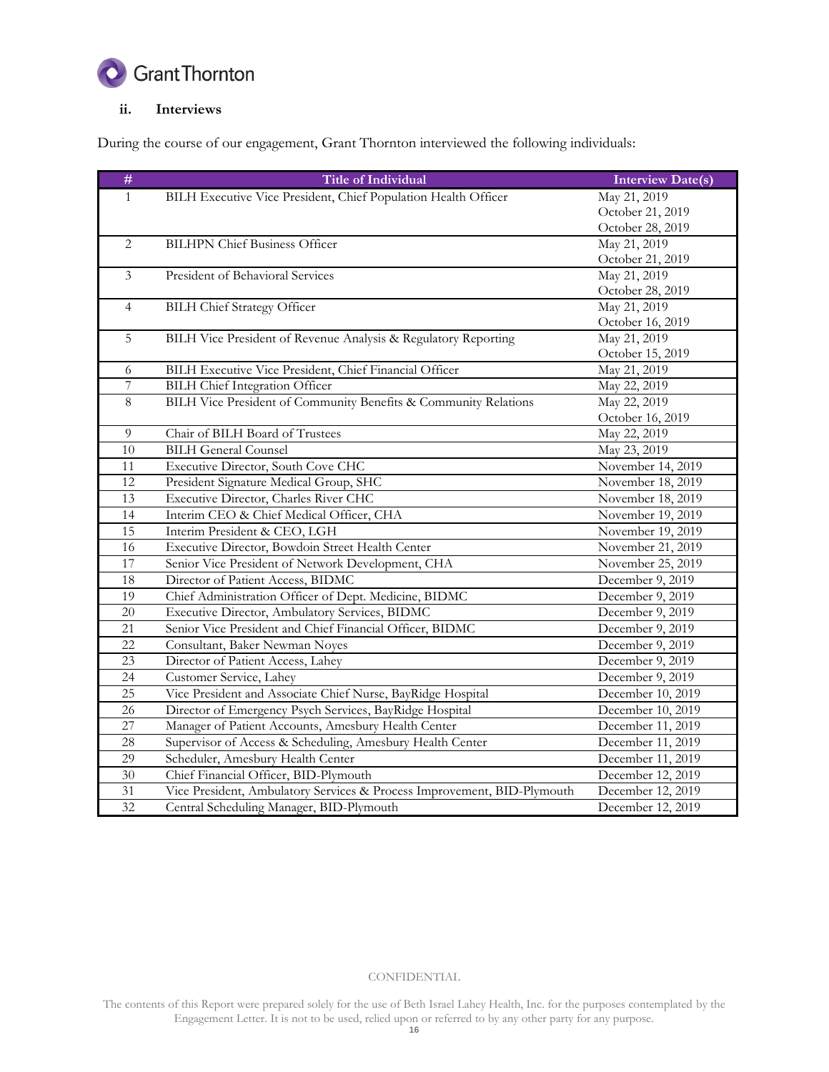### ii. Interviews

During the course of our engagement, Grant Thornton interviewed the following individuals:

| # | Title of Individual | Interview Date(s) |
|---|---|---|
| 1 | BILH Executive Vice President, Chief Population Health Officer | May 21, 2019<br>October 21, 2019<br>October 28, 2019 |
| 2 | BILHPN Chief Business Officer | May 21, 2019<br>October 21, 2019 |
| 3 | President of Behavioral Services | May 21, 2019<br>October 28, 2019 |
| 4 | BILH Chief Strategy Officer | May 21, 2019<br>October 16, 2019 |
| 5 | BILH Vice President of Revenue Analysis & Regulatory Reporting | May 21, 2019<br>October 15, 2019 |
| 6 | BILH Executive Vice President, Chief Financial Officer | May 21, 2019 |
| 7 | BILH Chief Integration Officer | May 22, 2019 |
| 8 | BILH Vice President of Community Benefits & Community Relations | May 22, 2019<br>October 16, 2019 |
| 9 | Chair of BILH Board of Trustees | May 22, 2019 |
| 10 | BILH General Counsel | May 23, 2019 |
| 11 | Executive Director, South Cove CHC | November 14, 2019 |
| 12 | President Signature Medical Group, SHC | November 18, 2019 |
| 13 | Executive Director, Charles River CHC | November 18, 2019 |
| 14 | Interim CEO & Chief Medical Officer, CHA | November 19, 2019 |
| 15 | Interim President & CEO, LGH | November 19, 2019 |
| 16 | Executive Director, Bowdoin Street Health Center | November 21, 2019 |
| 17 | Senior Vice President of Network Development, CHA | November 25, 2019 |
| 18 | Director of Patient Access, BIDMC | December 9, 2019 |
| 19 | Chief Administration Officer of Dept. Medicine, BIDMC | December 9, 2019 |
| 20 | Executive Director, Ambulatory Services, BIDMC | December 9, 2019 |
| 21 | Senior Vice President and Chief Financial Officer, BIDMC | December 9, 2019 |
| 22 | Consultant, Baker Newman Noyes | December 9, 2019 |
| 23 | Director of Patient Access, Lahey | December 9, 2019 |
| 24 | Customer Service, Lahey | December 9, 2019 |
| 25 | Vice President and Associate Chief Nurse, BayRidge Hospital | December 10, 2019 |
| 26 | Director of Emergency Psych Services, BayRidge Hospital | December 10, 2019 |
| 27 | Manager of Patient Accounts, Amesbury Health Center | December 11, 2019 |
| 28 | Supervisor of Access & Scheduling, Amesbury Health Center | December 11, 2019 |
| 29 | Scheduler, Amesbury Health Center | December 11, 2019 |
| 30 | Chief Financial Officer, BID-Plymouth | December 12, 2019 |
| 31 | Vice President, Ambulatory Services & Process Improvement, BID-Plymouth | December 12, 2019 |
| 32 | Central Scheduling Manager, BID-Plymouth | December 12, 2019 |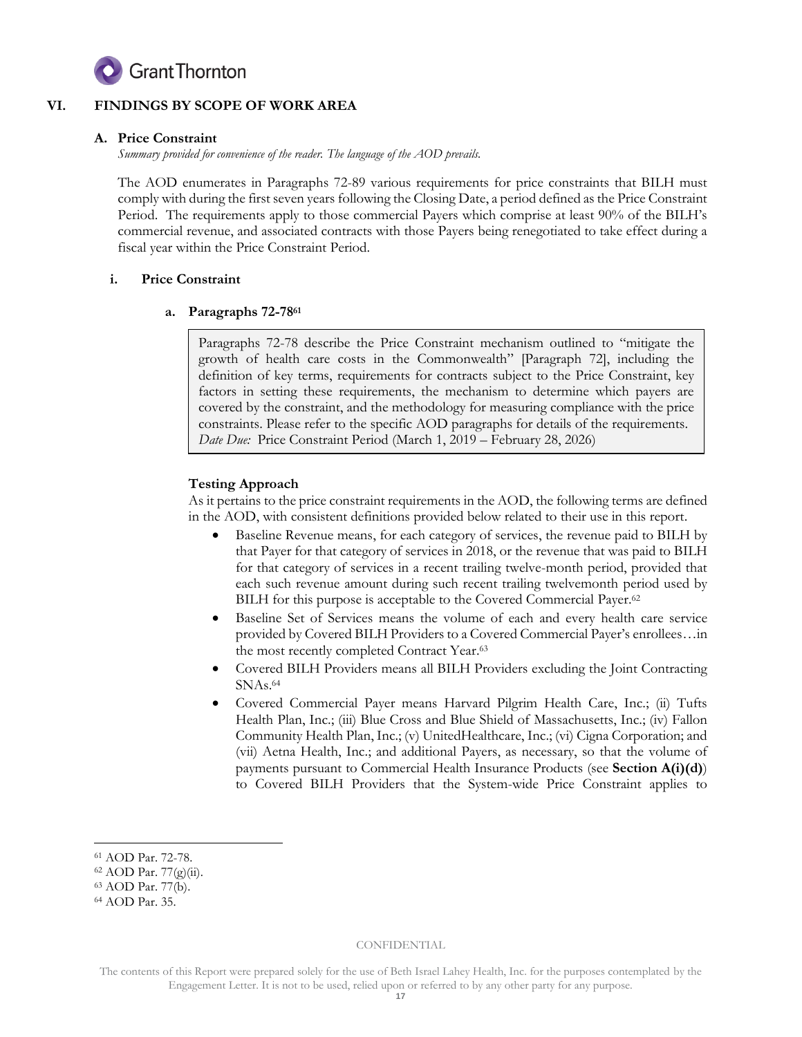## VI. FINDINGS BY SCOPE OF WORK AREA

### A. Price Constraint

*Summary provided for convenience of the reader. The language of the AOD prevails.*

The AOD enumerates in Paragraphs 72-89 various requirements for price constraints that BILH must comply with during the first seven years following the Closing Date, a period defined as the Price Constraint Period. The requirements apply to those commercial Payers which comprise at least 90% of the BILH's commercial revenue, and associated contracts with those Payers being renegotiated to take effect during a fiscal year within the Price Constraint Period.

#### i. Price Constraint

##### a. Paragraphs 72-78[61]

> Paragraphs 72-78 describe the Price Constraint mechanism outlined to "mitigate the growth of health care costs in the Commonwealth" [Paragraph 72], including the definition of key terms, requirements for contracts subject to the Price Constraint, key factors in setting these requirements, the mechanism to determine which payers are covered by the constraint, and the methodology for measuring compliance with the price constraints. Please refer to the specific AOD paragraphs for details of the requirements.
> *Date Due:* Price Constraint Period (March 1, 2019 – February 28, 2026)

**Testing Approach**

As it pertains to the price constraint requirements in the AOD, the following terms are defined in the AOD, with consistent definitions provided below related to their use in this report.

- Baseline Revenue means, for each category of services, the revenue paid to BILH by that Payer for that category of services in 2018, or the revenue that was paid to BILH for that category of services in a recent trailing twelve-month period, provided that each such revenue amount during such recent trailing twelvemonth period used by BILH for this purpose is acceptable to the Covered Commercial Payer.[62]
- Baseline Set of Services means the volume of each and every health care service provided by Covered BILH Providers to a Covered Commercial Payer's enrollees…in the most recently completed Contract Year.[63]
- Covered BILH Providers means all BILH Providers excluding the Joint Contracting SNAs.[64]
- Covered Commercial Payer means Harvard Pilgrim Health Care, Inc.; (ii) Tufts Health Plan, Inc.; (iii) Blue Cross and Blue Shield of Massachusetts, Inc.; (iv) Fallon Community Health Plan, Inc.; (v) UnitedHealthcare, Inc.; (vi) Cigna Corporation; and (vii) Aetna Health, Inc.; and additional Payers, as necessary, so that the volume of payments pursuant to Commercial Health Insurance Products (see **Section A(i)(d)**) to Covered BILH Providers that the System-wide Price Constraint applies to

---

[61] AOD Par. 72-78.
[62] AOD Par. 77(g)(ii).
[63] AOD Par. 77(b).
[64] AOD Par. 35.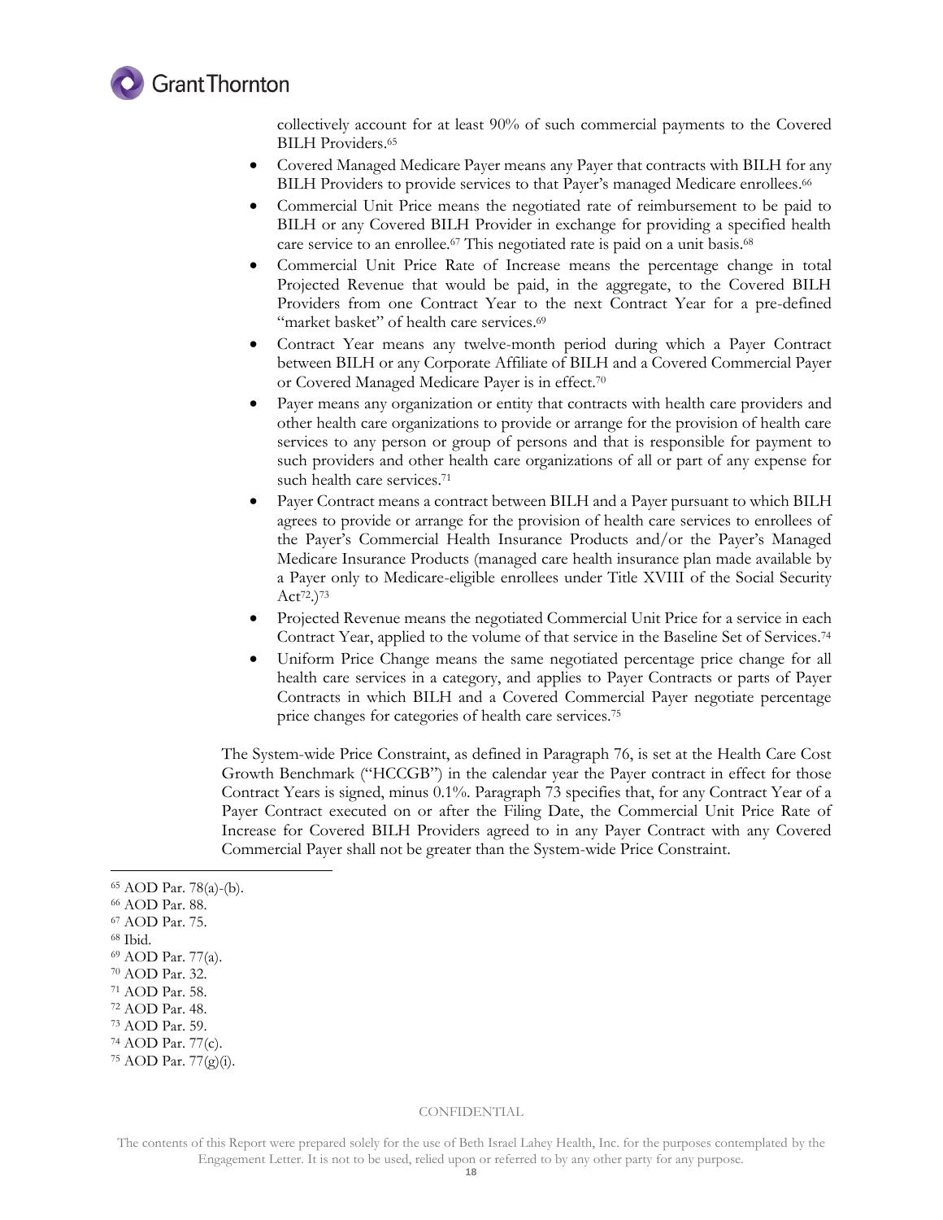collectively account for at least 90% of such commercial payments to the Covered BILH Providers.[65]

- Covered Managed Medicare Payer means any Payer that contracts with BILH for any BILH Providers to provide services to that Payer's managed Medicare enrollees.[66]
- Commercial Unit Price means the negotiated rate of reimbursement to be paid to BILH or any Covered BILH Provider in exchange for providing a specified health care service to an enrollee.[67] This negotiated rate is paid on a unit basis.[68]
- Commercial Unit Price Rate of Increase means the percentage change in total Projected Revenue that would be paid, in the aggregate, to the Covered BILH Providers from one Contract Year to the next Contract Year for a pre-defined "market basket" of health care services.[69]
- Contract Year means any twelve-month period during which a Payer Contract between BILH or any Corporate Affiliate of BILH and a Covered Commercial Payer or Covered Managed Medicare Payer is in effect.[70]
- Payer means any organization or entity that contracts with health care providers and other health care organizations to provide or arrange for the provision of health care services to any person or group of persons and that is responsible for payment to such providers and other health care organizations of all or part of any expense for such health care services.[71]
- Payer Contract means a contract between BILH and a Payer pursuant to which BILH agrees to provide or arrange for the provision of health care services to enrollees of the Payer's Commercial Health Insurance Products and/or the Payer's Managed Medicare Insurance Products (managed care health insurance plan made available by a Payer only to Medicare-eligible enrollees under Title XVIII of the Social Security Act[72].)[73]
- Projected Revenue means the negotiated Commercial Unit Price for a service in each Contract Year, applied to the volume of that service in the Baseline Set of Services.[74]
- Uniform Price Change means the same negotiated percentage price change for all health care services in a category, and applies to Payer Contracts or parts of Payer Contracts in which BILH and a Covered Commercial Payer negotiate percentage price changes for categories of health care services.[75]

The System-wide Price Constraint, as defined in Paragraph 76, is set at the Health Care Cost Growth Benchmark ("HCCGB") in the calendar year the Payer contract in effect for those Contract Years is signed, minus 0.1%. Paragraph 73 specifies that, for any Contract Year of a Payer Contract executed on or after the Filing Date, the Commercial Unit Price Rate of Increase for Covered BILH Providers agreed to in any Payer Contract with any Covered Commercial Payer shall not be greater than the System-wide Price Constraint.

---

[65] AOD Par. 78(a)-(b).
[66] AOD Par. 88.
[67] AOD Par. 75.
[68] Ibid.
[69] AOD Par. 77(a).
[70] AOD Par. 32.
[71] AOD Par. 58.
[72] AOD Par. 48.
[73] AOD Par. 59.
[74] AOD Par. 77(c).
[75] AOD Par. 77(g)(i).

CONFIDENTIAL

The contents of this Report were prepared solely for the use of Beth Israel Lahey Health, Inc. for the purposes contemplated by the Engagement Letter. It is not to be used, relied upon or referred to by any other party for any purpose.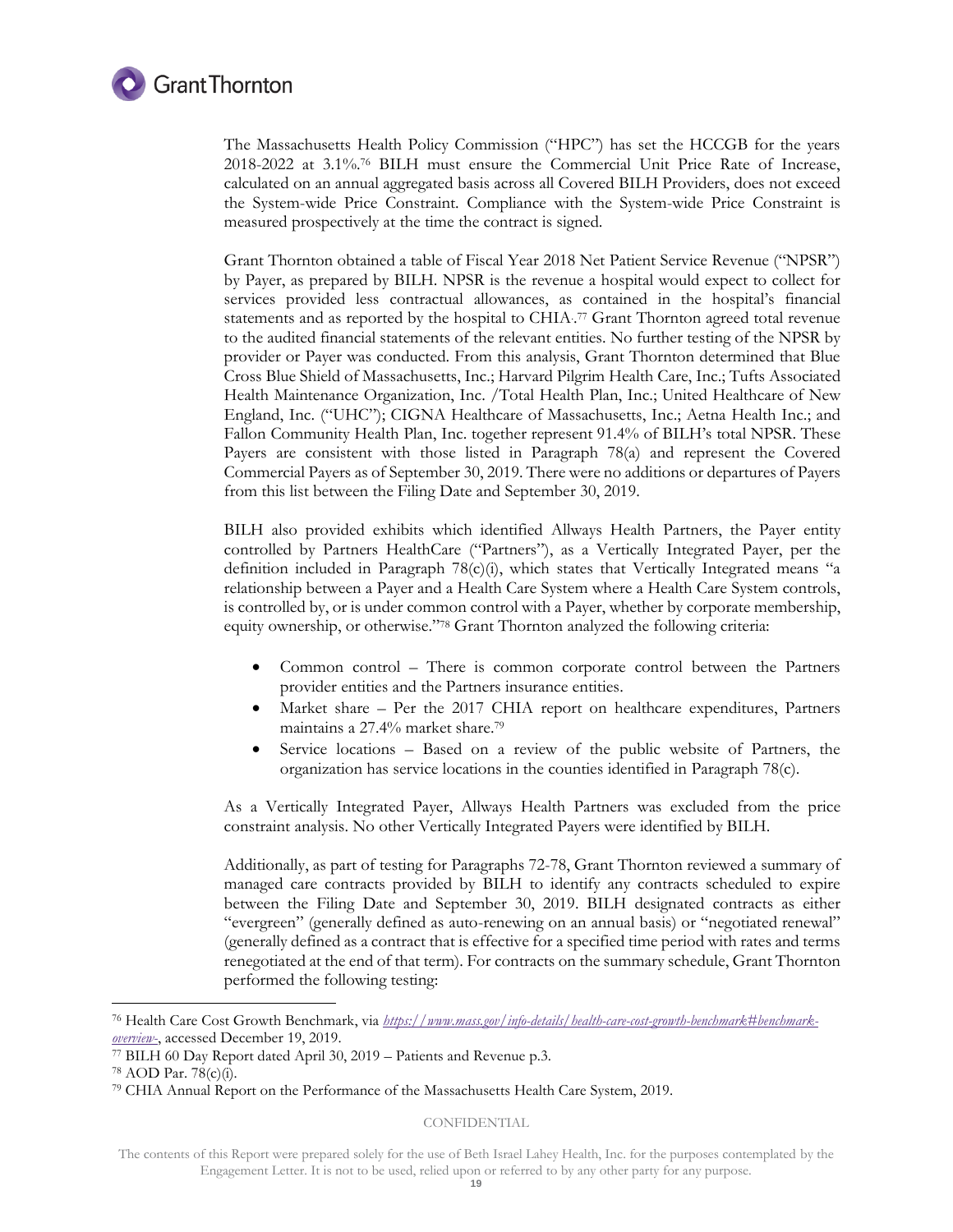The Massachusetts Health Policy Commission ("HPC") has set the HCCGB for the years 2018-2022 at 3.1%.[76] BILH must ensure the Commercial Unit Price Rate of Increase, calculated on an annual aggregated basis across all Covered BILH Providers, does not exceed the System-wide Price Constraint. Compliance with the System-wide Price Constraint is measured prospectively at the time the contract is signed.

Grant Thornton obtained a table of Fiscal Year 2018 Net Patient Service Revenue ("NPSR") by Payer, as prepared by BILH. NPSR is the revenue a hospital would expect to collect for services provided less contractual allowances, as contained in the hospital's financial statements and as reported by the hospital to CHIA.[77] Grant Thornton agreed total revenue to the audited financial statements of the relevant entities. No further testing of the NPSR by provider or Payer was conducted. From this analysis, Grant Thornton determined that Blue Cross Blue Shield of Massachusetts, Inc.; Harvard Pilgrim Health Care, Inc.; Tufts Associated Health Maintenance Organization, Inc. /Total Health Plan, Inc.; United Healthcare of New England, Inc. ("UHC"); CIGNA Healthcare of Massachusetts, Inc.; Aetna Health Inc.; and Fallon Community Health Plan, Inc. together represent 91.4% of BILH's total NPSR. These Payers are consistent with those listed in Paragraph 78(a) and represent the Covered Commercial Payers as of September 30, 2019. There were no additions or departures of Payers from this list between the Filing Date and September 30, 2019.

BILH also provided exhibits which identified Allways Health Partners, the Payer entity controlled by Partners HealthCare ("Partners"), as a Vertically Integrated Payer, per the definition included in Paragraph 78(c)(i), which states that Vertically Integrated means "a relationship between a Payer and a Health Care System where a Health Care System controls, is controlled by, or is under common control with a Payer, whether by corporate membership, equity ownership, or otherwise."[78] Grant Thornton analyzed the following criteria:

- Common control – There is common corporate control between the Partners provider entities and the Partners insurance entities.
- Market share – Per the 2017 CHIA report on healthcare expenditures, Partners maintains a 27.4% market share.[79]
- Service locations – Based on a review of the public website of Partners, the organization has service locations in the counties identified in Paragraph 78(c).

As a Vertically Integrated Payer, Allways Health Partners was excluded from the price constraint analysis. No other Vertically Integrated Payers were identified by BILH.

Additionally, as part of testing for Paragraphs 72-78, Grant Thornton reviewed a summary of managed care contracts provided by BILH to identify any contracts scheduled to expire between the Filing Date and September 30, 2019. BILH designated contracts as either "evergreen" (generally defined as auto-renewing on an annual basis) or "negotiated renewal" (generally defined as a contract that is effective for a specified time period with rates and terms renegotiated at the end of that term). For contracts on the summary schedule, Grant Thornton performed the following testing:

---

[76] Health Care Cost Growth Benchmark, via *https://www.mass.gov/info-details/health-care-cost-growth-benchmark#benchmark-overview-*, accessed December 19, 2019.

[77] BILH 60 Day Report dated April 30, 2019 – Patients and Revenue p.3.

[78] AOD Par. 78(c)(i).

[79] CHIA Annual Report on the Performance of the Massachusetts Health Care System, 2019.

CONFIDENTIAL

The contents of this Report were prepared solely for the use of Beth Israel Lahey Health, Inc. for the purposes contemplated by the Engagement Letter. It is not to be used, relied upon or referred to by any other party for any purpose.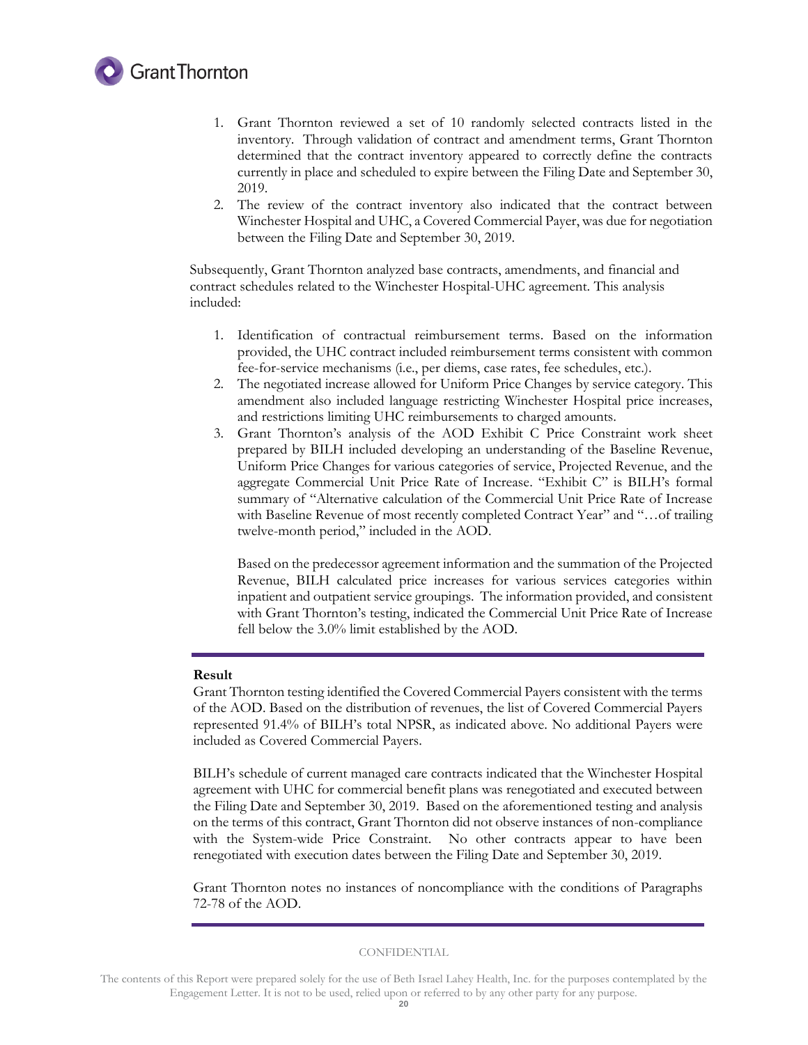1. Grant Thornton reviewed a set of 10 randomly selected contracts listed in the inventory. Through validation of contract and amendment terms, Grant Thornton determined that the contract inventory appeared to correctly define the contracts currently in place and scheduled to expire between the Filing Date and September 30, 2019.
2. The review of the contract inventory also indicated that the contract between Winchester Hospital and UHC, a Covered Commercial Payer, was due for negotiation between the Filing Date and September 30, 2019.

Subsequently, Grant Thornton analyzed base contracts, amendments, and financial and contract schedules related to the Winchester Hospital-UHC agreement. This analysis included:

1. Identification of contractual reimbursement terms. Based on the information provided, the UHC contract included reimbursement terms consistent with common fee-for-service mechanisms (i.e., per diems, case rates, fee schedules, etc.).
2. The negotiated increase allowed for Uniform Price Changes by service category. This amendment also included language restricting Winchester Hospital price increases, and restrictions limiting UHC reimbursements to charged amounts.
3. Grant Thornton's analysis of the AOD Exhibit C Price Constraint work sheet prepared by BILH included developing an understanding of the Baseline Revenue, Uniform Price Changes for various categories of service, Projected Revenue, and the aggregate Commercial Unit Price Rate of Increase. "Exhibit C" is BILH's formal summary of "Alternative calculation of the Commercial Unit Price Rate of Increase with Baseline Revenue of most recently completed Contract Year" and "…of trailing twelve-month period," included in the AOD.

   Based on the predecessor agreement information and the summation of the Projected Revenue, BILH calculated price increases for various services categories within inpatient and outpatient service groupings. The information provided, and consistent with Grant Thornton's testing, indicated the Commercial Unit Price Rate of Increase fell below the 3.0% limit established by the AOD.

**Result**

Grant Thornton testing identified the Covered Commercial Payers consistent with the terms of the AOD. Based on the distribution of revenues, the list of Covered Commercial Payers represented 91.4% of BILH's total NPSR, as indicated above. No additional Payers were included as Covered Commercial Payers.

BILH's schedule of current managed care contracts indicated that the Winchester Hospital agreement with UHC for commercial benefit plans was renegotiated and executed between the Filing Date and September 30, 2019. Based on the aforementioned testing and analysis on the terms of this contract, Grant Thornton did not observe instances of non-compliance with the System-wide Price Constraint. No other contracts appear to have been renegotiated with execution dates between the Filing Date and September 30, 2019.

Grant Thornton notes no instances of noncompliance with the conditions of Paragraphs 72-78 of the AOD.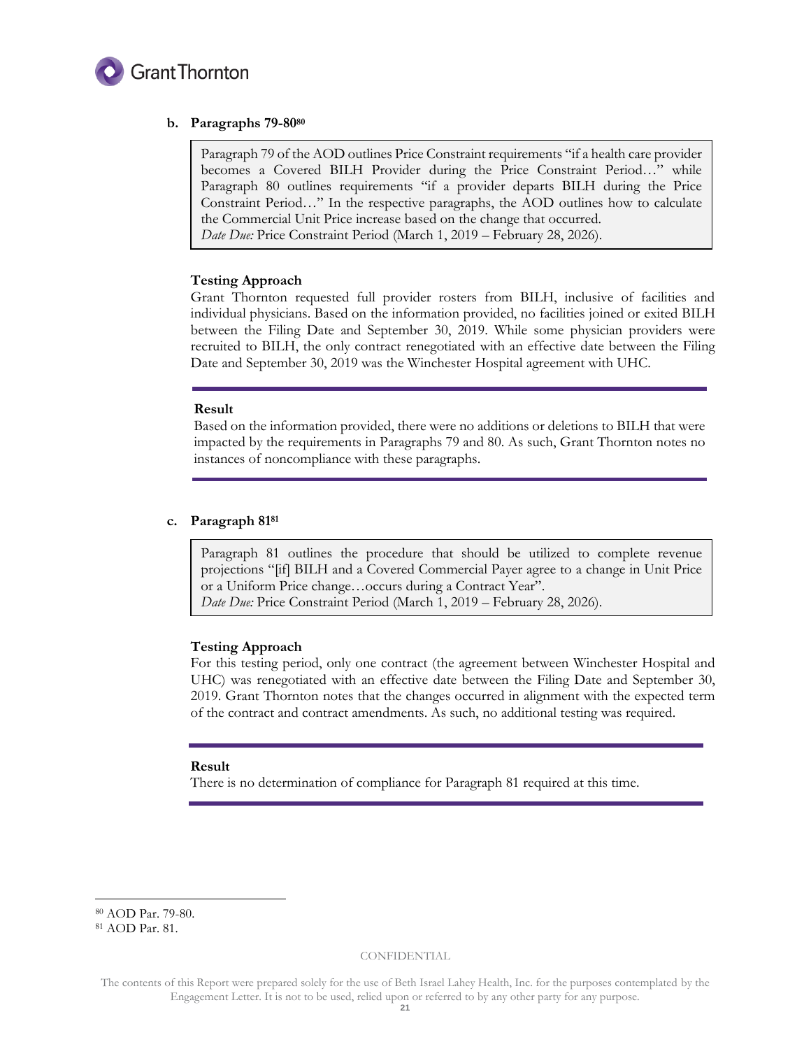### b. Paragraphs 79-80[80]

> Paragraph 79 of the AOD outlines Price Constraint requirements "if a health care provider becomes a Covered BILH Provider during the Price Constraint Period…" while Paragraph 80 outlines requirements "if a provider departs BILH during the Price Constraint Period…" In the respective paragraphs, the AOD outlines how to calculate the Commercial Unit Price increase based on the change that occurred.
> *Date Due:* Price Constraint Period (March 1, 2019 – February 28, 2026).

**Testing Approach**

Grant Thornton requested full provider rosters from BILH, inclusive of facilities and individual physicians. Based on the information provided, no facilities joined or exited BILH between the Filing Date and September 30, 2019. While some physician providers were recruited to BILH, the only contract renegotiated with an effective date between the Filing Date and September 30, 2019 was the Winchester Hospital agreement with UHC.

---

**Result**

Based on the information provided, there were no additions or deletions to BILH that were impacted by the requirements in Paragraphs 79 and 80. As such, Grant Thornton notes no instances of noncompliance with these paragraphs.

---

### c. Paragraph 81[81]

> Paragraph 81 outlines the procedure that should be utilized to complete revenue projections "[if] BILH and a Covered Commercial Payer agree to a change in Unit Price or a Uniform Price change…occurs during a Contract Year".
> *Date Due:* Price Constraint Period (March 1, 2019 – February 28, 2026).

**Testing Approach**

For this testing period, only one contract (the agreement between Winchester Hospital and UHC) was renegotiated with an effective date between the Filing Date and September 30, 2019. Grant Thornton notes that the changes occurred in alignment with the expected term of the contract and contract amendments. As such, no additional testing was required.

---

**Result**

There is no determination of compliance for Paragraph 81 required at this time.

---

[80] AOD Par. 79-80.

[81] AOD Par. 81.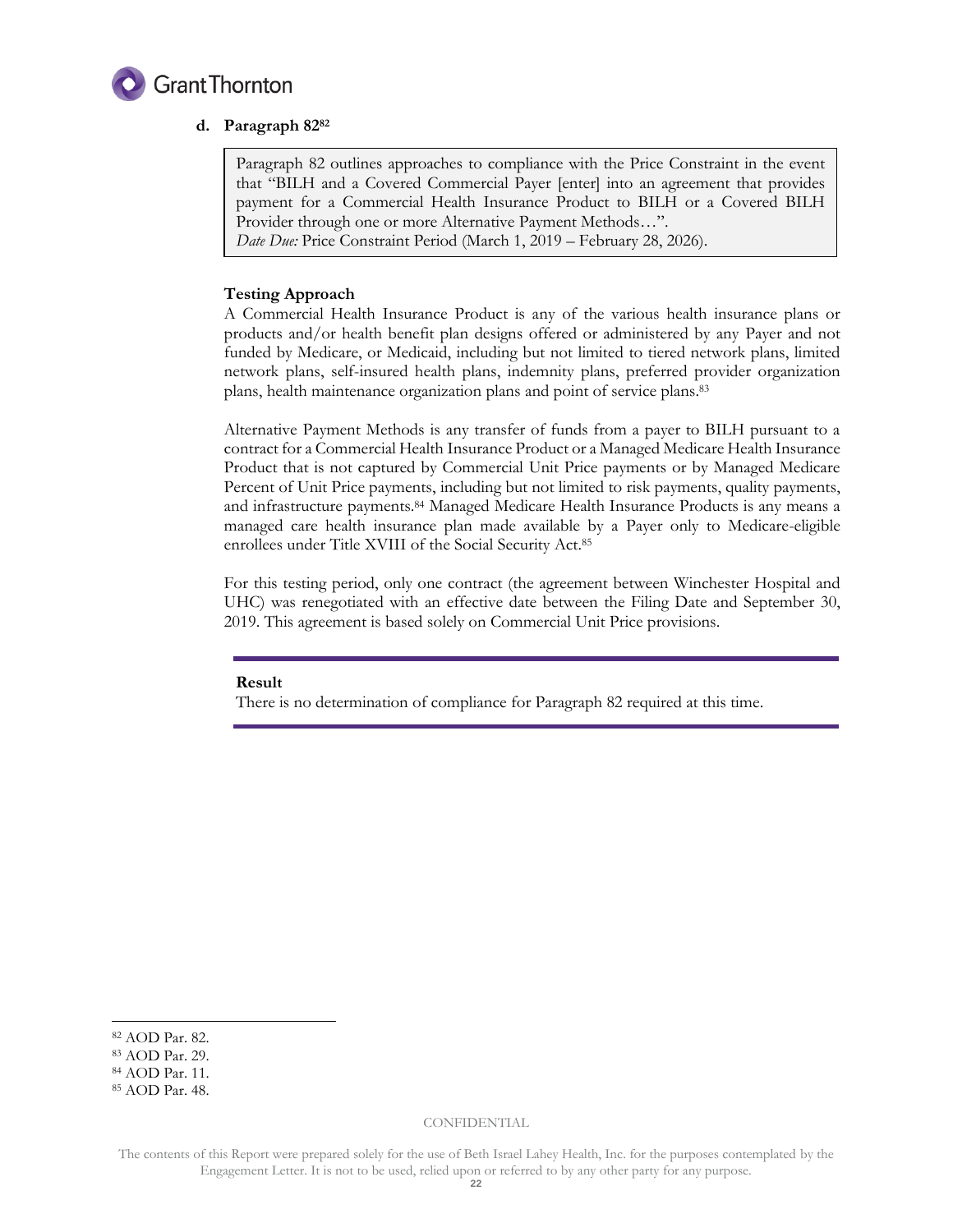### d. Paragraph 82[82]

> Paragraph 82 outlines approaches to compliance with the Price Constraint in the event that "BILH and a Covered Commercial Payer [enter] into an agreement that provides payment for a Commercial Health Insurance Product to BILH or a Covered BILH Provider through one or more Alternative Payment Methods…".
> *Date Due:* Price Constraint Period (March 1, 2019 – February 28, 2026).

**Testing Approach**

A Commercial Health Insurance Product is any of the various health insurance plans or products and/or health benefit plan designs offered or administered by any Payer and not funded by Medicare, or Medicaid, including but not limited to tiered network plans, limited network plans, self-insured health plans, indemnity plans, preferred provider organization plans, health maintenance organization plans and point of service plans.[83]

Alternative Payment Methods is any transfer of funds from a payer to BILH pursuant to a contract for a Commercial Health Insurance Product or a Managed Medicare Health Insurance Product that is not captured by Commercial Unit Price payments or by Managed Medicare Percent of Unit Price payments, including but not limited to risk payments, quality payments, and infrastructure payments.[84] Managed Medicare Health Insurance Products is any means a managed care health insurance plan made available by a Payer only to Medicare-eligible enrollees under Title XVIII of the Social Security Act.[85]

For this testing period, only one contract (the agreement between Winchester Hospital and UHC) was renegotiated with an effective date between the Filing Date and September 30, 2019. This agreement is based solely on Commercial Unit Price provisions.

**Result**

There is no determination of compliance for Paragraph 82 required at this time.

---

[82] AOD Par. 82.
[83] AOD Par. 29.
[84] AOD Par. 11.
[85] AOD Par. 48.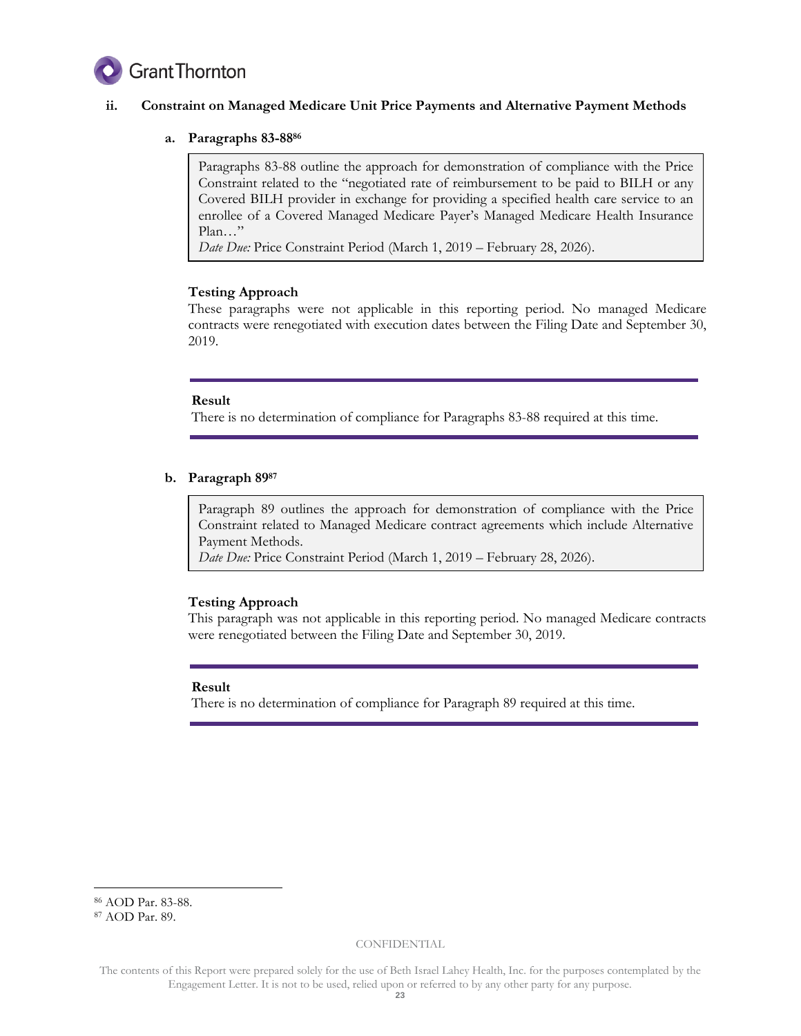### ii. Constraint on Managed Medicare Unit Price Payments and Alternative Payment Methods

#### a. Paragraphs 83-88[86]

> Paragraphs 83-88 outline the approach for demonstration of compliance with the Price Constraint related to the "negotiated rate of reimbursement to be paid to BILH or any Covered BILH provider in exchange for providing a specified health care service to an enrollee of a Covered Managed Medicare Payer's Managed Medicare Health Insurance Plan…"
> *Date Due:* Price Constraint Period (March 1, 2019 – February 28, 2026).

**Testing Approach**

These paragraphs were not applicable in this reporting period. No managed Medicare contracts were renegotiated with execution dates between the Filing Date and September 30, 2019.

**Result**

There is no determination of compliance for Paragraphs 83-88 required at this time.

#### b. Paragraph 89[87]

> Paragraph 89 outlines the approach for demonstration of compliance with the Price Constraint related to Managed Medicare contract agreements which include Alternative Payment Methods.
> *Date Due:* Price Constraint Period (March 1, 2019 – February 28, 2026).

**Testing Approach**

This paragraph was not applicable in this reporting period. No managed Medicare contracts were renegotiated between the Filing Date and September 30, 2019.

**Result**

There is no determination of compliance for Paragraph 89 required at this time.

---

[86] AOD Par. 83-88.

[87] AOD Par. 89.

CONFIDENTIAL

The contents of this Report were prepared solely for the use of Beth Israel Lahey Health, Inc. for the purposes contemplated by the Engagement Letter. It is not to be used, relied upon or referred to by any other party for any purpose.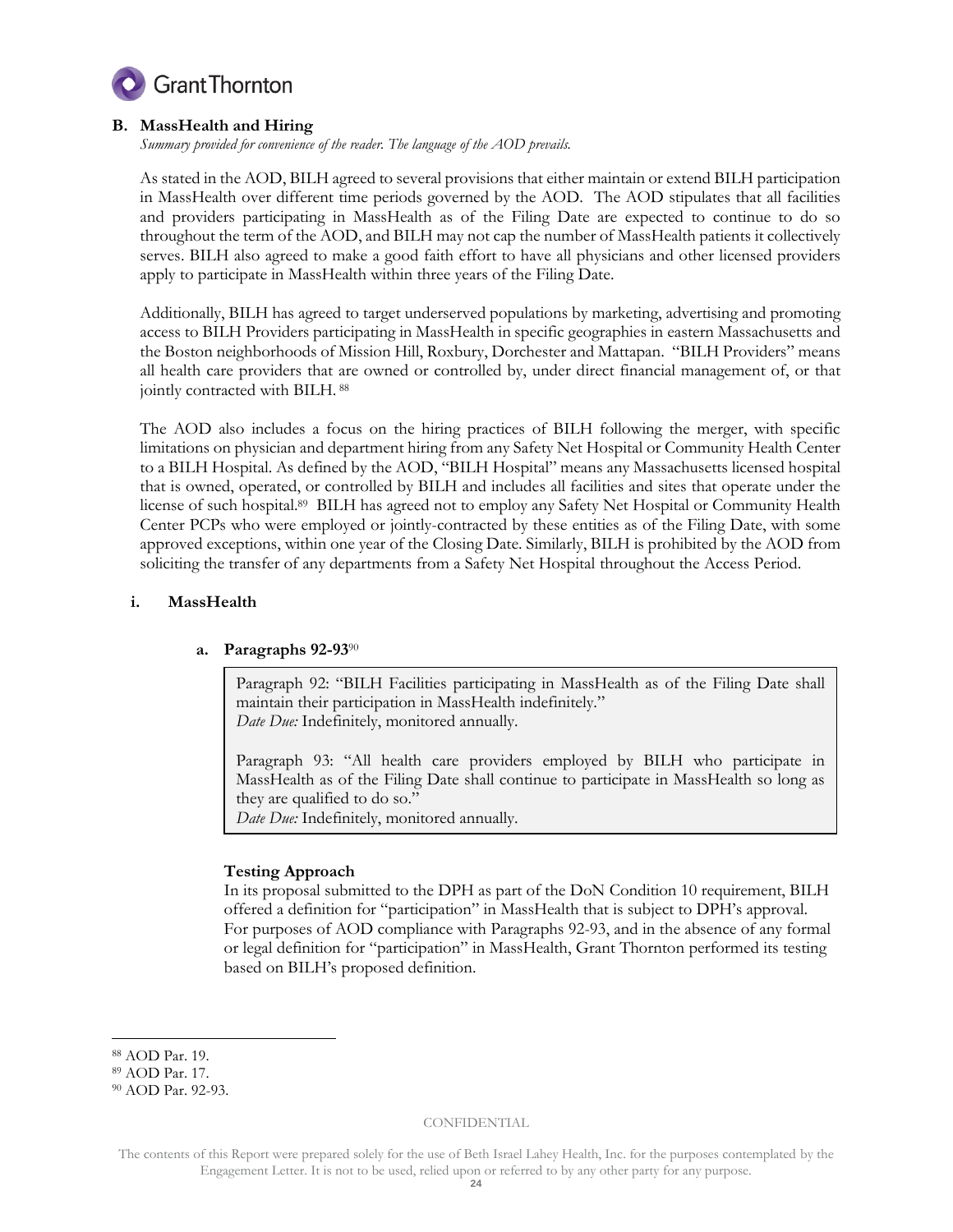### B. MassHealth and Hiring

*Summary provided for convenience of the reader. The language of the AOD prevails.*

As stated in the AOD, BILH agreed to several provisions that either maintain or extend BILH participation in MassHealth over different time periods governed by the AOD. The AOD stipulates that all facilities and providers participating in MassHealth as of the Filing Date are expected to continue to do so throughout the term of the AOD, and BILH may not cap the number of MassHealth patients it collectively serves. BILH also agreed to make a good faith effort to have all physicians and other licensed providers apply to participate in MassHealth within three years of the Filing Date.

Additionally, BILH has agreed to target underserved populations by marketing, advertising and promoting access to BILH Providers participating in MassHealth in specific geographies in eastern Massachusetts and the Boston neighborhoods of Mission Hill, Roxbury, Dorchester and Mattapan. "BILH Providers" means all health care providers that are owned or controlled by, under direct financial management of, or that jointly contracted with BILH.[88]

The AOD also includes a focus on the hiring practices of BILH following the merger, with specific limitations on physician and department hiring from any Safety Net Hospital or Community Health Center to a BILH Hospital. As defined by the AOD, "BILH Hospital" means any Massachusetts licensed hospital that is owned, operated, or controlled by BILH and includes all facilities and sites that operate under the license of such hospital.[89] BILH has agreed not to employ any Safety Net Hospital or Community Health Center PCPs who were employed or jointly-contracted by these entities as of the Filing Date, with some approved exceptions, within one year of the Closing Date. Similarly, BILH is prohibited by the AOD from soliciting the transfer of any departments from a Safety Net Hospital throughout the Access Period.

#### i. MassHealth

##### a. Paragraphs 92-93[90]

> Paragraph 92: "BILH Facilities participating in MassHealth as of the Filing Date shall maintain their participation in MassHealth indefinitely."
> *Date Due:* Indefinitely, monitored annually.
>
> Paragraph 93: "All health care providers employed by BILH who participate in MassHealth as of the Filing Date shall continue to participate in MassHealth so long as they are qualified to do so."
> *Date Due:* Indefinitely, monitored annually.

**Testing Approach**

In its proposal submitted to the DPH as part of the DoN Condition 10 requirement, BILH offered a definition for "participation" in MassHealth that is subject to DPH's approval. For purposes of AOD compliance with Paragraphs 92-93, and in the absence of any formal or legal definition for "participation" in MassHealth, Grant Thornton performed its testing based on BILH's proposed definition.

---

[88] AOD Par. 19.

[89] AOD Par. 17.

[90] AOD Par. 92-93.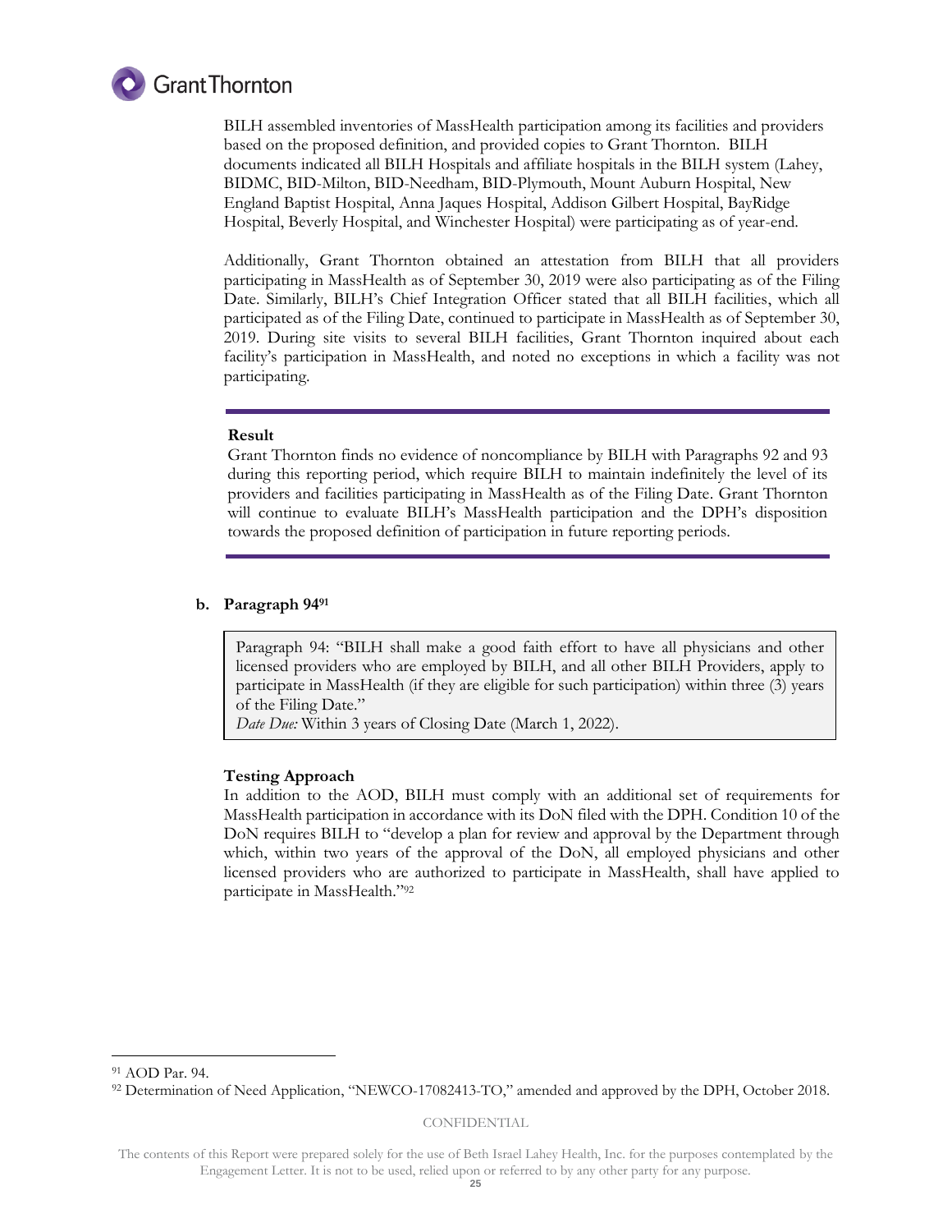BILH assembled inventories of MassHealth participation among its facilities and providers based on the proposed definition, and provided copies to Grant Thornton. BILH documents indicated all BILH Hospitals and affiliate hospitals in the BILH system (Lahey, BIDMC, BID-Milton, BID-Needham, BID-Plymouth, Mount Auburn Hospital, New England Baptist Hospital, Anna Jaques Hospital, Addison Gilbert Hospital, BayRidge Hospital, Beverly Hospital, and Winchester Hospital) were participating as of year-end.

Additionally, Grant Thornton obtained an attestation from BILH that all providers participating in MassHealth as of September 30, 2019 were also participating as of the Filing Date. Similarly, BILH's Chief Integration Officer stated that all BILH facilities, which all participated as of the Filing Date, continued to participate in MassHealth as of September 30, 2019. During site visits to several BILH facilities, Grant Thornton inquired about each facility's participation in MassHealth, and noted no exceptions in which a facility was not participating.

---

**Result**

Grant Thornton finds no evidence of noncompliance by BILH with Paragraphs 92 and 93 during this reporting period, which require BILH to maintain indefinitely the level of its providers and facilities participating in MassHealth as of the Filing Date. Grant Thornton will continue to evaluate BILH's MassHealth participation and the DPH's disposition towards the proposed definition of participation in future reporting periods.

---

### b. Paragraph 94[91]

> Paragraph 94: "BILH shall make a good faith effort to have all physicians and other licensed providers who are employed by BILH, and all other BILH Providers, apply to participate in MassHealth (if they are eligible for such participation) within three (3) years of the Filing Date."
> *Date Due:* Within 3 years of Closing Date (March 1, 2022).

**Testing Approach**

In addition to the AOD, BILH must comply with an additional set of requirements for MassHealth participation in accordance with its DoN filed with the DPH. Condition 10 of the DoN requires BILH to "develop a plan for review and approval by the Department through which, within two years of the approval of the DoN, all employed physicians and other licensed providers who are authorized to participate in MassHealth, shall have applied to participate in MassHealth."[92]

---

[91] AOD Par. 94.

[92] Determination of Need Application, "NEWCO-17082413-TO," amended and approved by the DPH, October 2018.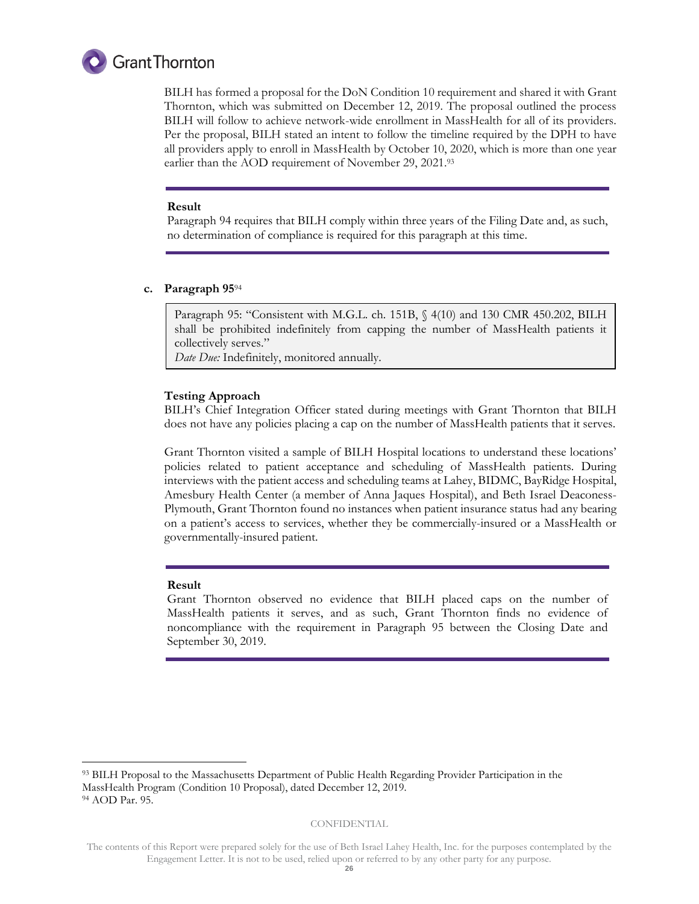BILH has formed a proposal for the DoN Condition 10 requirement and shared it with Grant Thornton, which was submitted on December 12, 2019. The proposal outlined the process BILH will follow to achieve network-wide enrollment in MassHealth for all of its providers. Per the proposal, BILH stated an intent to follow the timeline required by the DPH to have all providers apply to enroll in MassHealth by October 10, 2020, which is more than one year earlier than the AOD requirement of November 29, 2021.[93]

**Result**

Paragraph 94 requires that BILH comply within three years of the Filing Date and, as such, no determination of compliance is required for this paragraph at this time.

**c. Paragraph 95**[94]

> Paragraph 95: "Consistent with M.G.L. ch. 151B, § 4(10) and 130 CMR 450.202, BILH shall be prohibited indefinitely from capping the number of MassHealth patients it collectively serves."
> *Date Due:* Indefinitely, monitored annually.

**Testing Approach**

BILH's Chief Integration Officer stated during meetings with Grant Thornton that BILH does not have any policies placing a cap on the number of MassHealth patients that it serves.

Grant Thornton visited a sample of BILH Hospital locations to understand these locations' policies related to patient acceptance and scheduling of MassHealth patients. During interviews with the patient access and scheduling teams at Lahey, BIDMC, BayRidge Hospital, Amesbury Health Center (a member of Anna Jaques Hospital), and Beth Israel Deaconess-Plymouth, Grant Thornton found no instances when patient insurance status had any bearing on a patient's access to services, whether they be commercially-insured or a MassHealth or governmentally-insured patient.

**Result**

Grant Thornton observed no evidence that BILH placed caps on the number of MassHealth patients it serves, and as such, Grant Thornton finds no evidence of noncompliance with the requirement in Paragraph 95 between the Closing Date and September 30, 2019.

---

[93] BILH Proposal to the Massachusetts Department of Public Health Regarding Provider Participation in the MassHealth Program (Condition 10 Proposal), dated December 12, 2019.

[94] AOD Par. 95.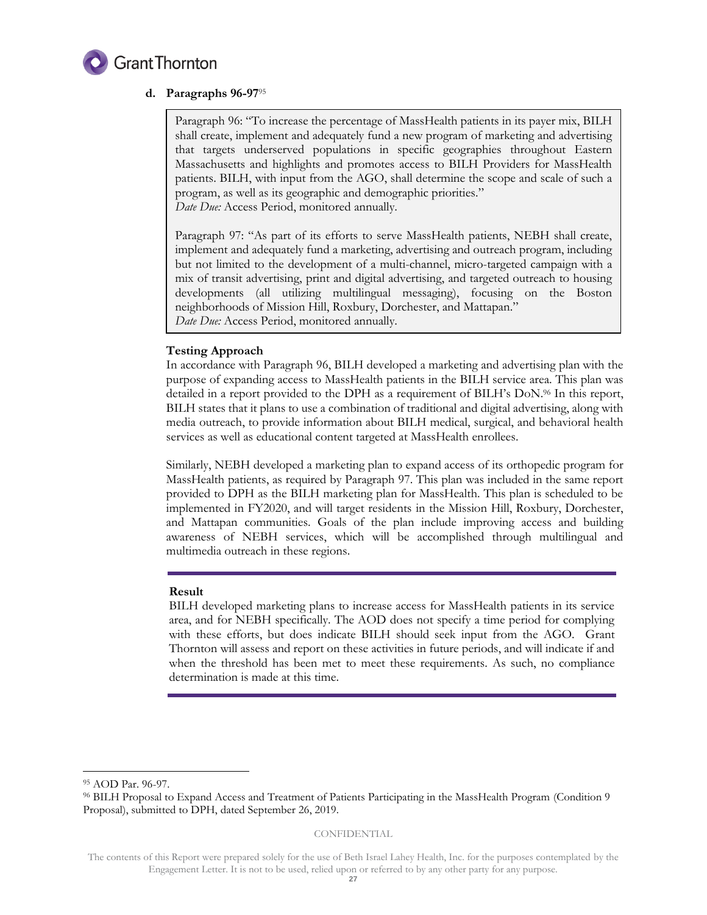**d. Paragraphs 96-97**[95]

> Paragraph 96: "To increase the percentage of MassHealth patients in its payer mix, BILH shall create, implement and adequately fund a new program of marketing and advertising that targets underserved populations in specific geographies throughout Eastern Massachusetts and highlights and promotes access to BILH Providers for MassHealth patients. BILH, with input from the AGO, shall determine the scope and scale of such a program, as well as its geographic and demographic priorities."
> *Date Due:* Access Period, monitored annually.
>
> Paragraph 97: "As part of its efforts to serve MassHealth patients, NEBH shall create, implement and adequately fund a marketing, advertising and outreach program, including but not limited to the development of a multi-channel, micro-targeted campaign with a mix of transit advertising, print and digital advertising, and targeted outreach to housing developments (all utilizing multilingual messaging), focusing on the Boston neighborhoods of Mission Hill, Roxbury, Dorchester, and Mattapan."
> *Date Due:* Access Period, monitored annually.

**Testing Approach**

In accordance with Paragraph 96, BILH developed a marketing and advertising plan with the purpose of expanding access to MassHealth patients in the BILH service area. This plan was detailed in a report provided to the DPH as a requirement of BILH's DoN.[96] In this report, BILH states that it plans to use a combination of traditional and digital advertising, along with media outreach, to provide information about BILH medical, surgical, and behavioral health services as well as educational content targeted at MassHealth enrollees.

Similarly, NEBH developed a marketing plan to expand access of its orthopedic program for MassHealth patients, as required by Paragraph 97. This plan was included in the same report provided to DPH as the BILH marketing plan for MassHealth. This plan is scheduled to be implemented in FY2020, and will target residents in the Mission Hill, Roxbury, Dorchester, and Mattapan communities. Goals of the plan include improving access and building awareness of NEBH services, which will be accomplished through multilingual and multimedia outreach in these regions.

**Result**

BILH developed marketing plans to increase access for MassHealth patients in its service area, and for NEBH specifically. The AOD does not specify a time period for complying with these efforts, but does indicate BILH should seek input from the AGO. Grant Thornton will assess and report on these activities in future periods, and will indicate if and when the threshold has been met to meet these requirements. As such, no compliance determination is made at this time.

---

[95] AOD Par. 96-97.

[96] BILH Proposal to Expand Access and Treatment of Patients Participating in the MassHealth Program (Condition 9 Proposal), submitted to DPH, dated September 26, 2019.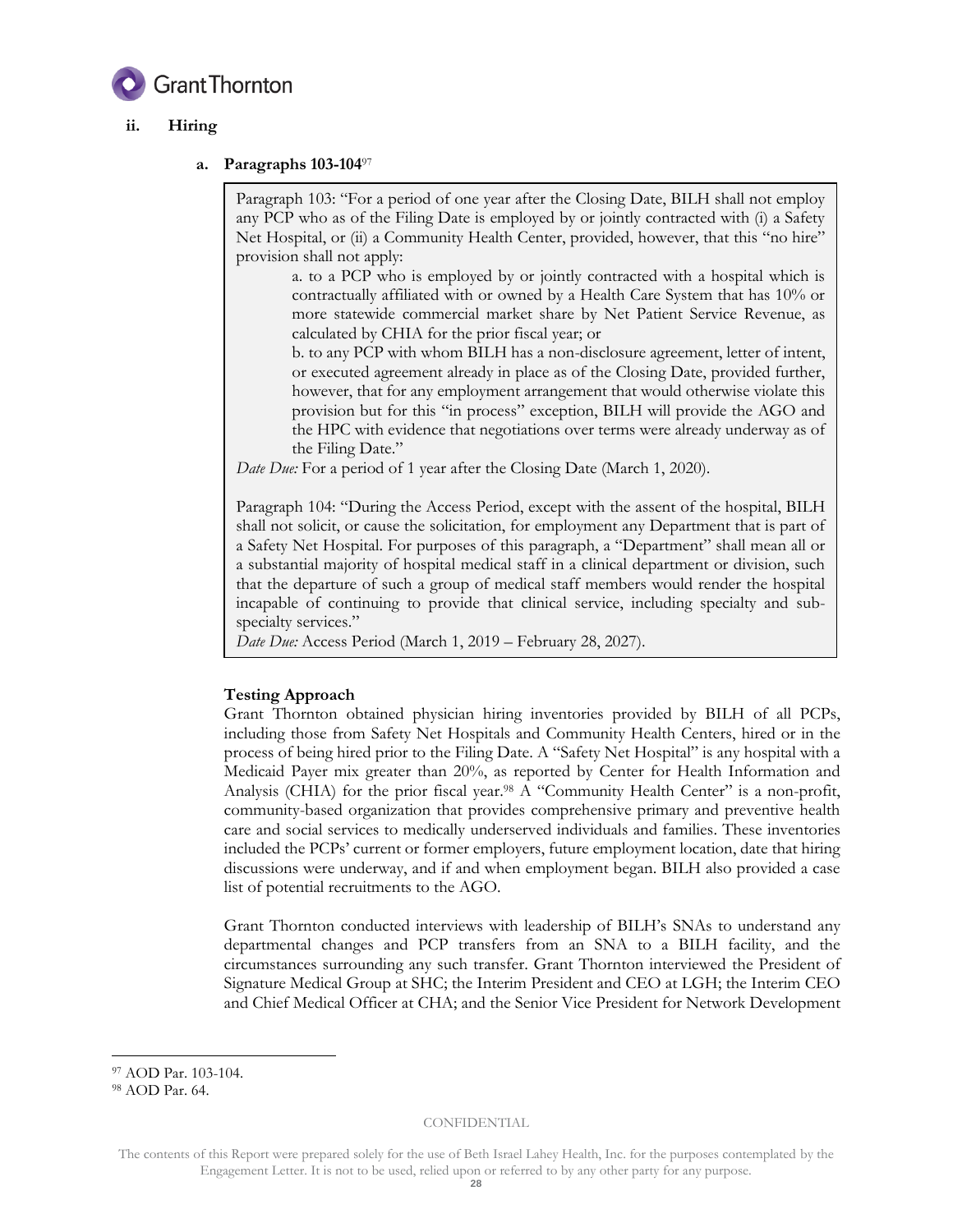### ii. Hiring

#### a. Paragraphs 103-104[97]

> Paragraph 103: "For a period of one year after the Closing Date, BILH shall not employ any PCP who as of the Filing Date is employed by or jointly contracted with (i) a Safety Net Hospital, or (ii) a Community Health Center, provided, however, that this "no hire" provision shall not apply:
>
> a. to a PCP who is employed by or jointly contracted with a hospital which is contractually affiliated with or owned by a Health Care System that has 10% or more statewide commercial market share by Net Patient Service Revenue, as calculated by CHIA for the prior fiscal year; or
>
> b. to any PCP with whom BILH has a non-disclosure agreement, letter of intent, or executed agreement already in place as of the Closing Date, provided further, however, that for any employment arrangement that would otherwise violate this provision but for this "in process" exception, BILH will provide the AGO and the HPC with evidence that negotiations over terms were already underway as of the Filing Date."
>
> *Date Due:* For a period of 1 year after the Closing Date (March 1, 2020).
>
> Paragraph 104: "During the Access Period, except with the assent of the hospital, BILH shall not solicit, or cause the solicitation, for employment any Department that is part of a Safety Net Hospital. For purposes of this paragraph, a "Department" shall mean all or a substantial majority of hospital medical staff in a clinical department or division, such that the departure of such a group of medical staff members would render the hospital incapable of continuing to provide that clinical service, including specialty and sub-specialty services."
>
> *Date Due:* Access Period (March 1, 2019 – February 28, 2027).

**Testing Approach**

Grant Thornton obtained physician hiring inventories provided by BILH of all PCPs, including those from Safety Net Hospitals and Community Health Centers, hired or in the process of being hired prior to the Filing Date. A "Safety Net Hospital" is any hospital with a Medicaid Payer mix greater than 20%, as reported by Center for Health Information and Analysis (CHIA) for the prior fiscal year.[98] A "Community Health Center" is a non-profit, community-based organization that provides comprehensive primary and preventive health care and social services to medically underserved individuals and families. These inventories included the PCPs' current or former employers, future employment location, date that hiring discussions were underway, and if and when employment began. BILH also provided a case list of potential recruitments to the AGO.

Grant Thornton conducted interviews with leadership of BILH's SNAs to understand any departmental changes and PCP transfers from an SNA to a BILH facility, and the circumstances surrounding any such transfer. Grant Thornton interviewed the President of Signature Medical Group at SHC; the Interim President and CEO at LGH; the Interim CEO and Chief Medical Officer at CHA; and the Senior Vice President for Network Development

---

[97] AOD Par. 103-104.

[98] AOD Par. 64.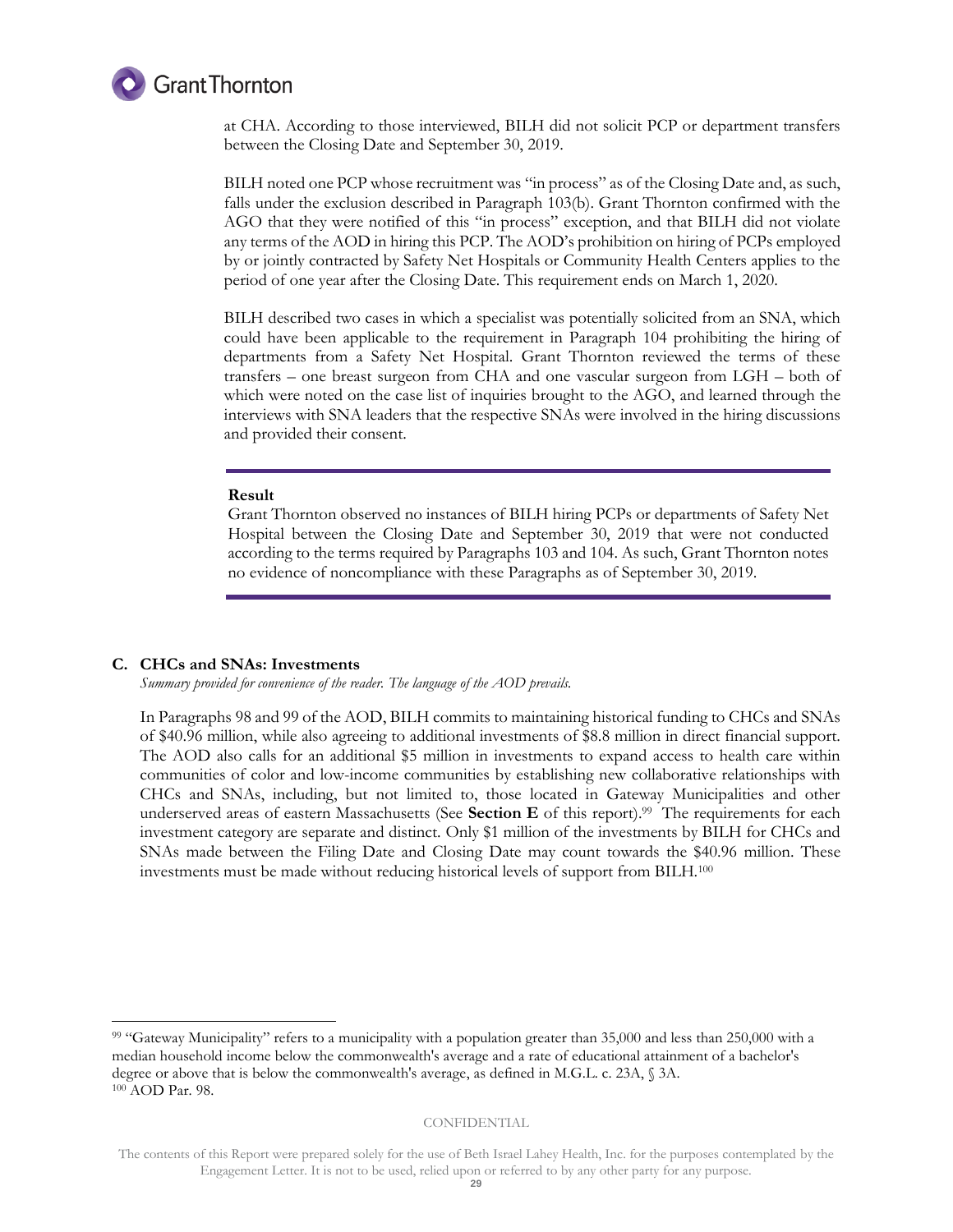at CHA. According to those interviewed, BILH did not solicit PCP or department transfers between the Closing Date and September 30, 2019.

BILH noted one PCP whose recruitment was "in process" as of the Closing Date and, as such, falls under the exclusion described in Paragraph 103(b). Grant Thornton confirmed with the AGO that they were notified of this "in process" exception, and that BILH did not violate any terms of the AOD in hiring this PCP. The AOD's prohibition on hiring of PCPs employed by or jointly contracted by Safety Net Hospitals or Community Health Centers applies to the period of one year after the Closing Date. This requirement ends on March 1, 2020.

BILH described two cases in which a specialist was potentially solicited from an SNA, which could have been applicable to the requirement in Paragraph 104 prohibiting the hiring of departments from a Safety Net Hospital. Grant Thornton reviewed the terms of these transfers – one breast surgeon from CHA and one vascular surgeon from LGH – both of which were noted on the case list of inquiries brought to the AGO, and learned through the interviews with SNA leaders that the respective SNAs were involved in the hiring discussions and provided their consent.

**Result**

Grant Thornton observed no instances of BILH hiring PCPs or departments of Safety Net Hospital between the Closing Date and September 30, 2019 that were not conducted according to the terms required by Paragraphs 103 and 104. As such, Grant Thornton notes no evidence of noncompliance with these Paragraphs as of September 30, 2019.

### C. CHCs and SNAs: Investments

*Summary provided for convenience of the reader. The language of the AOD prevails.*

In Paragraphs 98 and 99 of the AOD, BILH commits to maintaining historical funding to CHCs and SNAs of $40.96 million, while also agreeing to additional investments of $8.8 million in direct financial support. The AOD also calls for an additional $5 million in investments to expand access to health care within communities of color and low-income communities by establishing new collaborative relationships with CHCs and SNAs, including, but not limited to, those located in Gateway Municipalities and other underserved areas of eastern Massachusetts (See **Section E** of this report).[99] The requirements for each investment category are separate and distinct. Only $1 million of the investments by BILH for CHCs and SNAs made between the Filing Date and Closing Date may count towards the $40.96 million. These investments must be made without reducing historical levels of support from BILH.[100]

---

[99] "Gateway Municipality" refers to a municipality with a population greater than 35,000 and less than 250,000 with a median household income below the commonwealth's average and a rate of educational attainment of a bachelor's degree or above that is below the commonwealth's average, as defined in M.G.L. c. 23A, § 3A.

[100] AOD Par. 98.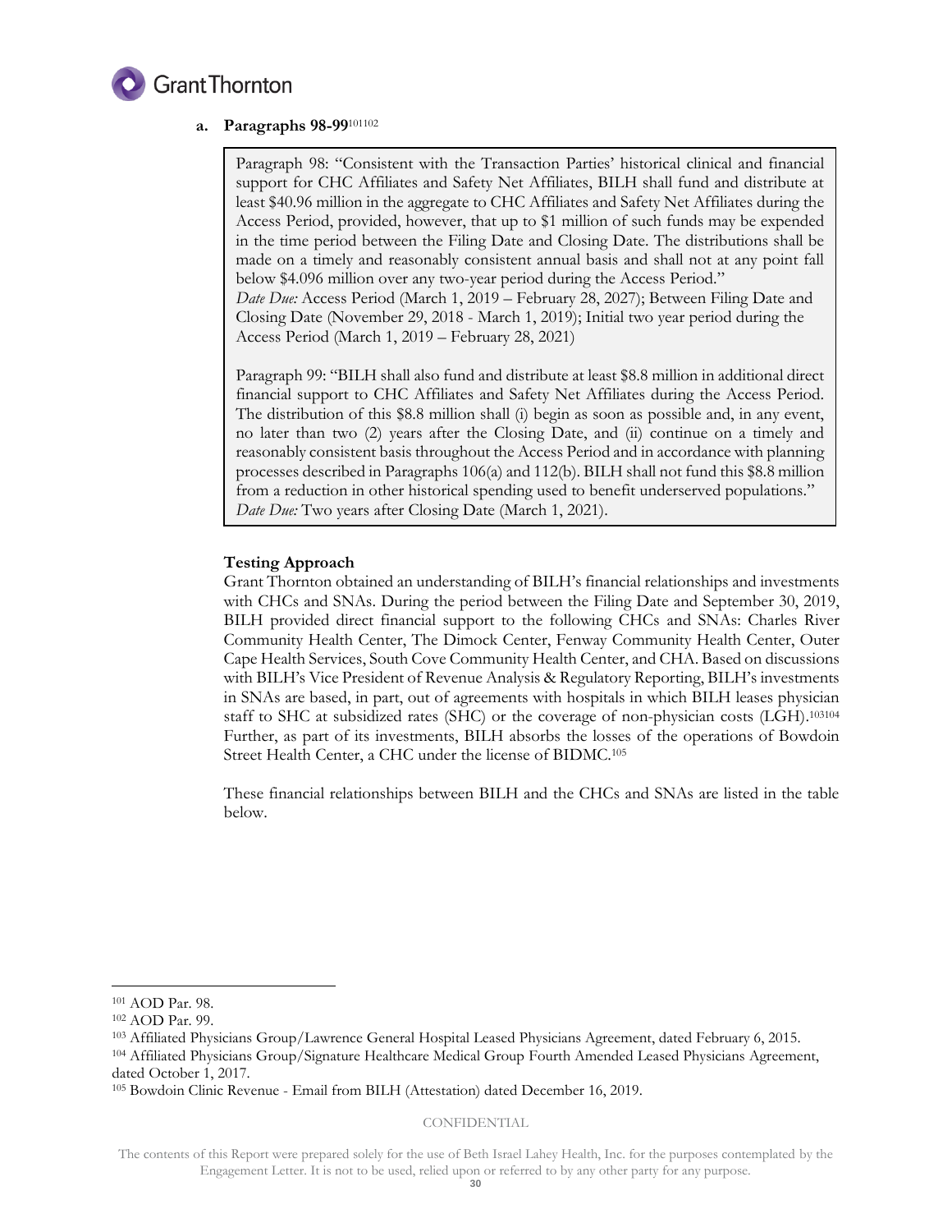**a. Paragraphs 98-99**[101][102]

> Paragraph 98: "Consistent with the Transaction Parties' historical clinical and financial support for CHC Affiliates and Safety Net Affiliates, BILH shall fund and distribute at least $40.96 million in the aggregate to CHC Affiliates and Safety Net Affiliates during the Access Period, provided, however, that up to $1 million of such funds may be expended in the time period between the Filing Date and Closing Date. The distributions shall be made on a timely and reasonably consistent annual basis and shall not at any point fall below $4.096 million over any two-year period during the Access Period."
> *Date Due:* Access Period (March 1, 2019 – February 28, 2027); Between Filing Date and Closing Date (November 29, 2018 - March 1, 2019); Initial two year period during the Access Period (March 1, 2019 – February 28, 2021)
>
> Paragraph 99: "BILH shall also fund and distribute at least $8.8 million in additional direct financial support to CHC Affiliates and Safety Net Affiliates during the Access Period. The distribution of this $8.8 million shall (i) begin as soon as possible and, in any event, no later than two (2) years after the Closing Date, and (ii) continue on a timely and reasonably consistent basis throughout the Access Period and in accordance with planning processes described in Paragraphs 106(a) and 112(b). BILH shall not fund this $8.8 million from a reduction in other historical spending used to benefit underserved populations."
> *Date Due:* Two years after Closing Date (March 1, 2021).

**Testing Approach**

Grant Thornton obtained an understanding of BILH's financial relationships and investments with CHCs and SNAs. During the period between the Filing Date and September 30, 2019, BILH provided direct financial support to the following CHCs and SNAs: Charles River Community Health Center, The Dimock Center, Fenway Community Health Center, Outer Cape Health Services, South Cove Community Health Center, and CHA. Based on discussions with BILH's Vice President of Revenue Analysis & Regulatory Reporting, BILH's investments in SNAs are based, in part, out of agreements with hospitals in which BILH leases physician staff to SHC at subsidized rates (SHC) or the coverage of non-physician costs (LGH).[103][104] Further, as part of its investments, BILH absorbs the losses of the operations of Bowdoin Street Health Center, a CHC under the license of BIDMC.[105]

These financial relationships between BILH and the CHCs and SNAs are listed in the table below.

---

[101] AOD Par. 98.

[102] AOD Par. 99.

[103] Affiliated Physicians Group/Lawrence General Hospital Leased Physicians Agreement, dated February 6, 2015.

[104] Affiliated Physicians Group/Signature Healthcare Medical Group Fourth Amended Leased Physicians Agreement, dated October 1, 2017.

[105] Bowdoin Clinic Revenue - Email from BILH (Attestation) dated December 16, 2019.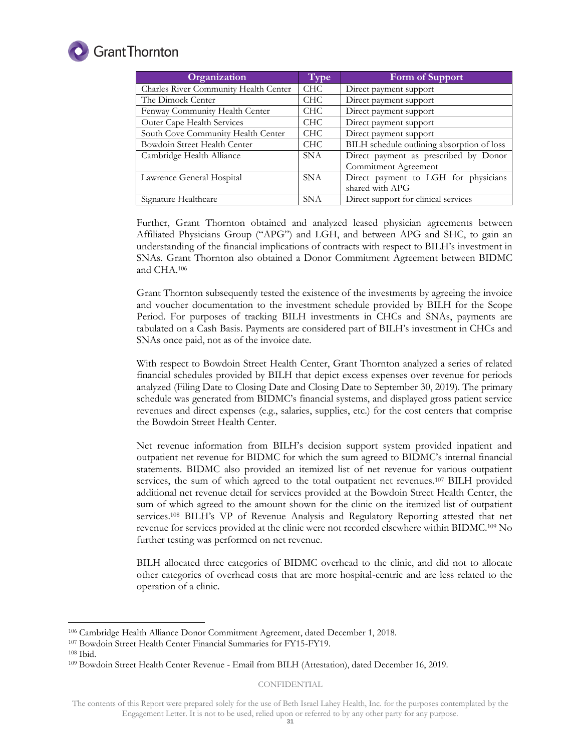| Organization | Type | Form of Support |
|---|---|---|
| Charles River Community Health Center | CHC | Direct payment support |
| The Dimock Center | CHC | Direct payment support |
| Fenway Community Health Center | CHC | Direct payment support |
| Outer Cape Health Services | CHC | Direct payment support |
| South Cove Community Health Center | CHC | Direct payment support |
| Bowdoin Street Health Center | CHC | BILH schedule outlining absorption of loss |
| Cambridge Health Alliance | SNA | Direct payment as prescribed by Donor Commitment Agreement |
| Lawrence General Hospital | SNA | Direct payment to LGH for physicians shared with APG |
| Signature Healthcare | SNA | Direct support for clinical services |

Further, Grant Thornton obtained and analyzed leased physician agreements between Affiliated Physicians Group ("APG") and LGH, and between APG and SHC, to gain an understanding of the financial implications of contracts with respect to BILH's investment in SNAs. Grant Thornton also obtained a Donor Commitment Agreement between BIDMC and CHA.[106]

Grant Thornton subsequently tested the existence of the investments by agreeing the invoice and voucher documentation to the investment schedule provided by BILH for the Scope Period. For purposes of tracking BILH investments in CHCs and SNAs, payments are tabulated on a Cash Basis. Payments are considered part of BILH's investment in CHCs and SNAs once paid, not as of the invoice date.

With respect to Bowdoin Street Health Center, Grant Thornton analyzed a series of related financial schedules provided by BILH that depict excess expenses over revenue for periods analyzed (Filing Date to Closing Date and Closing Date to September 30, 2019). The primary schedule was generated from BIDMC's financial systems, and displayed gross patient service revenues and direct expenses (e.g., salaries, supplies, etc.) for the cost centers that comprise the Bowdoin Street Health Center.

Net revenue information from BILH's decision support system provided inpatient and outpatient net revenue for BIDMC for which the sum agreed to BIDMC's internal financial statements. BIDMC also provided an itemized list of net revenue for various outpatient services, the sum of which agreed to the total outpatient net revenues.[107] BILH provided additional net revenue detail for services provided at the Bowdoin Street Health Center, the sum of which agreed to the amount shown for the clinic on the itemized list of outpatient services.[108] BILH's VP of Revenue Analysis and Regulatory Reporting attested that net revenue for services provided at the clinic were not recorded elsewhere within BIDMC.[109] No further testing was performed on net revenue.

BILH allocated three categories of BIDMC overhead to the clinic, and did not to allocate other categories of overhead costs that are more hospital-centric and are less related to the operation of a clinic.

---

[106] Cambridge Health Alliance Donor Commitment Agreement, dated December 1, 2018.

[107] Bowdoin Street Health Center Financial Summaries for FY15-FY19.

[108] Ibid.

[109] Bowdoin Street Health Center Revenue - Email from BILH (Attestation), dated December 16, 2019.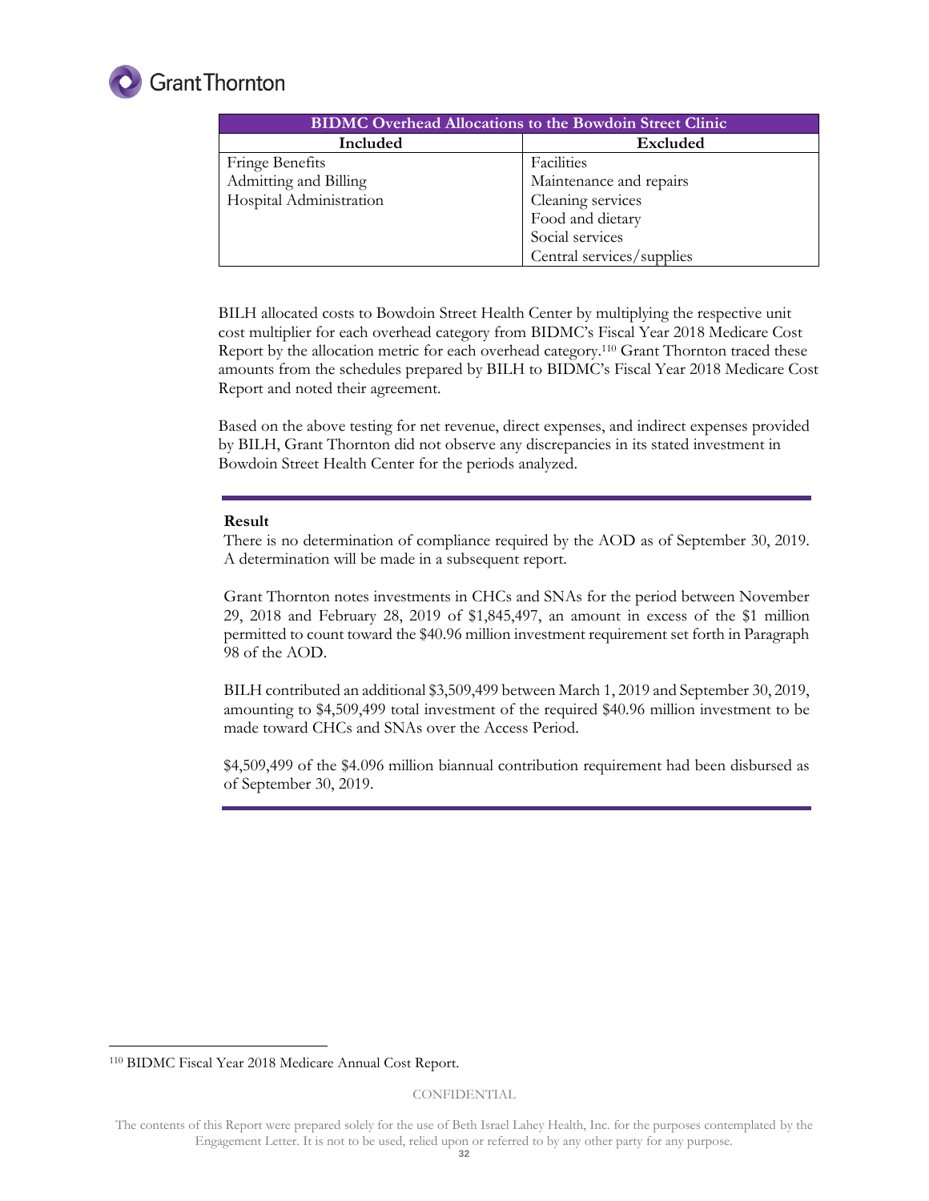| BIDMC Overhead Allocations to the Bowdoin Street Clinic | |
|---|---|
| **Included** | **Excluded** |
| Fringe Benefits | Facilities |
| Admitting and Billing | Maintenance and repairs |
| Hospital Administration | Cleaning services |
| | Food and dietary |
| | Social services |
| | Central services/supplies |

BILH allocated costs to Bowdoin Street Health Center by multiplying the respective unit cost multiplier for each overhead category from BIDMC's Fiscal Year 2018 Medicare Cost Report by the allocation metric for each overhead category.[110] Grant Thornton traced these amounts from the schedules prepared by BILH to BIDMC's Fiscal Year 2018 Medicare Cost Report and noted their agreement.

Based on the above testing for net revenue, direct expenses, and indirect expenses provided by BILH, Grant Thornton did not observe any discrepancies in its stated investment in Bowdoin Street Health Center for the periods analyzed.

---

**Result**

There is no determination of compliance required by the AOD as of September 30, 2019. A determination will be made in a subsequent report.

Grant Thornton notes investments in CHCs and SNAs for the period between November 29, 2018 and February 28, 2019 of $1,845,497, an amount in excess of the $1 million permitted to count toward the $40.96 million investment requirement set forth in Paragraph 98 of the AOD.

BILH contributed an additional $3,509,499 between March 1, 2019 and September 30, 2019, amounting to $4,509,499 total investment of the required $40.96 million investment to be made toward CHCs and SNAs over the Access Period.

$4,509,499 of the $4.096 million biannual contribution requirement had been disbursed as of September 30, 2019.

---

[110] BIDMC Fiscal Year 2018 Medicare Annual Cost Report.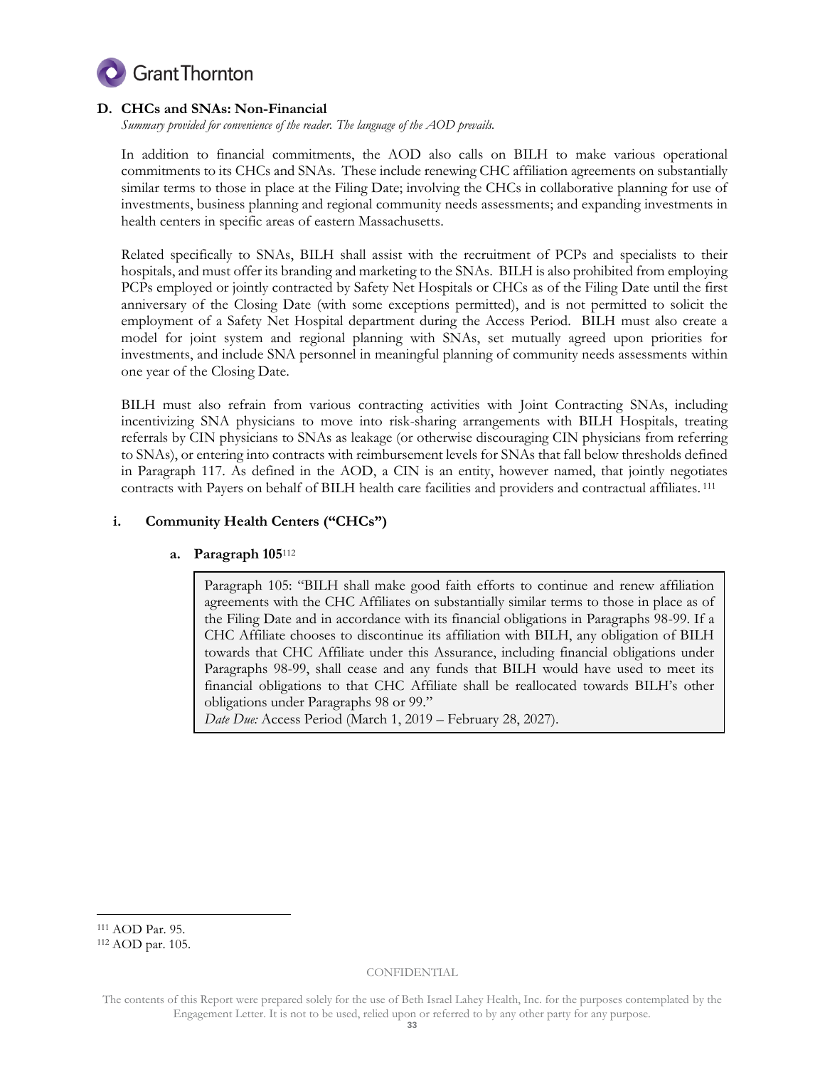### D. CHCs and SNAs: Non-Financial

*Summary provided for convenience of the reader. The language of the AOD prevails.*

In addition to financial commitments, the AOD also calls on BILH to make various operational commitments to its CHCs and SNAs. These include renewing CHC affiliation agreements on substantially similar terms to those in place at the Filing Date; involving the CHCs in collaborative planning for use of investments, business planning and regional community needs assessments; and expanding investments in health centers in specific areas of eastern Massachusetts.

Related specifically to SNAs, BILH shall assist with the recruitment of PCPs and specialists to their hospitals, and must offer its branding and marketing to the SNAs. BILH is also prohibited from employing PCPs employed or jointly contracted by Safety Net Hospitals or CHCs as of the Filing Date until the first anniversary of the Closing Date (with some exceptions permitted), and is not permitted to solicit the employment of a Safety Net Hospital department during the Access Period. BILH must also create a model for joint system and regional planning with SNAs, set mutually agreed upon priorities for investments, and include SNA personnel in meaningful planning of community needs assessments within one year of the Closing Date.

BILH must also refrain from various contracting activities with Joint Contracting SNAs, including incentivizing SNA physicians to move into risk-sharing arrangements with BILH Hospitals, treating referrals by CIN physicians to SNAs as leakage (or otherwise discouraging CIN physicians from referring to SNAs), or entering into contracts with reimbursement levels for SNAs that fall below thresholds defined in Paragraph 117. As defined in the AOD, a CIN is an entity, however named, that jointly negotiates contracts with Payers on behalf of BILH health care facilities and providers and contractual affiliates.[111]

#### i. Community Health Centers ("CHCs")

##### a. Paragraph 105[112]

> Paragraph 105: "BILH shall make good faith efforts to continue and renew affiliation agreements with the CHC Affiliates on substantially similar terms to those in place as of the Filing Date and in accordance with its financial obligations in Paragraphs 98-99. If a CHC Affiliate chooses to discontinue its affiliation with BILH, any obligation of BILH towards that CHC Affiliate under this Assurance, including financial obligations under Paragraphs 98-99, shall cease and any funds that BILH would have used to meet its financial obligations to that CHC Affiliate shall be reallocated towards BILH's other obligations under Paragraphs 98 or 99."
> *Date Due:* Access Period (March 1, 2019 – February 28, 2027).

[111] AOD Par. 95.
[112] AOD par. 105.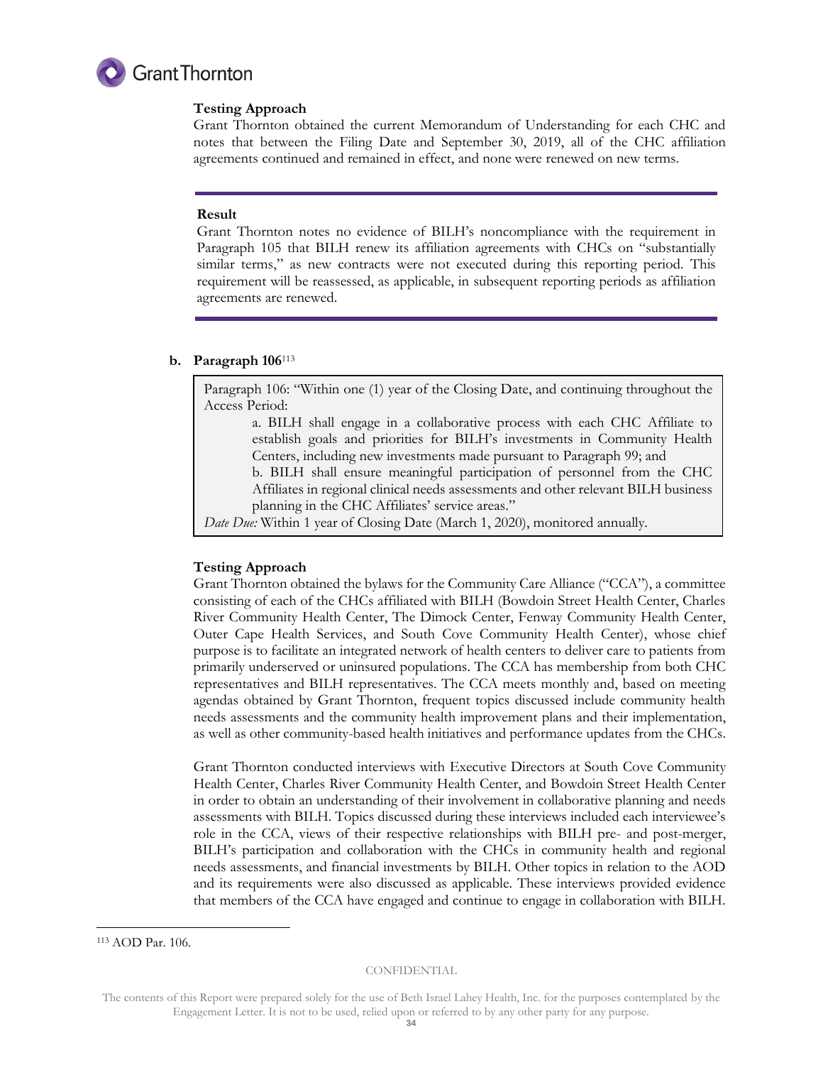**Testing Approach**

Grant Thornton obtained the current Memorandum of Understanding for each CHC and notes that between the Filing Date and September 30, 2019, all of the CHC affiliation agreements continued and remained in effect, and none were renewed on new terms.

---

**Result**

Grant Thornton notes no evidence of BILH's noncompliance with the requirement in Paragraph 105 that BILH renew its affiliation agreements with CHCs on "substantially similar terms," as new contracts were not executed during this reporting period. This requirement will be reassessed, as applicable, in subsequent reporting periods as affiliation agreements are renewed.

---

**b. Paragraph 106**[113]

> Paragraph 106: "Within one (1) year of the Closing Date, and continuing throughout the Access Period:
>
> a. BILH shall engage in a collaborative process with each CHC Affiliate to establish goals and priorities for BILH's investments in Community Health Centers, including new investments made pursuant to Paragraph 99; and
>
> b. BILH shall ensure meaningful participation of personnel from the CHC Affiliates in regional clinical needs assessments and other relevant BILH business planning in the CHC Affiliates' service areas."
>
> *Date Due:* Within 1 year of Closing Date (March 1, 2020), monitored annually.

**Testing Approach**

Grant Thornton obtained the bylaws for the Community Care Alliance ("CCA"), a committee consisting of each of the CHCs affiliated with BILH (Bowdoin Street Health Center, Charles River Community Health Center, The Dimock Center, Fenway Community Health Center, Outer Cape Health Services, and South Cove Community Health Center), whose chief purpose is to facilitate an integrated network of health centers to deliver care to patients from primarily underserved or uninsured populations. The CCA has membership from both CHC representatives and BILH representatives. The CCA meets monthly and, based on meeting agendas obtained by Grant Thornton, frequent topics discussed include community health needs assessments and the community health improvement plans and their implementation, as well as other community-based health initiatives and performance updates from the CHCs.

Grant Thornton conducted interviews with Executive Directors at South Cove Community Health Center, Charles River Community Health Center, and Bowdoin Street Health Center in order to obtain an understanding of their involvement in collaborative planning and needs assessments with BILH. Topics discussed during these interviews included each interviewee's role in the CCA, views of their respective relationships with BILH pre- and post-merger, BILH's participation and collaboration with the CHCs in community health and regional needs assessments, and financial investments by BILH. Other topics in relation to the AOD and its requirements were also discussed as applicable. These interviews provided evidence that members of the CCA have engaged and continue to engage in collaboration with BILH.

---

[113] AOD Par. 106.

CONFIDENTIAL

The contents of this Report were prepared solely for the use of Beth Israel Lahey Health, Inc. for the purposes contemplated by the Engagement Letter. It is not to be used, relied upon or referred to by any other party for any purpose.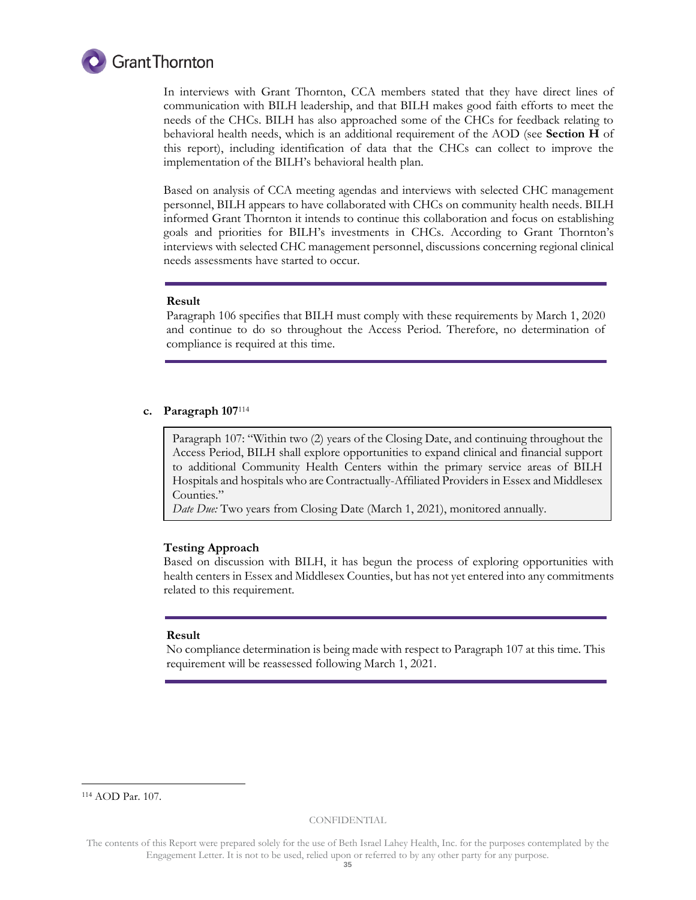In interviews with Grant Thornton, CCA members stated that they have direct lines of communication with BILH leadership, and that BILH makes good faith efforts to meet the needs of the CHCs. BILH has also approached some of the CHCs for feedback relating to behavioral health needs, which is an additional requirement of the AOD (see **Section H** of this report), including identification of data that the CHCs can collect to improve the implementation of the BILH's behavioral health plan.

Based on analysis of CCA meeting agendas and interviews with selected CHC management personnel, BILH appears to have collaborated with CHCs on community health needs. BILH informed Grant Thornton it intends to continue this collaboration and focus on establishing goals and priorities for BILH's investments in CHCs. According to Grant Thornton's interviews with selected CHC management personnel, discussions concerning regional clinical needs assessments have started to occur.

---

**Result**

Paragraph 106 specifies that BILH must comply with these requirements by March 1, 2020 and continue to do so throughout the Access Period. Therefore, no determination of compliance is required at this time.

---

**c. Paragraph 107**[114]

> Paragraph 107: "Within two (2) years of the Closing Date, and continuing throughout the Access Period, BILH shall explore opportunities to expand clinical and financial support to additional Community Health Centers within the primary service areas of BILH Hospitals and hospitals who are Contractually-Affiliated Providers in Essex and Middlesex Counties."
>
> *Date Due:* Two years from Closing Date (March 1, 2021), monitored annually.

**Testing Approach**

Based on discussion with BILH, it has begun the process of exploring opportunities with health centers in Essex and Middlesex Counties, but has not yet entered into any commitments related to this requirement.

---

**Result**

No compliance determination is being made with respect to Paragraph 107 at this time. This requirement will be reassessed following March 1, 2021.

---

[114] AOD Par. 107.

CONFIDENTIAL

The contents of this Report were prepared solely for the use of Beth Israel Lahey Health, Inc. for the purposes contemplated by the Engagement Letter. It is not to be used, relied upon or referred to by any other party for any purpose.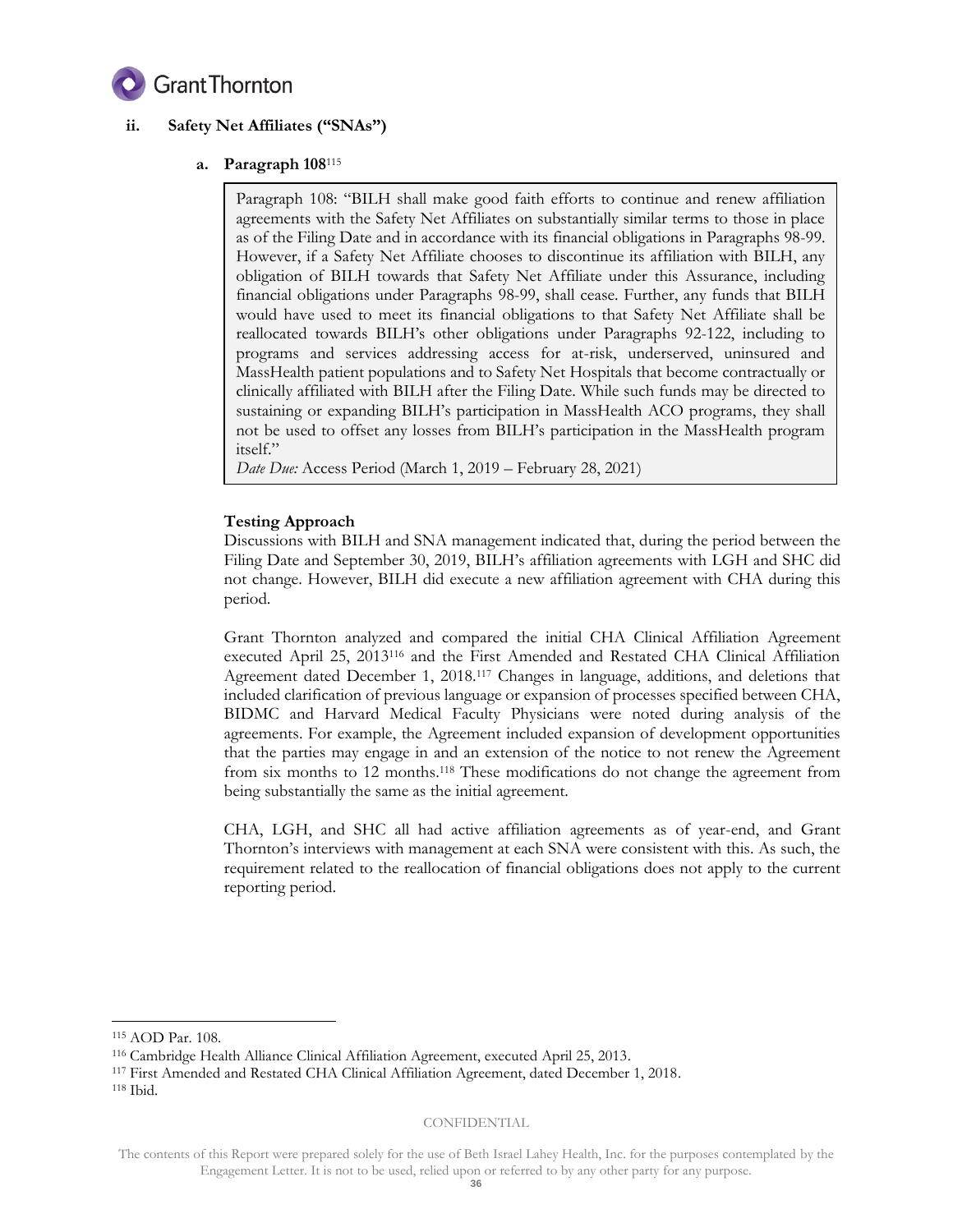### ii. Safety Net Affiliates ("SNAs")

#### a. Paragraph 108[115]

> Paragraph 108: "BILH shall make good faith efforts to continue and renew affiliation agreements with the Safety Net Affiliates on substantially similar terms to those in place as of the Filing Date and in accordance with its financial obligations in Paragraphs 98-99. However, if a Safety Net Affiliate chooses to discontinue its affiliation with BILH, any obligation of BILH towards that Safety Net Affiliate under this Assurance, including financial obligations under Paragraphs 98-99, shall cease. Further, any funds that BILH would have used to meet its financial obligations to that Safety Net Affiliate shall be reallocated towards BILH's other obligations under Paragraphs 92-122, including to programs and services addressing access for at-risk, underserved, uninsured and MassHealth patient populations and to Safety Net Hospitals that become contractually or clinically affiliated with BILH after the Filing Date. While such funds may be directed to sustaining or expanding BILH's participation in MassHealth ACO programs, they shall not be used to offset any losses from BILH's participation in the MassHealth program itself."
>
> *Date Due:* Access Period (March 1, 2019 – February 28, 2021)

**Testing Approach**

Discussions with BILH and SNA management indicated that, during the period between the Filing Date and September 30, 2019, BILH's affiliation agreements with LGH and SHC did not change. However, BILH did execute a new affiliation agreement with CHA during this period.

Grant Thornton analyzed and compared the initial CHA Clinical Affiliation Agreement executed April 25, 2013[116] and the First Amended and Restated CHA Clinical Affiliation Agreement dated December 1, 2018.[117] Changes in language, additions, and deletions that included clarification of previous language or expansion of processes specified between CHA, BIDMC and Harvard Medical Faculty Physicians were noted during analysis of the agreements. For example, the Agreement included expansion of development opportunities that the parties may engage in and an extension of the notice to not renew the Agreement from six months to 12 months.[118] These modifications do not change the agreement from being substantially the same as the initial agreement.

CHA, LGH, and SHC all had active affiliation agreements as of year-end, and Grant Thornton's interviews with management at each SNA were consistent with this. As such, the requirement related to the reallocation of financial obligations does not apply to the current reporting period.

---

[115] AOD Par. 108.

[116] Cambridge Health Alliance Clinical Affiliation Agreement, executed April 25, 2013.

[117] First Amended and Restated CHA Clinical Affiliation Agreement, dated December 1, 2018.

[118] Ibid.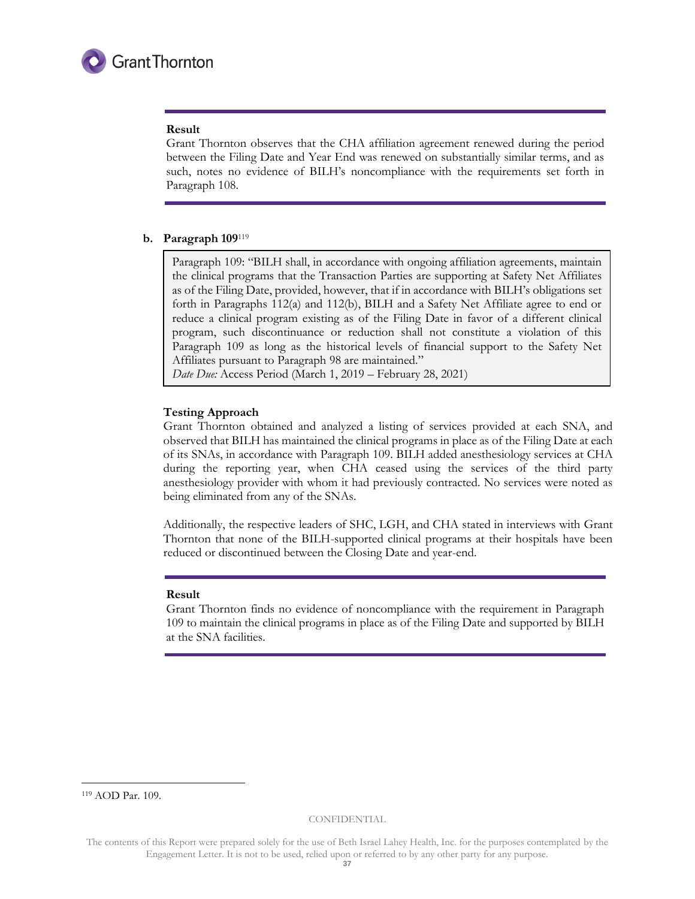**Result**

Grant Thornton observes that the CHA affiliation agreement renewed during the period between the Filing Date and Year End was renewed on substantially similar terms, and as such, notes no evidence of BILH's noncompliance with the requirements set forth in Paragraph 108.

**b. Paragraph 109**[119]

> Paragraph 109: "BILH shall, in accordance with ongoing affiliation agreements, maintain the clinical programs that the Transaction Parties are supporting at Safety Net Affiliates as of the Filing Date, provided, however, that if in accordance with BILH's obligations set forth in Paragraphs 112(a) and 112(b), BILH and a Safety Net Affiliate agree to end or reduce a clinical program existing as of the Filing Date in favor of a different clinical program, such discontinuance or reduction shall not constitute a violation of this Paragraph 109 as long as the historical levels of financial support to the Safety Net Affiliates pursuant to Paragraph 98 are maintained."
> *Date Due:* Access Period (March 1, 2019 – February 28, 2021)

**Testing Approach**

Grant Thornton obtained and analyzed a listing of services provided at each SNA, and observed that BILH has maintained the clinical programs in place as of the Filing Date at each of its SNAs, in accordance with Paragraph 109. BILH added anesthesiology services at CHA during the reporting year, when CHA ceased using the services of the third party anesthesiology provider with whom it had previously contracted. No services were noted as being eliminated from any of the SNAs.

Additionally, the respective leaders of SHC, LGH, and CHA stated in interviews with Grant Thornton that none of the BILH-supported clinical programs at their hospitals have been reduced or discontinued between the Closing Date and year-end.

**Result**

Grant Thornton finds no evidence of noncompliance with the requirement in Paragraph 109 to maintain the clinical programs in place as of the Filing Date and supported by BILH at the SNA facilities.

[119] AOD Par. 109.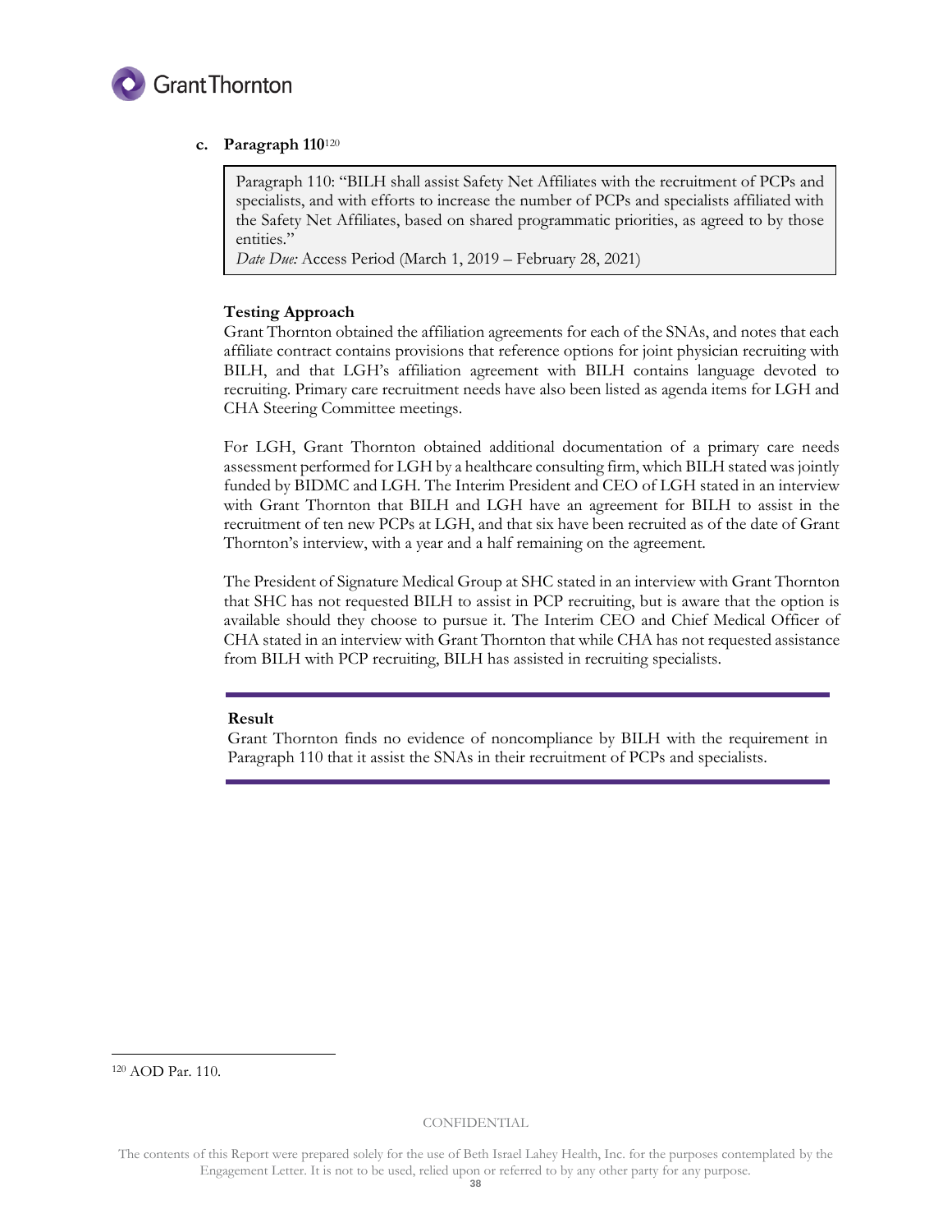### c. Paragraph 110[120]

> Paragraph 110: "BILH shall assist Safety Net Affiliates with the recruitment of PCPs and specialists, and with efforts to increase the number of PCPs and specialists affiliated with the Safety Net Affiliates, based on shared programmatic priorities, as agreed to by those entities."
> *Date Due:* Access Period (March 1, 2019 – February 28, 2021)

**Testing Approach**

Grant Thornton obtained the affiliation agreements for each of the SNAs, and notes that each affiliate contract contains provisions that reference options for joint physician recruiting with BILH, and that LGH's affiliation agreement with BILH contains language devoted to recruiting. Primary care recruitment needs have also been listed as agenda items for LGH and CHA Steering Committee meetings.

For LGH, Grant Thornton obtained additional documentation of a primary care needs assessment performed for LGH by a healthcare consulting firm, which BILH stated was jointly funded by BIDMC and LGH. The Interim President and CEO of LGH stated in an interview with Grant Thornton that BILH and LGH have an agreement for BILH to assist in the recruitment of ten new PCPs at LGH, and that six have been recruited as of the date of Grant Thornton's interview, with a year and a half remaining on the agreement.

The President of Signature Medical Group at SHC stated in an interview with Grant Thornton that SHC has not requested BILH to assist in PCP recruiting, but is aware that the option is available should they choose to pursue it. The Interim CEO and Chief Medical Officer of CHA stated in an interview with Grant Thornton that while CHA has not requested assistance from BILH with PCP recruiting, BILH has assisted in recruiting specialists.

**Result**

Grant Thornton finds no evidence of noncompliance by BILH with the requirement in Paragraph 110 that it assist the SNAs in their recruitment of PCPs and specialists.

---

[120] AOD Par. 110.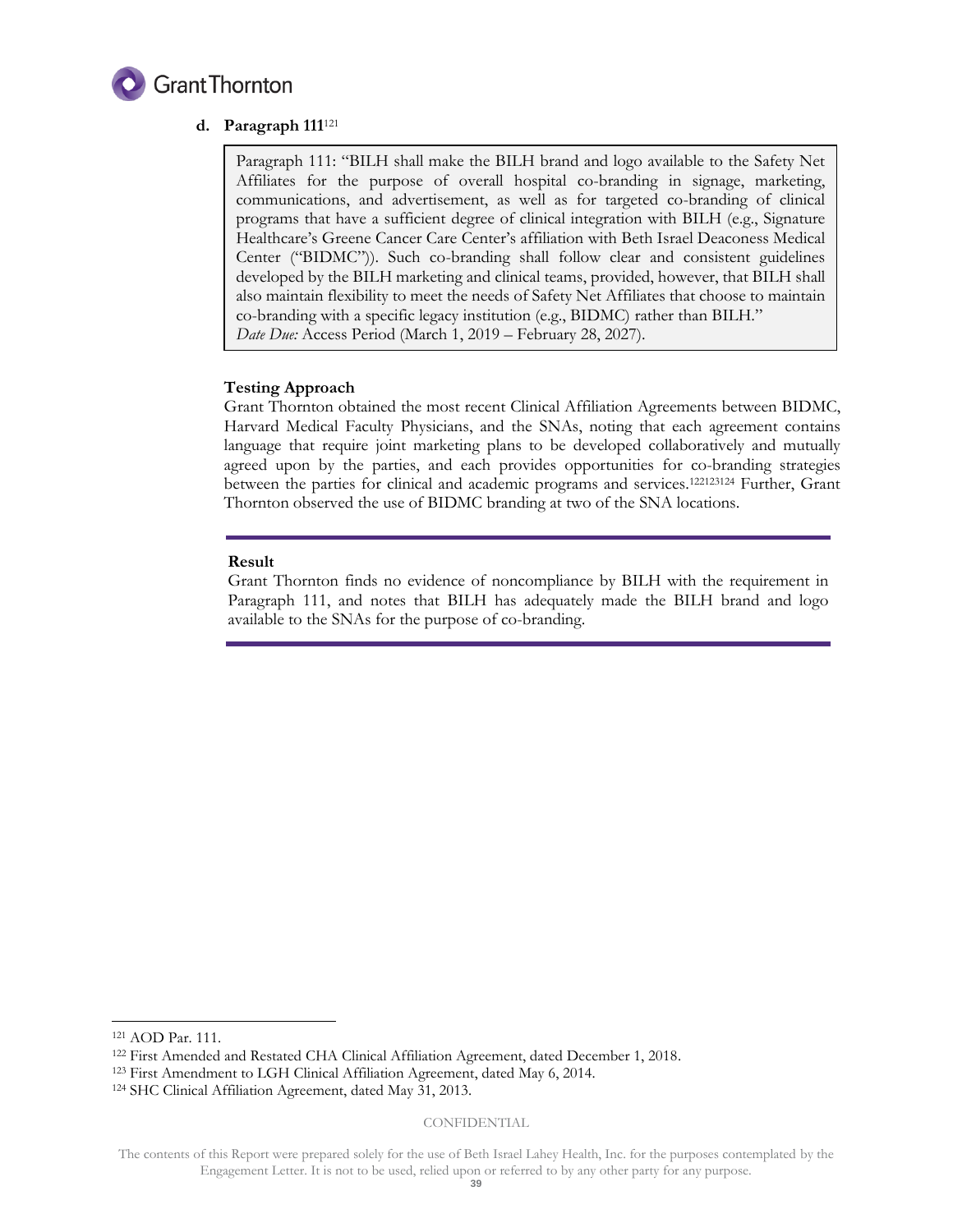### d. Paragraph 111[121]

> Paragraph 111: "BILH shall make the BILH brand and logo available to the Safety Net Affiliates for the purpose of overall hospital co-branding in signage, marketing, communications, and advertisement, as well as for targeted co-branding of clinical programs that have a sufficient degree of clinical integration with BILH (e.g., Signature Healthcare's Greene Cancer Care Center's affiliation with Beth Israel Deaconess Medical Center ("BIDMC")). Such co-branding shall follow clear and consistent guidelines developed by the BILH marketing and clinical teams, provided, however, that BILH shall also maintain flexibility to meet the needs of Safety Net Affiliates that choose to maintain co-branding with a specific legacy institution (e.g., BIDMC) rather than BILH."
> *Date Due:* Access Period (March 1, 2019 – February 28, 2027).

**Testing Approach**

Grant Thornton obtained the most recent Clinical Affiliation Agreements between BIDMC, Harvard Medical Faculty Physicians, and the SNAs, noting that each agreement contains language that require joint marketing plans to be developed collaboratively and mutually agreed upon by the parties, and each provides opportunities for co-branding strategies between the parties for clinical and academic programs and services.[122][123][124] Further, Grant Thornton observed the use of BIDMC branding at two of the SNA locations.

---

**Result**

Grant Thornton finds no evidence of noncompliance by BILH with the requirement in Paragraph 111, and notes that BILH has adequately made the BILH brand and logo available to the SNAs for the purpose of co-branding.

---

[121] AOD Par. 111.

[122] First Amended and Restated CHA Clinical Affiliation Agreement, dated December 1, 2018.

[123] First Amendment to LGH Clinical Affiliation Agreement, dated May 6, 2014.

[124] SHC Clinical Affiliation Agreement, dated May 31, 2013.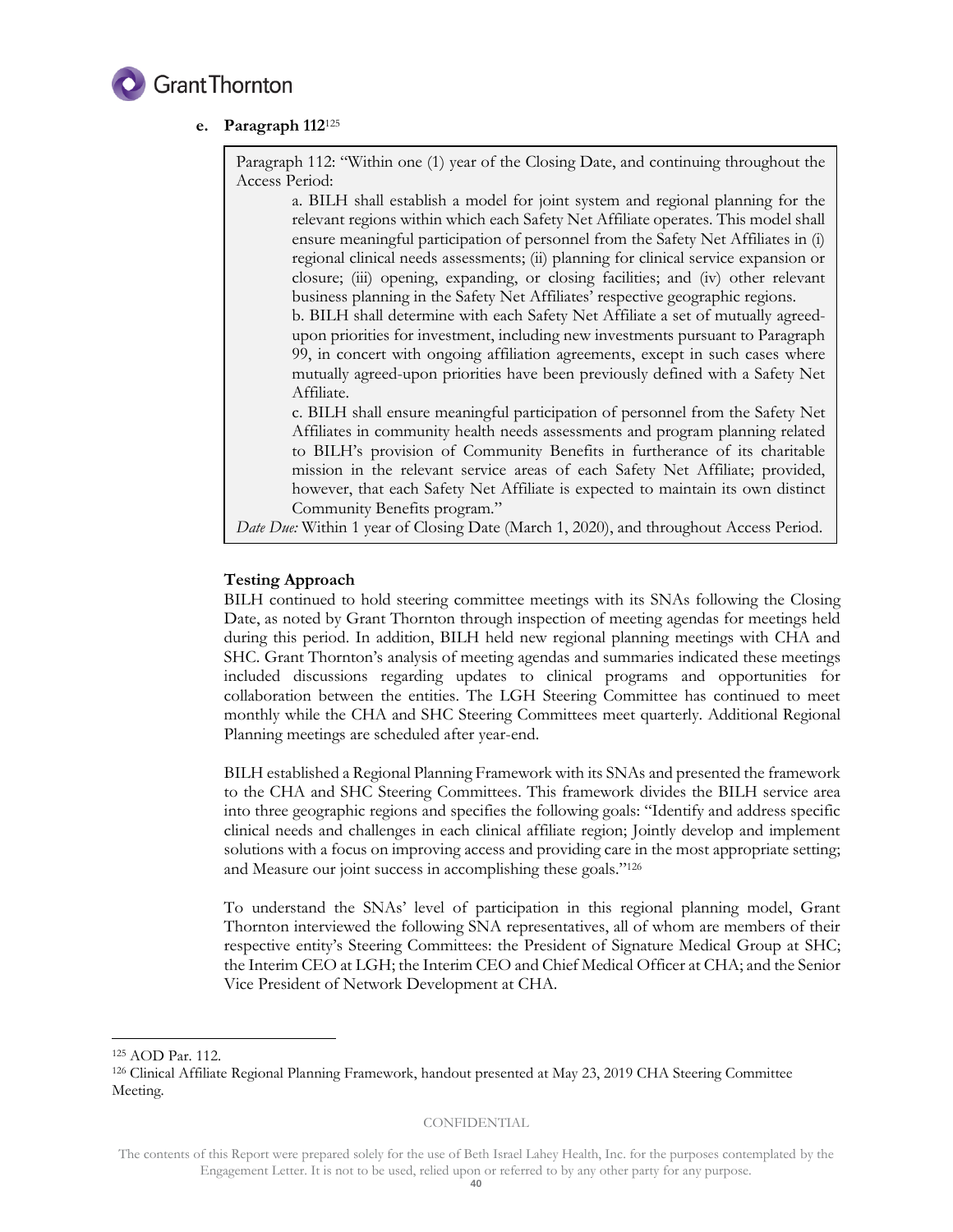**e. Paragraph 112**[125]

> Paragraph 112: "Within one (1) year of the Closing Date, and continuing throughout the Access Period:
>
> a. BILH shall establish a model for joint system and regional planning for the relevant regions within which each Safety Net Affiliate operates. This model shall ensure meaningful participation of personnel from the Safety Net Affiliates in (i) regional clinical needs assessments; (ii) planning for clinical service expansion or closure; (iii) opening, expanding, or closing facilities; and (iv) other relevant business planning in the Safety Net Affiliates' respective geographic regions.
>
> b. BILH shall determine with each Safety Net Affiliate a set of mutually agreed-upon priorities for investment, including new investments pursuant to Paragraph 99, in concert with ongoing affiliation agreements, except in such cases where mutually agreed-upon priorities have been previously defined with a Safety Net Affiliate.
>
> c. BILH shall ensure meaningful participation of personnel from the Safety Net Affiliates in community health needs assessments and program planning related to BILH's provision of Community Benefits in furtherance of its charitable mission in the relevant service areas of each Safety Net Affiliate; provided, however, that each Safety Net Affiliate is expected to maintain its own distinct Community Benefits program."
>
> *Date Due:* Within 1 year of Closing Date (March 1, 2020), and throughout Access Period.

**Testing Approach**

BILH continued to hold steering committee meetings with its SNAs following the Closing Date, as noted by Grant Thornton through inspection of meeting agendas for meetings held during this period. In addition, BILH held new regional planning meetings with CHA and SHC. Grant Thornton's analysis of meeting agendas and summaries indicated these meetings included discussions regarding updates to clinical programs and opportunities for collaboration between the entities. The LGH Steering Committee has continued to meet monthly while the CHA and SHC Steering Committees meet quarterly. Additional Regional Planning meetings are scheduled after year-end.

BILH established a Regional Planning Framework with its SNAs and presented the framework to the CHA and SHC Steering Committees. This framework divides the BILH service area into three geographic regions and specifies the following goals: "Identify and address specific clinical needs and challenges in each clinical affiliate region; Jointly develop and implement solutions with a focus on improving access and providing care in the most appropriate setting; and Measure our joint success in accomplishing these goals."[126]

To understand the SNAs' level of participation in this regional planning model, Grant Thornton interviewed the following SNA representatives, all of whom are members of their respective entity's Steering Committees: the President of Signature Medical Group at SHC; the Interim CEO at LGH; the Interim CEO and Chief Medical Officer at CHA; and the Senior Vice President of Network Development at CHA.

---

[125] AOD Par. 112.

[126] Clinical Affiliate Regional Planning Framework, handout presented at May 23, 2019 CHA Steering Committee Meeting.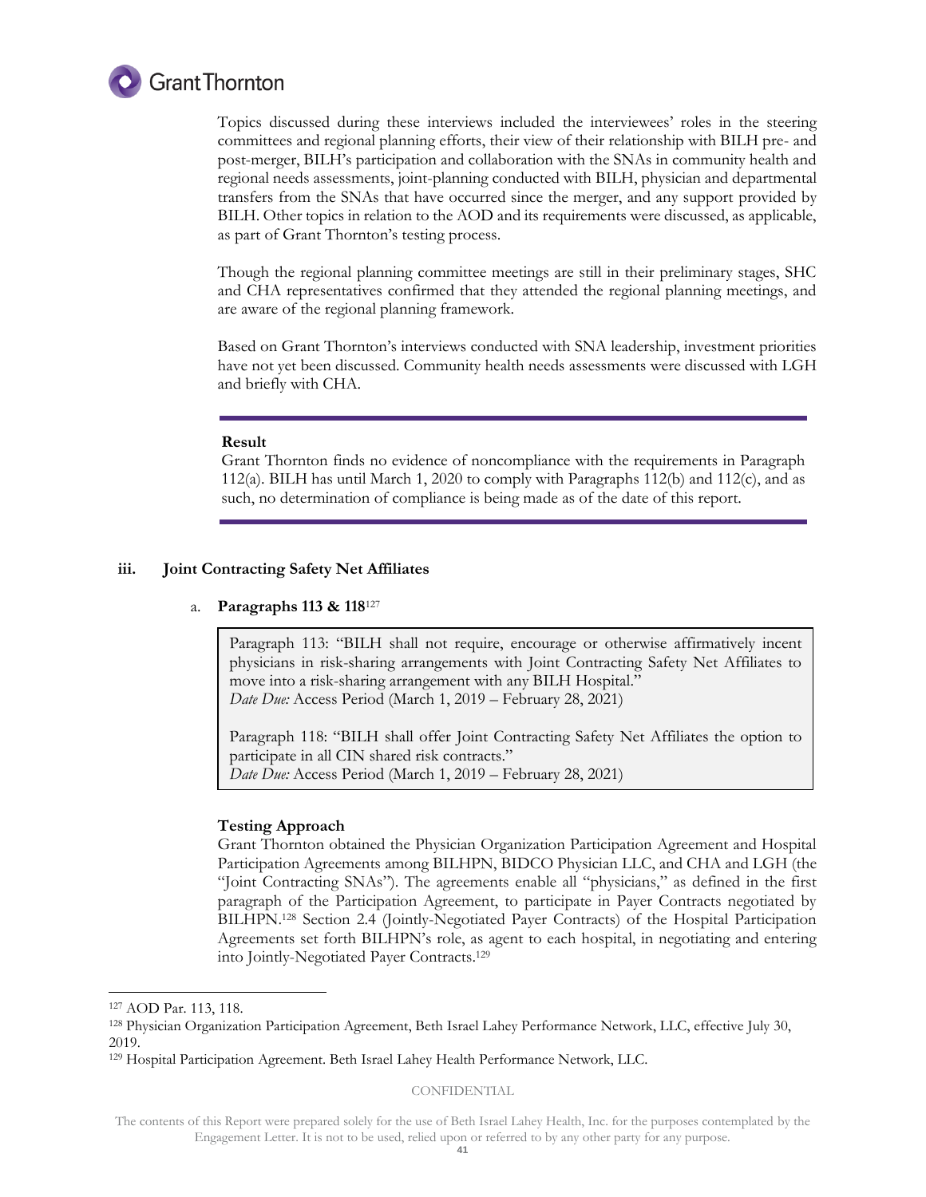Topics discussed during these interviews included the interviewees' roles in the steering committees and regional planning efforts, their view of their relationship with BILH pre- and post-merger, BILH's participation and collaboration with the SNAs in community health and regional needs assessments, joint-planning conducted with BILH, physician and departmental transfers from the SNAs that have occurred since the merger, and any support provided by BILH. Other topics in relation to the AOD and its requirements were discussed, as applicable, as part of Grant Thornton's testing process.

Though the regional planning committee meetings are still in their preliminary stages, SHC and CHA representatives confirmed that they attended the regional planning meetings, and are aware of the regional planning framework.

Based on Grant Thornton's interviews conducted with SNA leadership, investment priorities have not yet been discussed. Community health needs assessments were discussed with LGH and briefly with CHA.

---

**Result**

Grant Thornton finds no evidence of noncompliance with the requirements in Paragraph 112(a). BILH has until March 1, 2020 to comply with Paragraphs 112(b) and 112(c), and as such, no determination of compliance is being made as of the date of this report.

---

### iii. Joint Contracting Safety Net Affiliates

#### a. Paragraphs 113 & 118[127]

> Paragraph 113: "BILH shall not require, encourage or otherwise affirmatively incent physicians in risk-sharing arrangements with Joint Contracting Safety Net Affiliates to move into a risk-sharing arrangement with any BILH Hospital."
> *Date Due:* Access Period (March 1, 2019 – February 28, 2021)
>
> Paragraph 118: "BILH shall offer Joint Contracting Safety Net Affiliates the option to participate in all CIN shared risk contracts."
> *Date Due:* Access Period (March 1, 2019 – February 28, 2021)

**Testing Approach**

Grant Thornton obtained the Physician Organization Participation Agreement and Hospital Participation Agreements among BILHPN, BIDCO Physician LLC, and CHA and LGH (the "Joint Contracting SNAs"). The agreements enable all "physicians," as defined in the first paragraph of the Participation Agreement, to participate in Payer Contracts negotiated by BILHPN.[128] Section 2.4 (Jointly-Negotiated Payer Contracts) of the Hospital Participation Agreements set forth BILHPN's role, as agent to each hospital, in negotiating and entering into Jointly-Negotiated Payer Contracts.[129]

---

[127] AOD Par. 113, 118.

[128] Physician Organization Participation Agreement, Beth Israel Lahey Performance Network, LLC, effective July 30, 2019.

[129] Hospital Participation Agreement. Beth Israel Lahey Health Performance Network, LLC.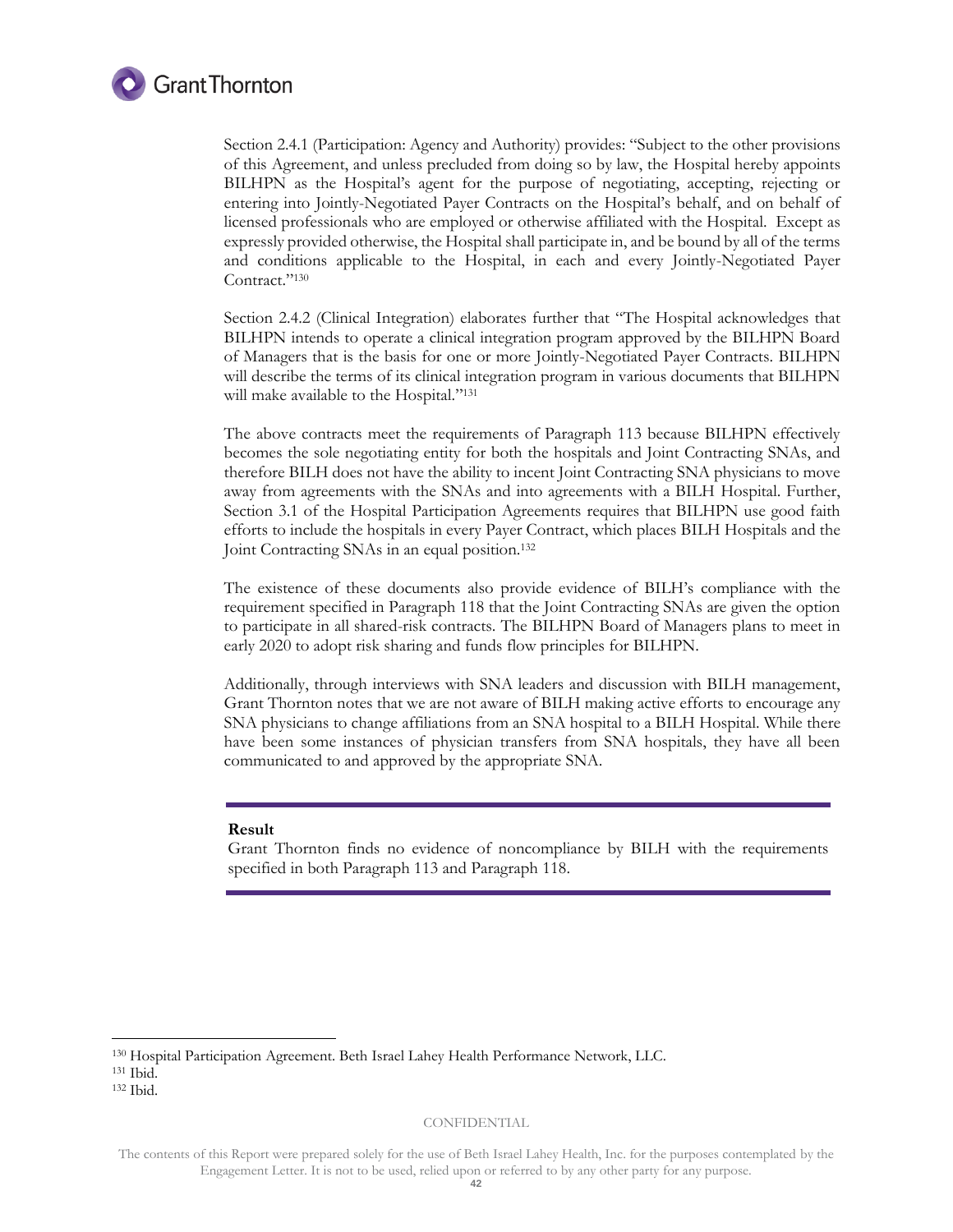Section 2.4.1 (Participation: Agency and Authority) provides: "Subject to the other provisions of this Agreement, and unless precluded from doing so by law, the Hospital hereby appoints BILHPN as the Hospital's agent for the purpose of negotiating, accepting, rejecting or entering into Jointly-Negotiated Payer Contracts on the Hospital's behalf, and on behalf of licensed professionals who are employed or otherwise affiliated with the Hospital. Except as expressly provided otherwise, the Hospital shall participate in, and be bound by all of the terms and conditions applicable to the Hospital, in each and every Jointly-Negotiated Payer Contract."[130]

Section 2.4.2 (Clinical Integration) elaborates further that "The Hospital acknowledges that BILHPN intends to operate a clinical integration program approved by the BILHPN Board of Managers that is the basis for one or more Jointly-Negotiated Payer Contracts. BILHPN will describe the terms of its clinical integration program in various documents that BILHPN will make available to the Hospital."[131]

The above contracts meet the requirements of Paragraph 113 because BILHPN effectively becomes the sole negotiating entity for both the hospitals and Joint Contracting SNAs, and therefore BILH does not have the ability to incent Joint Contracting SNA physicians to move away from agreements with the SNAs and into agreements with a BILH Hospital. Further, Section 3.1 of the Hospital Participation Agreements requires that BILHPN use good faith efforts to include the hospitals in every Payer Contract, which places BILH Hospitals and the Joint Contracting SNAs in an equal position.[132]

The existence of these documents also provide evidence of BILH's compliance with the requirement specified in Paragraph 118 that the Joint Contracting SNAs are given the option to participate in all shared-risk contracts. The BILHPN Board of Managers plans to meet in early 2020 to adopt risk sharing and funds flow principles for BILHPN.

Additionally, through interviews with SNA leaders and discussion with BILH management, Grant Thornton notes that we are not aware of BILH making active efforts to encourage any SNA physicians to change affiliations from an SNA hospital to a BILH Hospital. While there have been some instances of physician transfers from SNA hospitals, they have all been communicated to and approved by the appropriate SNA.

---

**Result**

Grant Thornton finds no evidence of noncompliance by BILH with the requirements specified in both Paragraph 113 and Paragraph 118.

---

[130] Hospital Participation Agreement. Beth Israel Lahey Health Performance Network, LLC.

[131] Ibid.

[132] Ibid.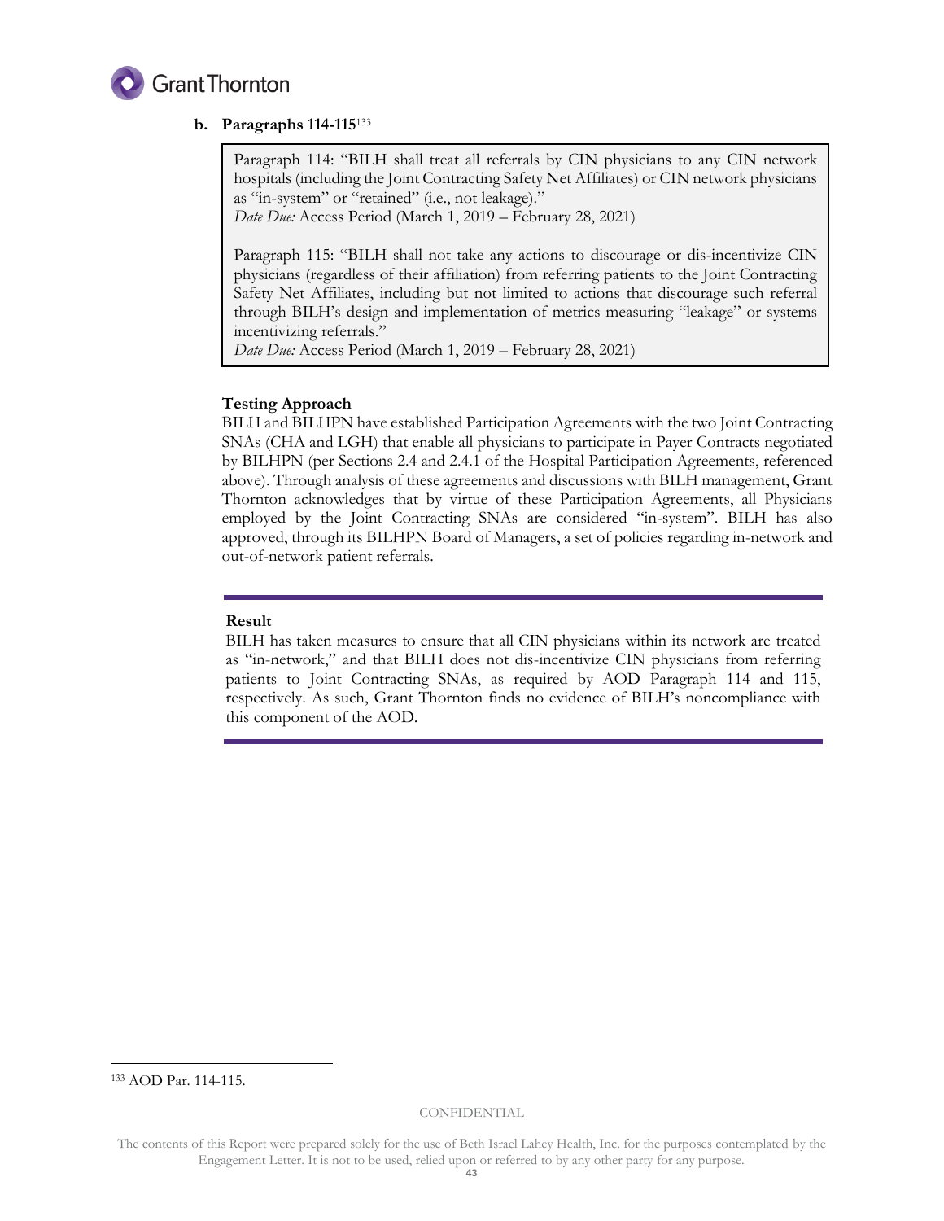**b. Paragraphs 114-115**[133]

> Paragraph 114: "BILH shall treat all referrals by CIN physicians to any CIN network hospitals (including the Joint Contracting Safety Net Affiliates) or CIN network physicians as "in-system" or "retained" (i.e., not leakage)."
> *Date Due:* Access Period (March 1, 2019 – February 28, 2021)
>
> Paragraph 115: "BILH shall not take any actions to discourage or dis-incentivize CIN physicians (regardless of their affiliation) from referring patients to the Joint Contracting Safety Net Affiliates, including but not limited to actions that discourage such referral through BILH's design and implementation of metrics measuring "leakage" or systems incentivizing referrals."
> *Date Due:* Access Period (March 1, 2019 – February 28, 2021)

**Testing Approach**

BILH and BILHPN have established Participation Agreements with the two Joint Contracting SNAs (CHA and LGH) that enable all physicians to participate in Payer Contracts negotiated by BILHPN (per Sections 2.4 and 2.4.1 of the Hospital Participation Agreements, referenced above). Through analysis of these agreements and discussions with BILH management, Grant Thornton acknowledges that by virtue of these Participation Agreements, all Physicians employed by the Joint Contracting SNAs are considered "in-system". BILH has also approved, through its BILHPN Board of Managers, a set of policies regarding in-network and out-of-network patient referrals.

---

**Result**

BILH has taken measures to ensure that all CIN physicians within its network are treated as "in-network," and that BILH does not dis-incentivize CIN physicians from referring patients to Joint Contracting SNAs, as required by AOD Paragraph 114 and 115, respectively. As such, Grant Thornton finds no evidence of BILH's noncompliance with this component of the AOD.

---

[133] AOD Par. 114-115.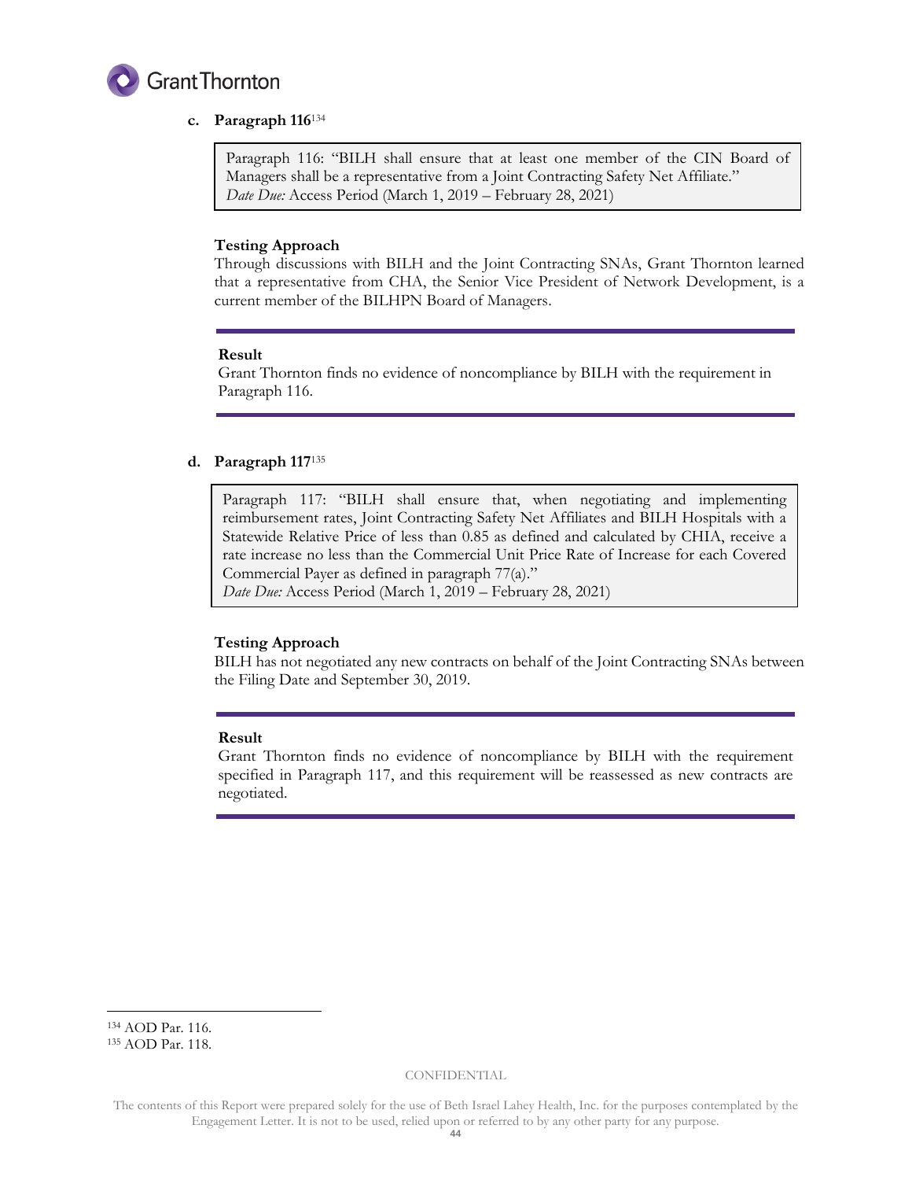### c. Paragraph 116[134]

> Paragraph 116: "BILH shall ensure that at least one member of the CIN Board of Managers shall be a representative from a Joint Contracting Safety Net Affiliate."
> *Date Due:* Access Period (March 1, 2019 – February 28, 2021)

**Testing Approach**

Through discussions with BILH and the Joint Contracting SNAs, Grant Thornton learned that a representative from CHA, the Senior Vice President of Network Development, is a current member of the BILHPN Board of Managers.

---

**Result**

Grant Thornton finds no evidence of noncompliance by BILH with the requirement in Paragraph 116.

---

### d. Paragraph 117[135]

> Paragraph 117: "BILH shall ensure that, when negotiating and implementing reimbursement rates, Joint Contracting Safety Net Affiliates and BILH Hospitals with a Statewide Relative Price of less than 0.85 as defined and calculated by CHIA, receive a rate increase no less than the Commercial Unit Price Rate of Increase for each Covered Commercial Payer as defined in paragraph 77(a)."
> *Date Due:* Access Period (March 1, 2019 – February 28, 2021)

**Testing Approach**

BILH has not negotiated any new contracts on behalf of the Joint Contracting SNAs between the Filing Date and September 30, 2019.

---

**Result**

Grant Thornton finds no evidence of noncompliance by BILH with the requirement specified in Paragraph 117, and this requirement will be reassessed as new contracts are negotiated.

---

[134] AOD Par. 116.
[135] AOD Par. 118.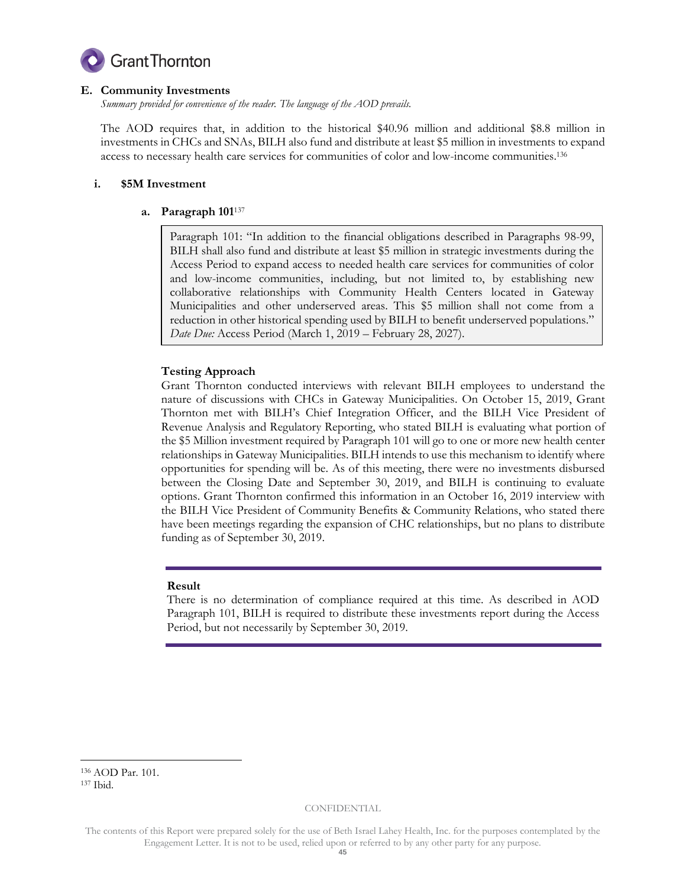### E. Community Investments

*Summary provided for convenience of the reader. The language of the AOD prevails.*

The AOD requires that, in addition to the historical $40.96 million and additional $8.8 million in investments in CHCs and SNAs, BILH also fund and distribute at least $5 million in investments to expand access to necessary health care services for communities of color and low-income communities.[136]

#### i. $5M Investment

##### a. Paragraph 101[137]

> Paragraph 101: "In addition to the financial obligations described in Paragraphs 98-99, BILH shall also fund and distribute at least $5 million in strategic investments during the Access Period to expand access to needed health care services for communities of color and low-income communities, including, but not limited to, by establishing new collaborative relationships with Community Health Centers located in Gateway Municipalities and other underserved areas. This $5 million shall not come from a reduction in other historical spending used by BILH to benefit underserved populations."
> *Date Due:* Access Period (March 1, 2019 – February 28, 2027).

**Testing Approach**

Grant Thornton conducted interviews with relevant BILH employees to understand the nature of discussions with CHCs in Gateway Municipalities. On October 15, 2019, Grant Thornton met with BILH's Chief Integration Officer, and the BILH Vice President of Revenue Analysis and Regulatory Reporting, who stated BILH is evaluating what portion of the $5 Million investment required by Paragraph 101 will go to one or more new health center relationships in Gateway Municipalities. BILH intends to use this mechanism to identify where opportunities for spending will be. As of this meeting, there were no investments disbursed between the Closing Date and September 30, 2019, and BILH is continuing to evaluate options. Grant Thornton confirmed this information in an October 16, 2019 interview with the BILH Vice President of Community Benefits & Community Relations, who stated there have been meetings regarding the expansion of CHC relationships, but no plans to distribute funding as of September 30, 2019.

**Result**

There is no determination of compliance required at this time. As described in AOD Paragraph 101, BILH is required to distribute these investments report during the Access Period, but not necessarily by September 30, 2019.

---

[136] AOD Par. 101.

[137] Ibid.

CONFIDENTIAL

The contents of this Report were prepared solely for the use of Beth Israel Lahey Health, Inc. for the purposes contemplated by the Engagement Letter. It is not to be used, relied upon or referred to by any other party for any purpose.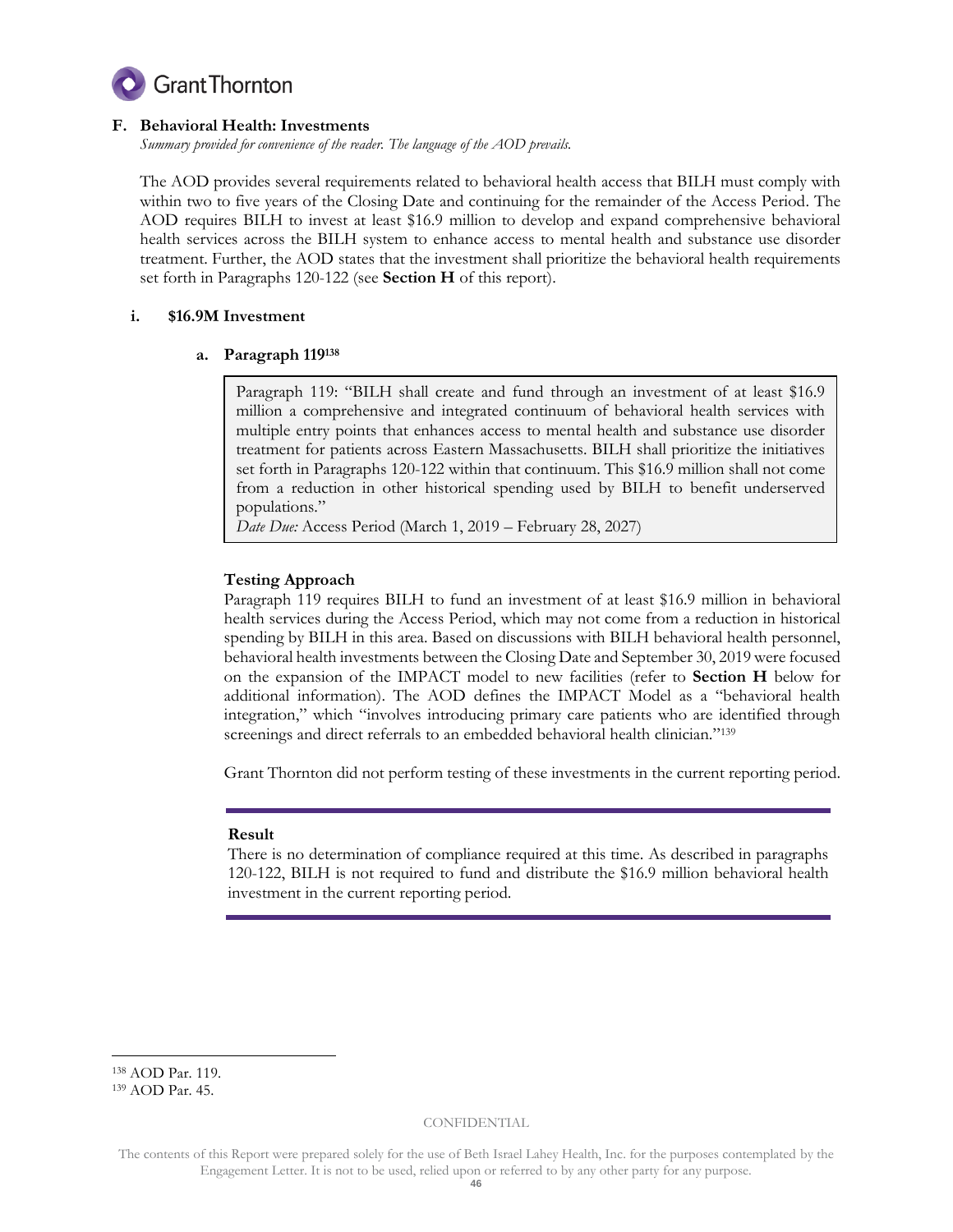## F. Behavioral Health: Investments

*Summary provided for convenience of the reader. The language of the AOD prevails.*

The AOD provides several requirements related to behavioral health access that BILH must comply with within two to five years of the Closing Date and continuing for the remainder of the Access Period. The AOD requires BILH to invest at least $16.9 million to develop and expand comprehensive behavioral health services across the BILH system to enhance access to mental health and substance use disorder treatment. Further, the AOD states that the investment shall prioritize the behavioral health requirements set forth in Paragraphs 120-122 (see **Section H** of this report).

### i. $16.9M Investment

#### a. Paragraph 119[138]

> Paragraph 119: "BILH shall create and fund through an investment of at least $16.9 million a comprehensive and integrated continuum of behavioral health services with multiple entry points that enhances access to mental health and substance use disorder treatment for patients across Eastern Massachusetts. BILH shall prioritize the initiatives set forth in Paragraphs 120-122 within that continuum. This $16.9 million shall not come from a reduction in other historical spending used by BILH to benefit underserved populations."
> *Date Due:* Access Period (March 1, 2019 – February 28, 2027)

**Testing Approach**

Paragraph 119 requires BILH to fund an investment of at least $16.9 million in behavioral health services during the Access Period, which may not come from a reduction in historical spending by BILH in this area. Based on discussions with BILH behavioral health personnel, behavioral health investments between the Closing Date and September 30, 2019 were focused on the expansion of the IMPACT model to new facilities (refer to **Section H** below for additional information). The AOD defines the IMPACT Model as a "behavioral health integration," which "involves introducing primary care patients who are identified through screenings and direct referrals to an embedded behavioral health clinician."[139]

Grant Thornton did not perform testing of these investments in the current reporting period.

**Result**

There is no determination of compliance required at this time. As described in paragraphs 120-122, BILH is not required to fund and distribute the $16.9 million behavioral health investment in the current reporting period.

---

[138] AOD Par. 119.

[139] AOD Par. 45.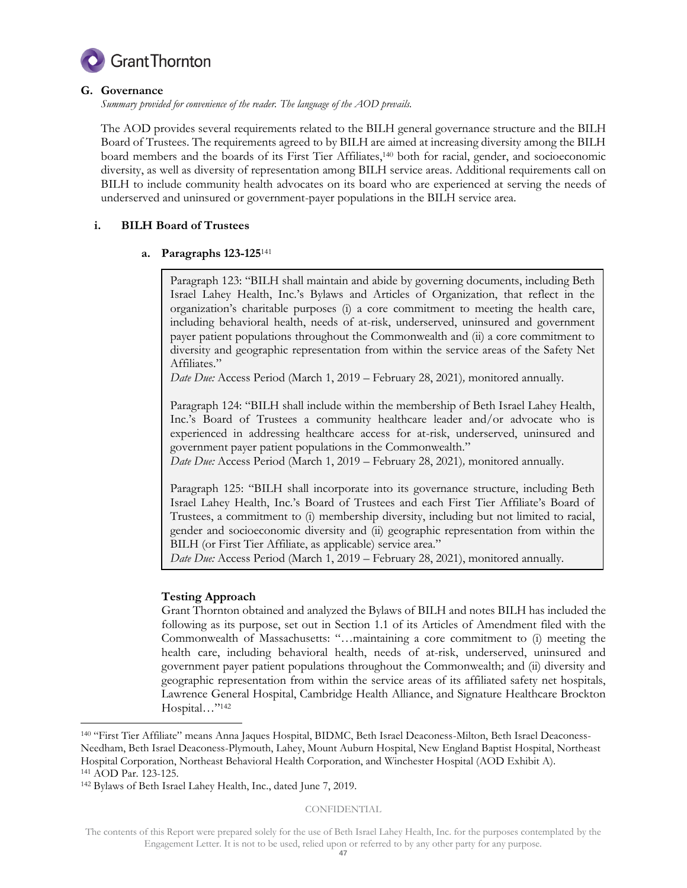## G. Governance

*Summary provided for convenience of the reader. The language of the AOD prevails.*

The AOD provides several requirements related to the BILH general governance structure and the BILH Board of Trustees. The requirements agreed to by BILH are aimed at increasing diversity among the BILH board members and the boards of its First Tier Affiliates,[140] both for racial, gender, and socioeconomic diversity, as well as diversity of representation among BILH service areas. Additional requirements call on BILH to include community health advocates on its board who are experienced at serving the needs of underserved and uninsured or government-payer populations in the BILH service area.

### i. BILH Board of Trustees

#### a. Paragraphs 123-125[141]

> Paragraph 123: "BILH shall maintain and abide by governing documents, including Beth Israel Lahey Health, Inc.'s Bylaws and Articles of Organization, that reflect in the organization's charitable purposes (i) a core commitment to meeting the health care, including behavioral health, needs of at-risk, underserved, uninsured and government payer patient populations throughout the Commonwealth and (ii) a core commitment to diversity and geographic representation from within the service areas of the Safety Net Affiliates."
> *Date Due:* Access Period (March 1, 2019 – February 28, 2021)*,* monitored annually.
>
> Paragraph 124: "BILH shall include within the membership of Beth Israel Lahey Health, Inc.'s Board of Trustees a community healthcare leader and/or advocate who is experienced in addressing healthcare access for at-risk, underserved, uninsured and government payer patient populations in the Commonwealth."
> *Date Due:* Access Period (March 1, 2019 – February 28, 2021)*,* monitored annually.
>
> Paragraph 125: "BILH shall incorporate into its governance structure, including Beth Israel Lahey Health, Inc.'s Board of Trustees and each First Tier Affiliate's Board of Trustees, a commitment to (i) membership diversity, including but not limited to racial, gender and socioeconomic diversity and (ii) geographic representation from within the BILH (or First Tier Affiliate, as applicable) service area."
> *Date Due:* Access Period (March 1, 2019 – February 28, 2021), monitored annually.

**Testing Approach**

Grant Thornton obtained and analyzed the Bylaws of BILH and notes BILH has included the following as its purpose, set out in Section 1.1 of its Articles of Amendment filed with the Commonwealth of Massachusetts: "…maintaining a core commitment to (i) meeting the health care, including behavioral health, needs of at-risk, underserved, uninsured and government payer patient populations throughout the Commonwealth; and (ii) diversity and geographic representation from within the service areas of its affiliated safety net hospitals, Lawrence General Hospital, Cambridge Health Alliance, and Signature Healthcare Brockton Hospital…"[142]

---

[140] "First Tier Affiliate" means Anna Jaques Hospital, BIDMC, Beth Israel Deaconess-Milton, Beth Israel Deaconess-Needham, Beth Israel Deaconess-Plymouth, Lahey, Mount Auburn Hospital, New England Baptist Hospital, Northeast Hospital Corporation, Northeast Behavioral Health Corporation, and Winchester Hospital (AOD Exhibit A).

[141] AOD Par. 123-125.

[142] Bylaws of Beth Israel Lahey Health, Inc., dated June 7, 2019.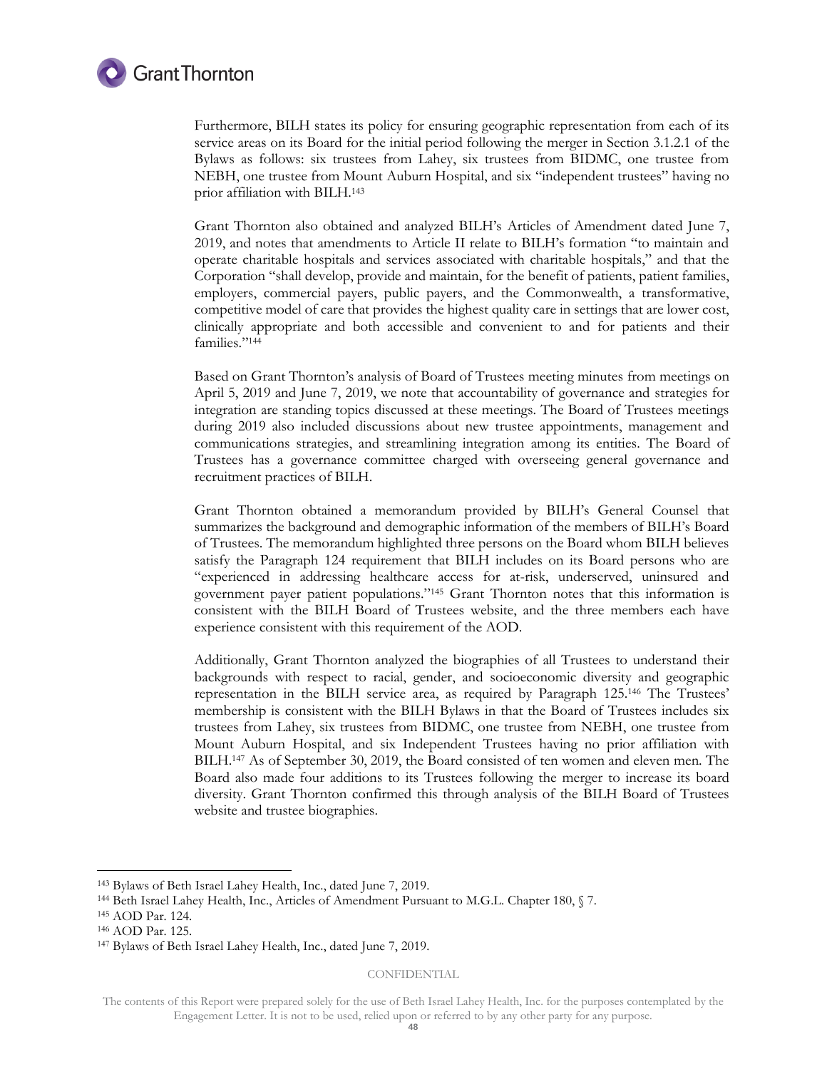Furthermore, BILH states its policy for ensuring geographic representation from each of its service areas on its Board for the initial period following the merger in Section 3.1.2.1 of the Bylaws as follows: six trustees from Lahey, six trustees from BIDMC, one trustee from NEBH, one trustee from Mount Auburn Hospital, and six "independent trustees" having no prior affiliation with BILH.[143]

Grant Thornton also obtained and analyzed BILH's Articles of Amendment dated June 7, 2019, and notes that amendments to Article II relate to BILH's formation "to maintain and operate charitable hospitals and services associated with charitable hospitals," and that the Corporation "shall develop, provide and maintain, for the benefit of patients, patient families, employers, commercial payers, public payers, and the Commonwealth, a transformative, competitive model of care that provides the highest quality care in settings that are lower cost, clinically appropriate and both accessible and convenient to and for patients and their families."[144]

Based on Grant Thornton's analysis of Board of Trustees meeting minutes from meetings on April 5, 2019 and June 7, 2019, we note that accountability of governance and strategies for integration are standing topics discussed at these meetings. The Board of Trustees meetings during 2019 also included discussions about new trustee appointments, management and communications strategies, and streamlining integration among its entities. The Board of Trustees has a governance committee charged with overseeing general governance and recruitment practices of BILH.

Grant Thornton obtained a memorandum provided by BILH's General Counsel that summarizes the background and demographic information of the members of BILH's Board of Trustees. The memorandum highlighted three persons on the Board whom BILH believes satisfy the Paragraph 124 requirement that BILH includes on its Board persons who are "experienced in addressing healthcare access for at-risk, underserved, uninsured and government payer patient populations."[145] Grant Thornton notes that this information is consistent with the BILH Board of Trustees website, and the three members each have experience consistent with this requirement of the AOD.

Additionally, Grant Thornton analyzed the biographies of all Trustees to understand their backgrounds with respect to racial, gender, and socioeconomic diversity and geographic representation in the BILH service area, as required by Paragraph 125.[146] The Trustees' membership is consistent with the BILH Bylaws in that the Board of Trustees includes six trustees from Lahey, six trustees from BIDMC, one trustee from NEBH, one trustee from Mount Auburn Hospital, and six Independent Trustees having no prior affiliation with BILH.[147] As of September 30, 2019, the Board consisted of ten women and eleven men. The Board also made four additions to its Trustees following the merger to increase its board diversity. Grant Thornton confirmed this through analysis of the BILH Board of Trustees website and trustee biographies.

---

[143] Bylaws of Beth Israel Lahey Health, Inc., dated June 7, 2019.

[144] Beth Israel Lahey Health, Inc., Articles of Amendment Pursuant to M.G.L. Chapter 180, § 7.

[145] AOD Par. 124.

[146] AOD Par. 125.

[147] Bylaws of Beth Israel Lahey Health, Inc., dated June 7, 2019.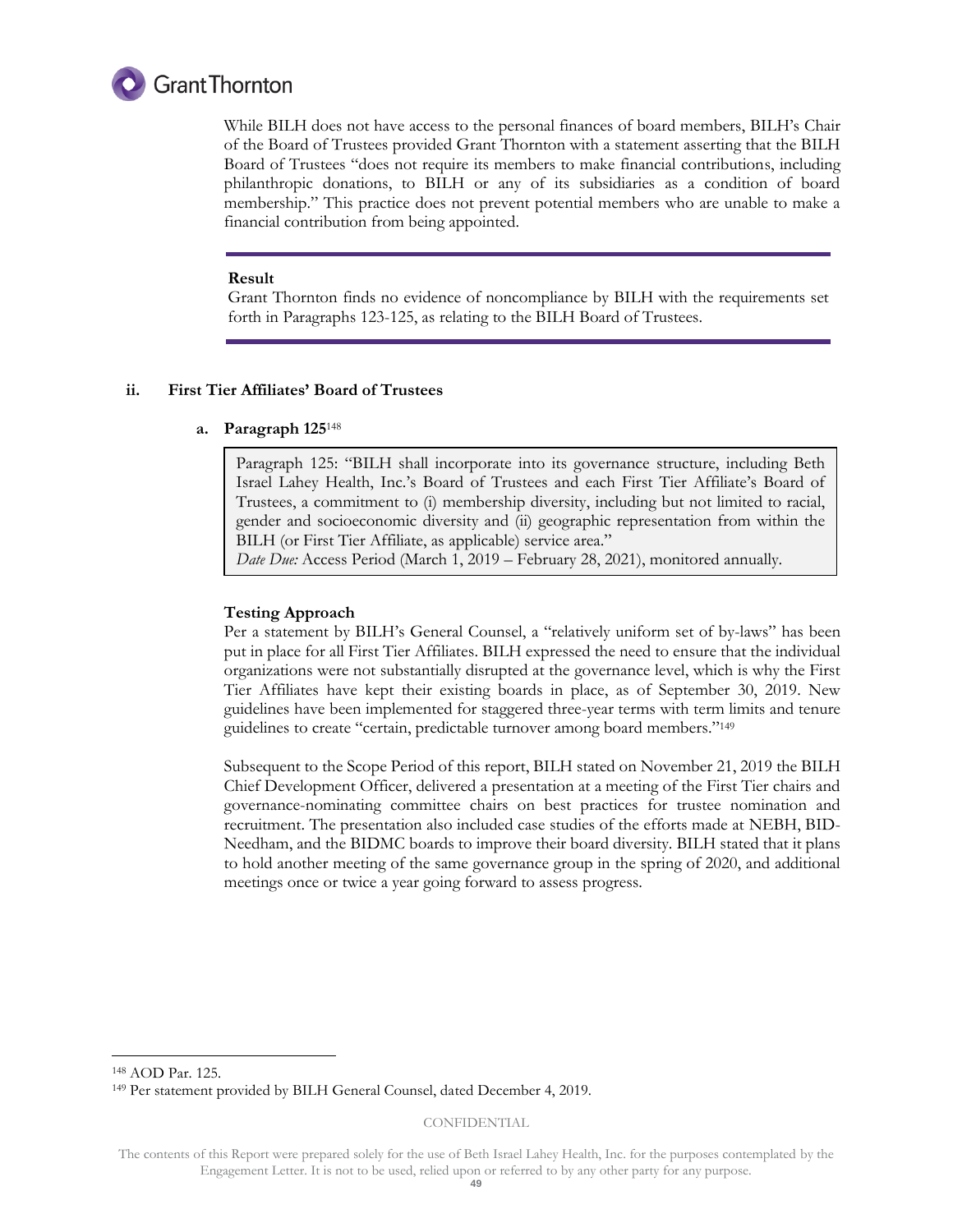While BILH does not have access to the personal finances of board members, BILH's Chair of the Board of Trustees provided Grant Thornton with a statement asserting that the BILH Board of Trustees "does not require its members to make financial contributions, including philanthropic donations, to BILH or any of its subsidiaries as a condition of board membership." This practice does not prevent potential members who are unable to make a financial contribution from being appointed.

**Result**

Grant Thornton finds no evidence of noncompliance by BILH with the requirements set forth in Paragraphs 123-125, as relating to the BILH Board of Trustees.

### ii. First Tier Affiliates' Board of Trustees

#### a. Paragraph 125[148]

> Paragraph 125: "BILH shall incorporate into its governance structure, including Beth Israel Lahey Health, Inc.'s Board of Trustees and each First Tier Affiliate's Board of Trustees, a commitment to (i) membership diversity, including but not limited to racial, gender and socioeconomic diversity and (ii) geographic representation from within the BILH (or First Tier Affiliate, as applicable) service area."
> *Date Due:* Access Period (March 1, 2019 – February 28, 2021), monitored annually.

**Testing Approach**

Per a statement by BILH's General Counsel, a "relatively uniform set of by-laws" has been put in place for all First Tier Affiliates. BILH expressed the need to ensure that the individual organizations were not substantially disrupted at the governance level, which is why the First Tier Affiliates have kept their existing boards in place, as of September 30, 2019. New guidelines have been implemented for staggered three-year terms with term limits and tenure guidelines to create "certain, predictable turnover among board members."[149]

Subsequent to the Scope Period of this report, BILH stated on November 21, 2019 the BILH Chief Development Officer, delivered a presentation at a meeting of the First Tier chairs and governance-nominating committee chairs on best practices for trustee nomination and recruitment. The presentation also included case studies of the efforts made at NEBH, BID-Needham, and the BIDMC boards to improve their board diversity. BILH stated that it plans to hold another meeting of the same governance group in the spring of 2020, and additional meetings once or twice a year going forward to assess progress.

---

[148] AOD Par. 125.

[149] Per statement provided by BILH General Counsel, dated December 4, 2019.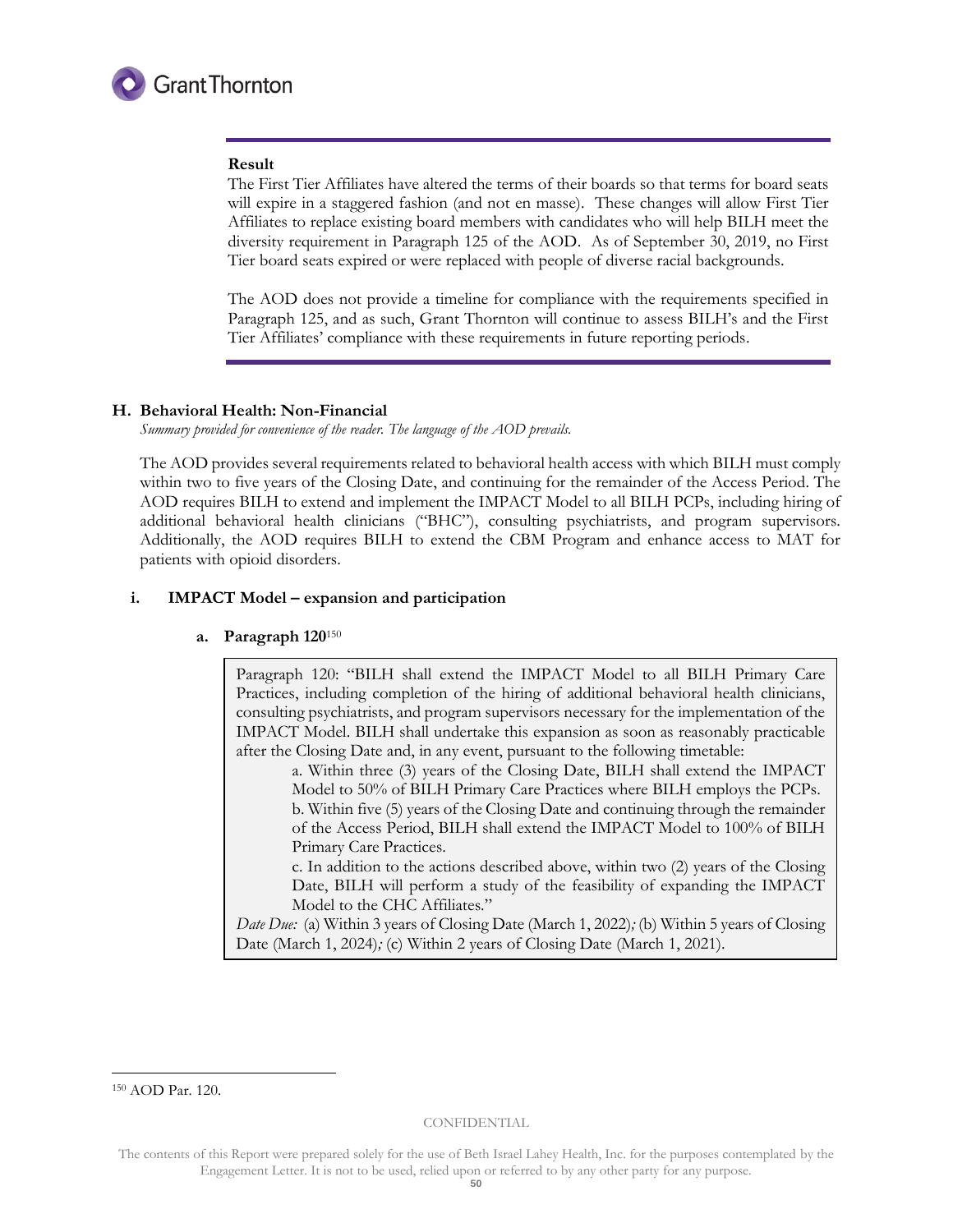**Result**

The First Tier Affiliates have altered the terms of their boards so that terms for board seats will expire in a staggered fashion (and not en masse). These changes will allow First Tier Affiliates to replace existing board members with candidates who will help BILH meet the diversity requirement in Paragraph 125 of the AOD. As of September 30, 2019, no First Tier board seats expired or were replaced with people of diverse racial backgrounds.

The AOD does not provide a timeline for compliance with the requirements specified in Paragraph 125, and as such, Grant Thornton will continue to assess BILH's and the First Tier Affiliates' compliance with these requirements in future reporting periods.

## H. Behavioral Health: Non-Financial

*Summary provided for convenience of the reader. The language of the AOD prevails.*

The AOD provides several requirements related to behavioral health access with which BILH must comply within two to five years of the Closing Date, and continuing for the remainder of the Access Period. The AOD requires BILH to extend and implement the IMPACT Model to all BILH PCPs, including hiring of additional behavioral health clinicians ("BHC"), consulting psychiatrists, and program supervisors. Additionally, the AOD requires BILH to extend the CBM Program and enhance access to MAT for patients with opioid disorders.

### i. IMPACT Model – expansion and participation

#### a. Paragraph 120[150]

> Paragraph 120: "BILH shall extend the IMPACT Model to all BILH Primary Care Practices, including completion of the hiring of additional behavioral health clinicians, consulting psychiatrists, and program supervisors necessary for the implementation of the IMPACT Model. BILH shall undertake this expansion as soon as reasonably practicable after the Closing Date and, in any event, pursuant to the following timetable:
>
> a. Within three (3) years of the Closing Date, BILH shall extend the IMPACT Model to 50% of BILH Primary Care Practices where BILH employs the PCPs.
>
> b. Within five (5) years of the Closing Date and continuing through the remainder of the Access Period, BILH shall extend the IMPACT Model to 100% of BILH Primary Care Practices.
>
> c. In addition to the actions described above, within two (2) years of the Closing Date, BILH will perform a study of the feasibility of expanding the IMPACT Model to the CHC Affiliates."
>
> *Date Due:* (a) Within 3 years of Closing Date (March 1, 2022); (b) Within 5 years of Closing Date (March 1, 2024); (c) Within 2 years of Closing Date (March 1, 2021).

[150] AOD Par. 120.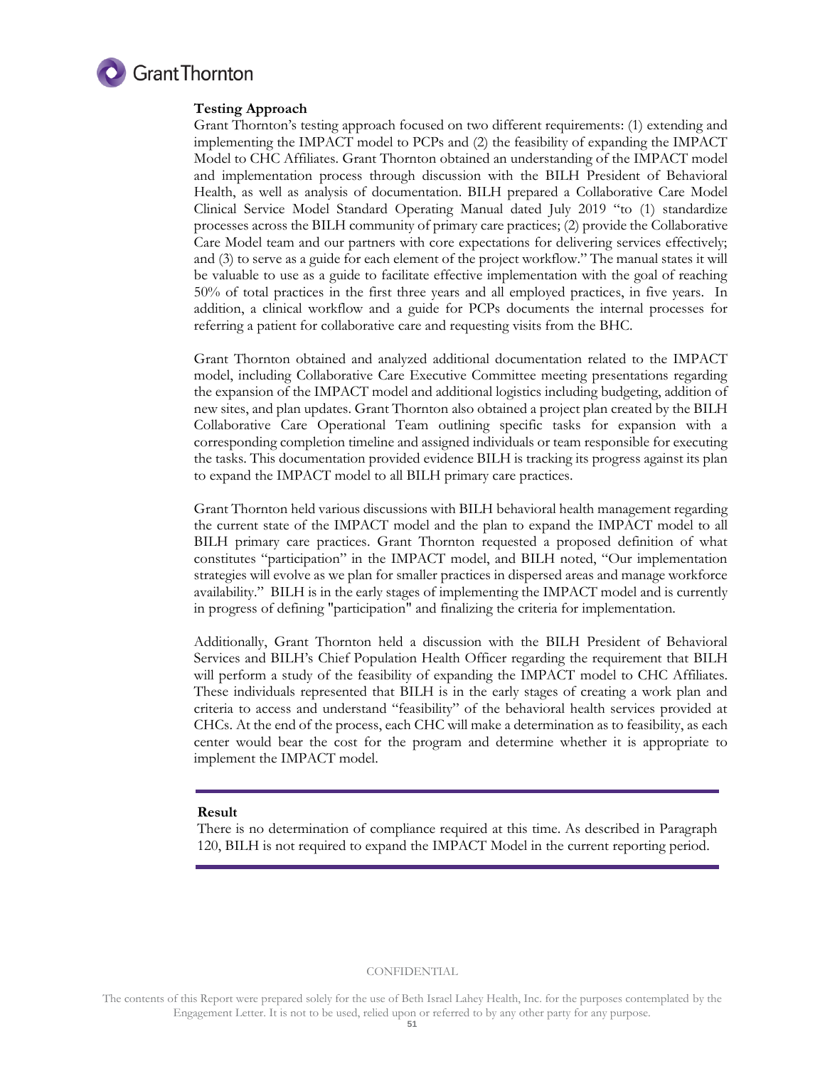**Testing Approach**

Grant Thornton's testing approach focused on two different requirements: (1) extending and implementing the IMPACT model to PCPs and (2) the feasibility of expanding the IMPACT Model to CHC Affiliates. Grant Thornton obtained an understanding of the IMPACT model and implementation process through discussion with the BILH President of Behavioral Health, as well as analysis of documentation. BILH prepared a Collaborative Care Model Clinical Service Model Standard Operating Manual dated July 2019 "to (1) standardize processes across the BILH community of primary care practices; (2) provide the Collaborative Care Model team and our partners with core expectations for delivering services effectively; and (3) to serve as a guide for each element of the project workflow." The manual states it will be valuable to use as a guide to facilitate effective implementation with the goal of reaching 50% of total practices in the first three years and all employed practices, in five years. In addition, a clinical workflow and a guide for PCPs documents the internal processes for referring a patient for collaborative care and requesting visits from the BHC.

Grant Thornton obtained and analyzed additional documentation related to the IMPACT model, including Collaborative Care Executive Committee meeting presentations regarding the expansion of the IMPACT model and additional logistics including budgeting, addition of new sites, and plan updates. Grant Thornton also obtained a project plan created by the BILH Collaborative Care Operational Team outlining specific tasks for expansion with a corresponding completion timeline and assigned individuals or team responsible for executing the tasks. This documentation provided evidence BILH is tracking its progress against its plan to expand the IMPACT model to all BILH primary care practices.

Grant Thornton held various discussions with BILH behavioral health management regarding the current state of the IMPACT model and the plan to expand the IMPACT model to all BILH primary care practices. Grant Thornton requested a proposed definition of what constitutes "participation" in the IMPACT model, and BILH noted, "Our implementation strategies will evolve as we plan for smaller practices in dispersed areas and manage workforce availability." BILH is in the early stages of implementing the IMPACT model and is currently in progress of defining "participation" and finalizing the criteria for implementation.

Additionally, Grant Thornton held a discussion with the BILH President of Behavioral Services and BILH's Chief Population Health Officer regarding the requirement that BILH will perform a study of the feasibility of expanding the IMPACT model to CHC Affiliates. These individuals represented that BILH is in the early stages of creating a work plan and criteria to access and understand "feasibility" of the behavioral health services provided at CHCs. At the end of the process, each CHC will make a determination as to feasibility, as each center would bear the cost for the program and determine whether it is appropriate to implement the IMPACT model.

---

**Result**

There is no determination of compliance required at this time. As described in Paragraph 120, BILH is not required to expand the IMPACT Model in the current reporting period.

---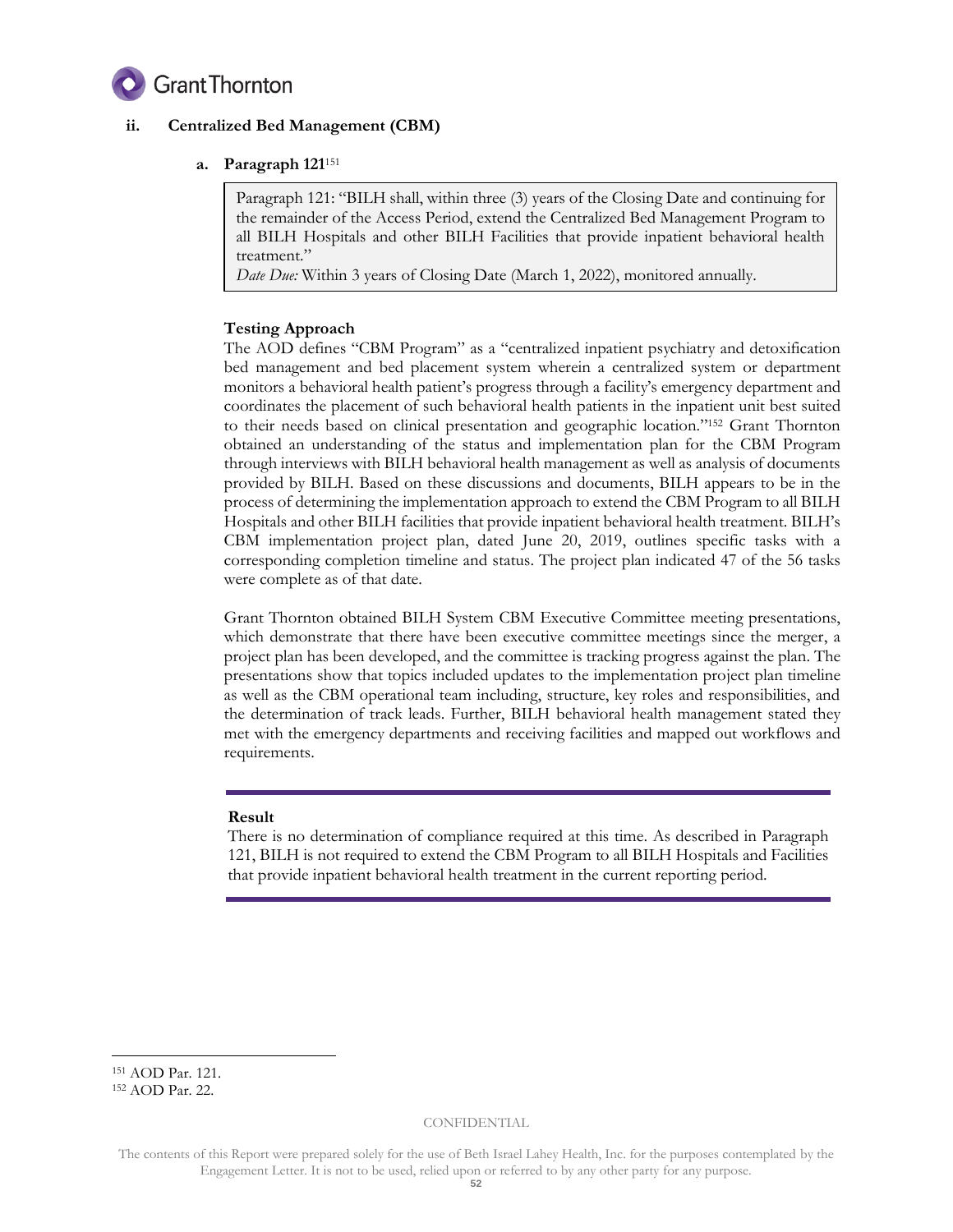### ii. Centralized Bed Management (CBM)

#### a. Paragraph 121[151]

> Paragraph 121: "BILH shall, within three (3) years of the Closing Date and continuing for the remainder of the Access Period, extend the Centralized Bed Management Program to all BILH Hospitals and other BILH Facilities that provide inpatient behavioral health treatment."
> *Date Due:* Within 3 years of Closing Date (March 1, 2022), monitored annually.

**Testing Approach**

The AOD defines "CBM Program" as a "centralized inpatient psychiatry and detoxification bed management and bed placement system wherein a centralized system or department monitors a behavioral health patient's progress through a facility's emergency department and coordinates the placement of such behavioral health patients in the inpatient unit best suited to their needs based on clinical presentation and geographic location."[152] Grant Thornton obtained an understanding of the status and implementation plan for the CBM Program through interviews with BILH behavioral health management as well as analysis of documents provided by BILH. Based on these discussions and documents, BILH appears to be in the process of determining the implementation approach to extend the CBM Program to all BILH Hospitals and other BILH facilities that provide inpatient behavioral health treatment. BILH's CBM implementation project plan, dated June 20, 2019, outlines specific tasks with a corresponding completion timeline and status. The project plan indicated 47 of the 56 tasks were complete as of that date.

Grant Thornton obtained BILH System CBM Executive Committee meeting presentations, which demonstrate that there have been executive committee meetings since the merger, a project plan has been developed, and the committee is tracking progress against the plan. The presentations show that topics included updates to the implementation project plan timeline as well as the CBM operational team including, structure, key roles and responsibilities, and the determination of track leads. Further, BILH behavioral health management stated they met with the emergency departments and receiving facilities and mapped out workflows and requirements.

**Result**

There is no determination of compliance required at this time. As described in Paragraph 121, BILH is not required to extend the CBM Program to all BILH Hospitals and Facilities that provide inpatient behavioral health treatment in the current reporting period.

---

[151] AOD Par. 121.

[152] AOD Par. 22.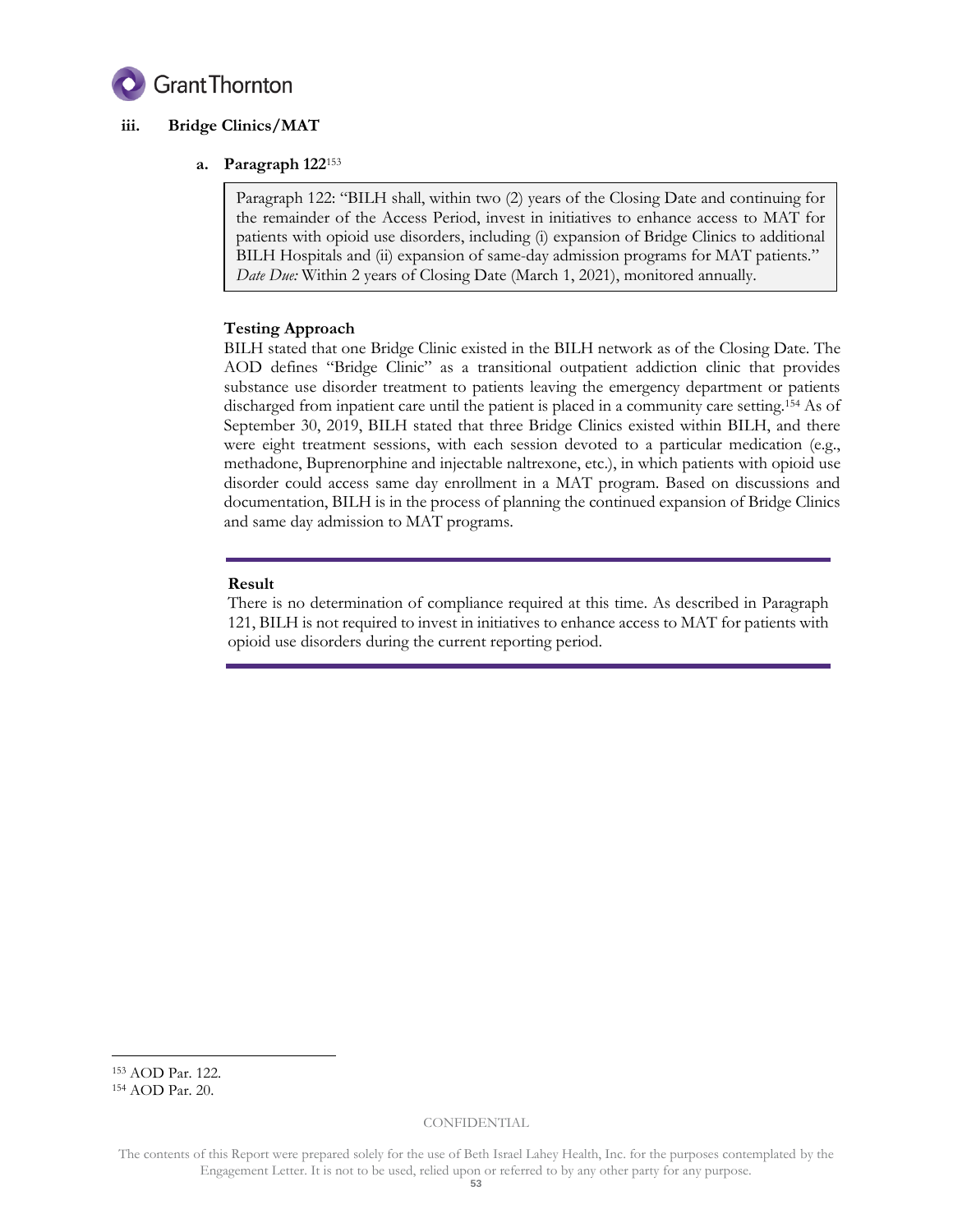### iii. Bridge Clinics/MAT

#### a. Paragraph 122[153]

> Paragraph 122: "BILH shall, within two (2) years of the Closing Date and continuing for the remainder of the Access Period, invest in initiatives to enhance access to MAT for patients with opioid use disorders, including (i) expansion of Bridge Clinics to additional BILH Hospitals and (ii) expansion of same-day admission programs for MAT patients."
> *Date Due:* Within 2 years of Closing Date (March 1, 2021), monitored annually.

**Testing Approach**

BILH stated that one Bridge Clinic existed in the BILH network as of the Closing Date. The AOD defines "Bridge Clinic" as a transitional outpatient addiction clinic that provides substance use disorder treatment to patients leaving the emergency department or patients discharged from inpatient care until the patient is placed in a community care setting.[154] As of September 30, 2019, BILH stated that three Bridge Clinics existed within BILH, and there were eight treatment sessions, with each session devoted to a particular medication (e.g., methadone, Buprenorphine and injectable naltrexone, etc.), in which patients with opioid use disorder could access same day enrollment in a MAT program. Based on discussions and documentation, BILH is in the process of planning the continued expansion of Bridge Clinics and same day admission to MAT programs.

---

**Result**

There is no determination of compliance required at this time. As described in Paragraph 121, BILH is not required to invest in initiatives to enhance access to MAT for patients with opioid use disorders during the current reporting period.

---

[153] AOD Par. 122.

[154] AOD Par. 20.

CONFIDENTIAL

The contents of this Report were prepared solely for the use of Beth Israel Lahey Health, Inc. for the purposes contemplated by the Engagement Letter. It is not to be used, relied upon or referred to by any other party for any purpose.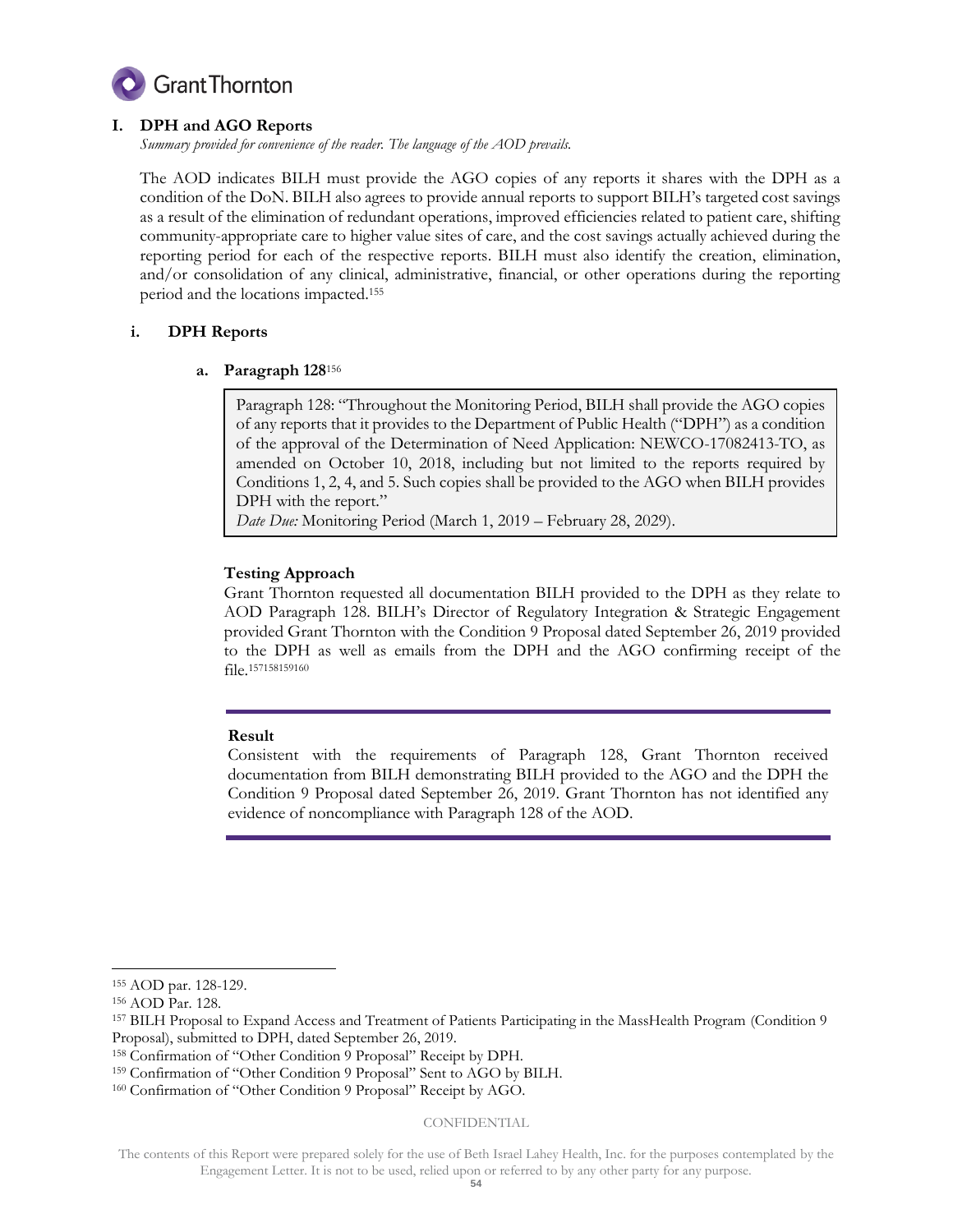## I. DPH and AGO Reports

*Summary provided for convenience of the reader. The language of the AOD prevails.*

The AOD indicates BILH must provide the AGO copies of any reports it shares with the DPH as a condition of the DoN. BILH also agrees to provide annual reports to support BILH's targeted cost savings as a result of the elimination of redundant operations, improved efficiencies related to patient care, shifting community-appropriate care to higher value sites of care, and the cost savings actually achieved during the reporting period for each of the respective reports. BILH must also identify the creation, elimination, and/or consolidation of any clinical, administrative, financial, or other operations during the reporting period and the locations impacted.[155]

### i. DPH Reports

#### a. Paragraph 128[156]

> Paragraph 128: "Throughout the Monitoring Period, BILH shall provide the AGO copies of any reports that it provides to the Department of Public Health ("DPH") as a condition of the approval of the Determination of Need Application: NEWCO-17082413-TO, as amended on October 10, 2018, including but not limited to the reports required by Conditions 1, 2, 4, and 5. Such copies shall be provided to the AGO when BILH provides DPH with the report."
> *Date Due:* Monitoring Period (March 1, 2019 – February 28, 2029).

**Testing Approach**

Grant Thornton requested all documentation BILH provided to the DPH as they relate to AOD Paragraph 128. BILH's Director of Regulatory Integration & Strategic Engagement provided Grant Thornton with the Condition 9 Proposal dated September 26, 2019 provided to the DPH as well as emails from the DPH and the AGO confirming receipt of the file.[157][158][159][160]

**Result**

Consistent with the requirements of Paragraph 128, Grant Thornton received documentation from BILH demonstrating BILH provided to the AGO and the DPH the Condition 9 Proposal dated September 26, 2019. Grant Thornton has not identified any evidence of noncompliance with Paragraph 128 of the AOD.

---

[155] AOD par. 128-129.
[156] AOD Par. 128.
[157] BILH Proposal to Expand Access and Treatment of Patients Participating in the MassHealth Program (Condition 9 Proposal), submitted to DPH, dated September 26, 2019.
[158] Confirmation of "Other Condition 9 Proposal" Receipt by DPH.
[159] Confirmation of "Other Condition 9 Proposal" Sent to AGO by BILH.
[160] Confirmation of "Other Condition 9 Proposal" Receipt by AGO.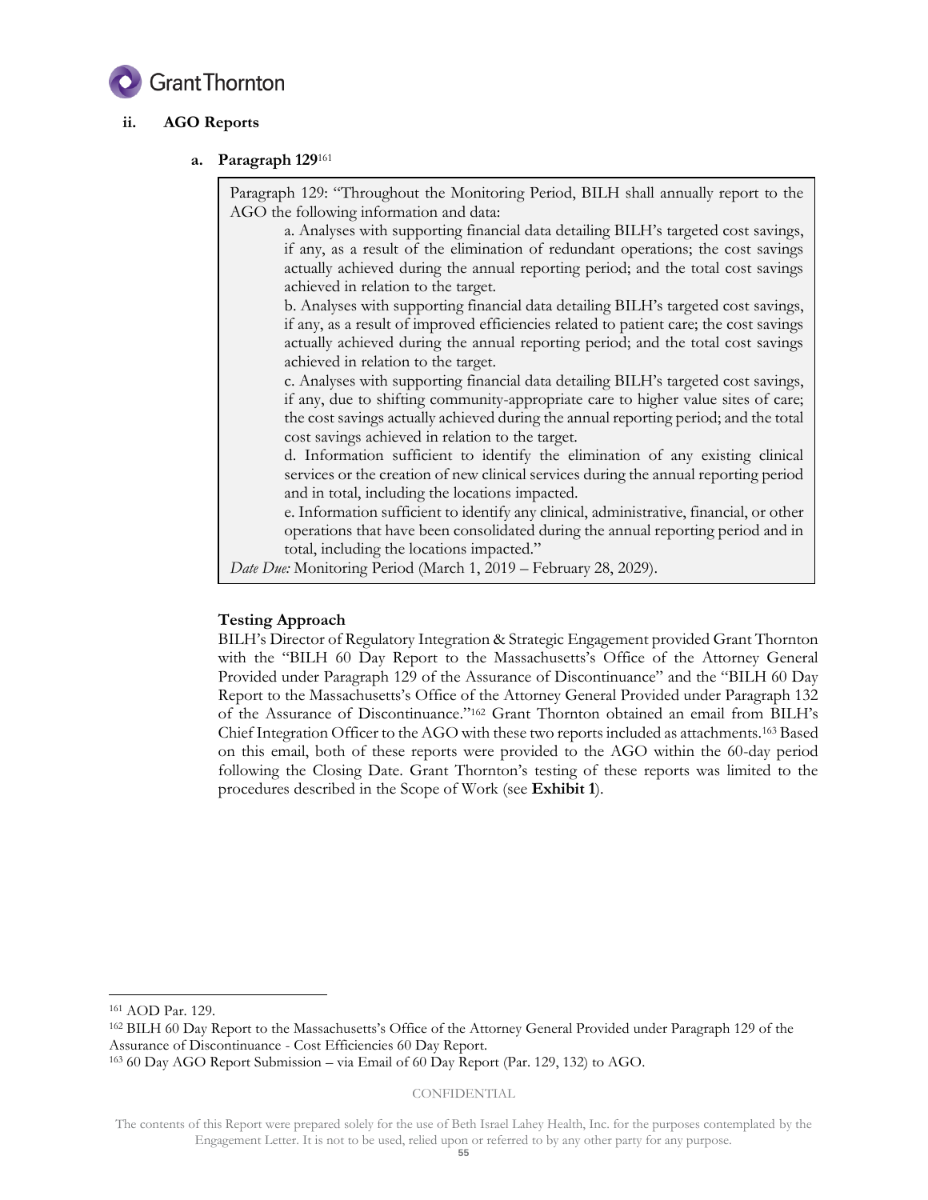### ii. AGO Reports

#### a. Paragraph 129[161]

> Paragraph 129: "Throughout the Monitoring Period, BILH shall annually report to the AGO the following information and data:
>
> a. Analyses with supporting financial data detailing BILH's targeted cost savings, if any, as a result of the elimination of redundant operations; the cost savings actually achieved during the annual reporting period; and the total cost savings achieved in relation to the target.
>
> b. Analyses with supporting financial data detailing BILH's targeted cost savings, if any, as a result of improved efficiencies related to patient care; the cost savings actually achieved during the annual reporting period; and the total cost savings achieved in relation to the target.
>
> c. Analyses with supporting financial data detailing BILH's targeted cost savings, if any, due to shifting community-appropriate care to higher value sites of care; the cost savings actually achieved during the annual reporting period; and the total cost savings achieved in relation to the target.
>
> d. Information sufficient to identify the elimination of any existing clinical services or the creation of new clinical services during the annual reporting period and in total, including the locations impacted.
>
> e. Information sufficient to identify any clinical, administrative, financial, or other operations that have been consolidated during the annual reporting period and in total, including the locations impacted."
>
> *Date Due:* Monitoring Period (March 1, 2019 – February 28, 2029).

**Testing Approach**

BILH's Director of Regulatory Integration & Strategic Engagement provided Grant Thornton with the "BILH 60 Day Report to the Massachusetts's Office of the Attorney General Provided under Paragraph 129 of the Assurance of Discontinuance" and the "BILH 60 Day Report to the Massachusetts's Office of the Attorney General Provided under Paragraph 132 of the Assurance of Discontinuance."[162] Grant Thornton obtained an email from BILH's Chief Integration Officer to the AGO with these two reports included as attachments.[163] Based on this email, both of these reports were provided to the AGO within the 60-day period following the Closing Date. Grant Thornton's testing of these reports was limited to the procedures described in the Scope of Work (see **Exhibit 1**).

---

[161] AOD Par. 129.

[162] BILH 60 Day Report to the Massachusetts's Office of the Attorney General Provided under Paragraph 129 of the Assurance of Discontinuance - Cost Efficiencies 60 Day Report.

[163] 60 Day AGO Report Submission – via Email of 60 Day Report (Par. 129, 132) to AGO.

CONFIDENTIAL

The contents of this Report were prepared solely for the use of Beth Israel Lahey Health, Inc. for the purposes contemplated by the Engagement Letter. It is not to be used, relied upon or referred to by any other party for any purpose.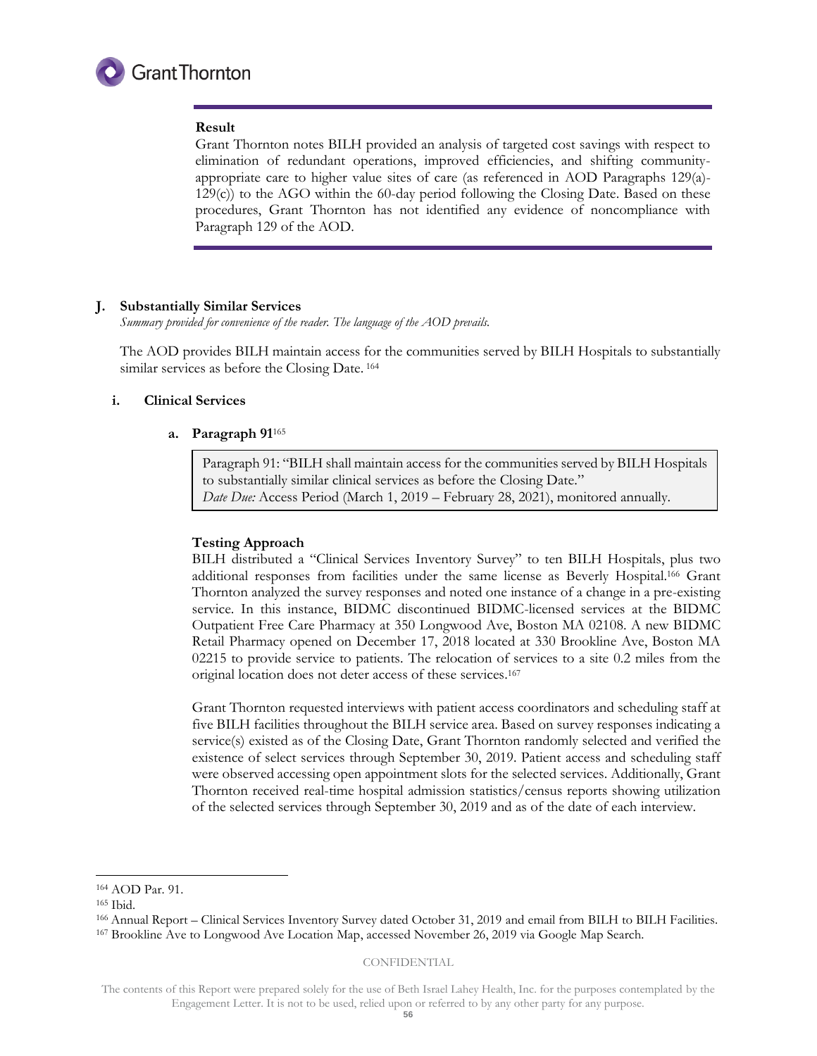**Result**

Grant Thornton notes BILH provided an analysis of targeted cost savings with respect to elimination of redundant operations, improved efficiencies, and shifting community-appropriate care to higher value sites of care (as referenced in AOD Paragraphs 129(a)-129(c)) to the AGO within the 60-day period following the Closing Date. Based on these procedures, Grant Thornton has not identified any evidence of noncompliance with Paragraph 129 of the AOD.

## J. Substantially Similar Services

*Summary provided for convenience of the reader. The language of the AOD prevails.*

The AOD provides BILH maintain access for the communities served by BILH Hospitals to substantially similar services as before the Closing Date. [164]

### i. Clinical Services

#### a. Paragraph 91[165]

> Paragraph 91: "BILH shall maintain access for the communities served by BILH Hospitals to substantially similar clinical services as before the Closing Date."
> *Date Due:* Access Period (March 1, 2019 – February 28, 2021), monitored annually.

**Testing Approach**

BILH distributed a "Clinical Services Inventory Survey" to ten BILH Hospitals, plus two additional responses from facilities under the same license as Beverly Hospital.[166] Grant Thornton analyzed the survey responses and noted one instance of a change in a pre-existing service. In this instance, BIDMC discontinued BIDMC-licensed services at the BIDMC Outpatient Free Care Pharmacy at 350 Longwood Ave, Boston MA 02108. A new BIDMC Retail Pharmacy opened on December 17, 2018 located at 330 Brookline Ave, Boston MA 02215 to provide service to patients. The relocation of services to a site 0.2 miles from the original location does not deter access of these services.[167]

Grant Thornton requested interviews with patient access coordinators and scheduling staff at five BILH facilities throughout the BILH service area. Based on survey responses indicating a service(s) existed as of the Closing Date, Grant Thornton randomly selected and verified the existence of select services through September 30, 2019. Patient access and scheduling staff were observed accessing open appointment slots for the selected services. Additionally, Grant Thornton received real-time hospital admission statistics/census reports showing utilization of the selected services through September 30, 2019 and as of the date of each interview.

---

[164] AOD Par. 91.

[165] Ibid.

[166] Annual Report – Clinical Services Inventory Survey dated October 31, 2019 and email from BILH to BILH Facilities.

[167] Brookline Ave to Longwood Ave Location Map, accessed November 26, 2019 via Google Map Search.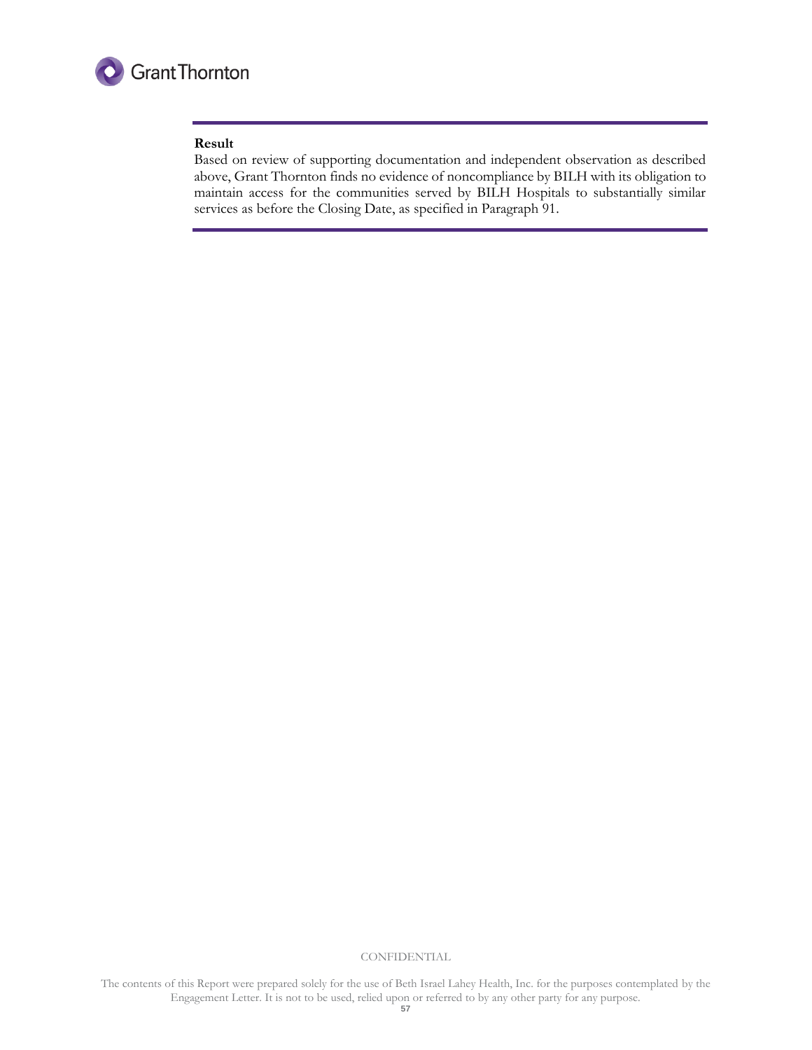**Result**

Based on review of supporting documentation and independent observation as described above, Grant Thornton finds no evidence of noncompliance by BILH with its obligation to maintain access for the communities served by BILH Hospitals to substantially similar services as before the Closing Date, as specified in Paragraph 91.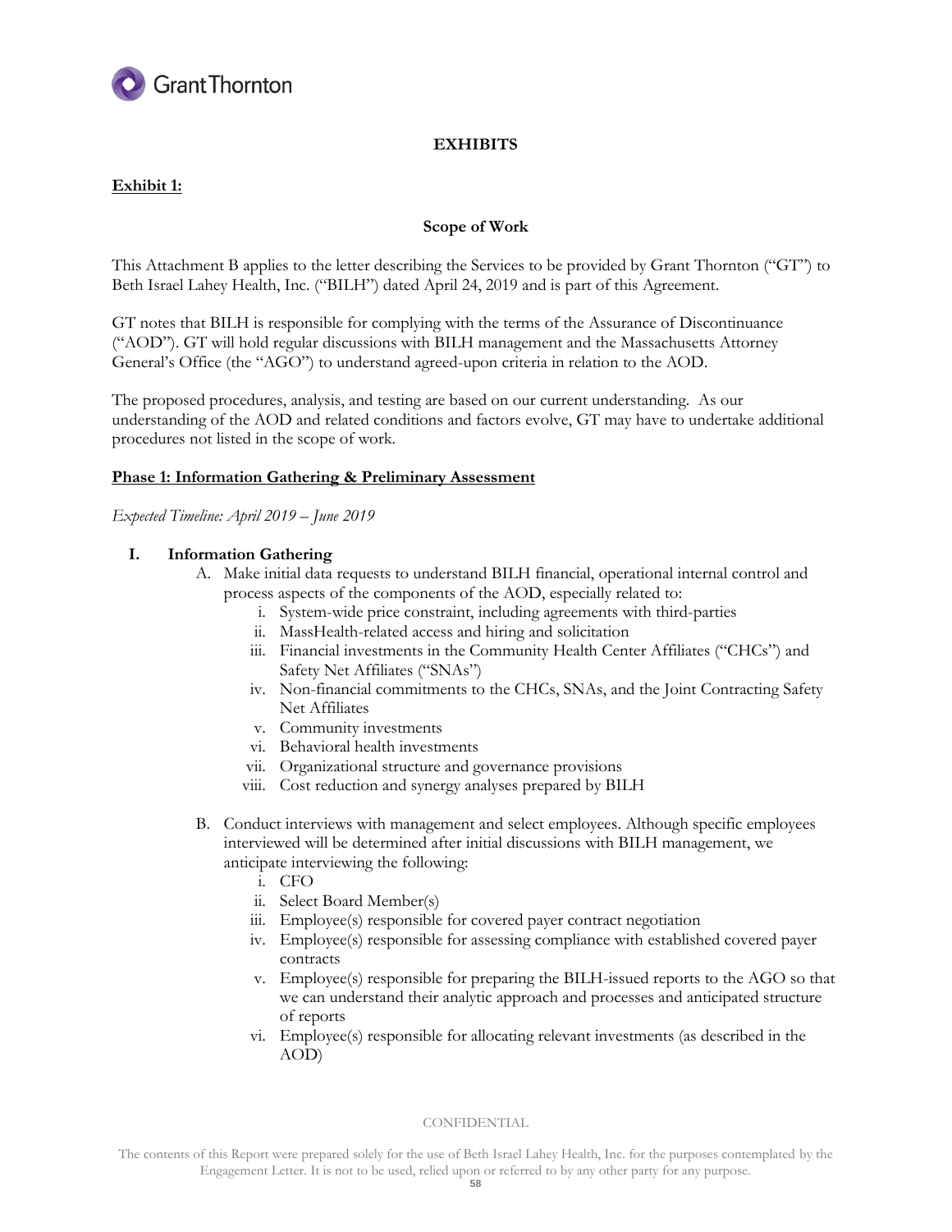## EXHIBITS

**Exhibit 1:**

### Scope of Work

This Attachment B applies to the letter describing the Services to be provided by Grant Thornton ("GT") to Beth Israel Lahey Health, Inc. ("BILH") dated April 24, 2019 and is part of this Agreement.

GT notes that BILH is responsible for complying with the terms of the Assurance of Discontinuance ("AOD"). GT will hold regular discussions with BILH management and the Massachusetts Attorney General's Office (the "AGO") to understand agreed-upon criteria in relation to the AOD.

The proposed procedures, analysis, and testing are based on our current understanding. As our understanding of the AOD and related conditions and factors evolve, GT may have to undertake additional procedures not listed in the scope of work.

**Phase 1: Information Gathering & Preliminary Assessment**

*Expected Timeline: April 2019 – June 2019*

**I. Information Gathering**

A. Make initial data requests to understand BILH financial, operational internal control and process aspects of the components of the AOD, especially related to:
   i. System-wide price constraint, including agreements with third-parties
   ii. MassHealth-related access and hiring and solicitation
   iii. Financial investments in the Community Health Center Affiliates ("CHCs") and Safety Net Affiliates ("SNAs")
   iv. Non-financial commitments to the CHCs, SNAs, and the Joint Contracting Safety Net Affiliates
   v. Community investments
   vi. Behavioral health investments
   vii. Organizational structure and governance provisions
   viii. Cost reduction and synergy analyses prepared by BILH

B. Conduct interviews with management and select employees. Although specific employees interviewed will be determined after initial discussions with BILH management, we anticipate interviewing the following:
   i. CFO
   ii. Select Board Member(s)
   iii. Employee(s) responsible for covered payer contract negotiation
   iv. Employee(s) responsible for assessing compliance with established covered payer contracts
   v. Employee(s) responsible for preparing the BILH-issued reports to the AGO so that we can understand their analytic approach and processes and anticipated structure of reports
   vi. Employee(s) responsible for allocating relevant investments (as described in the AOD)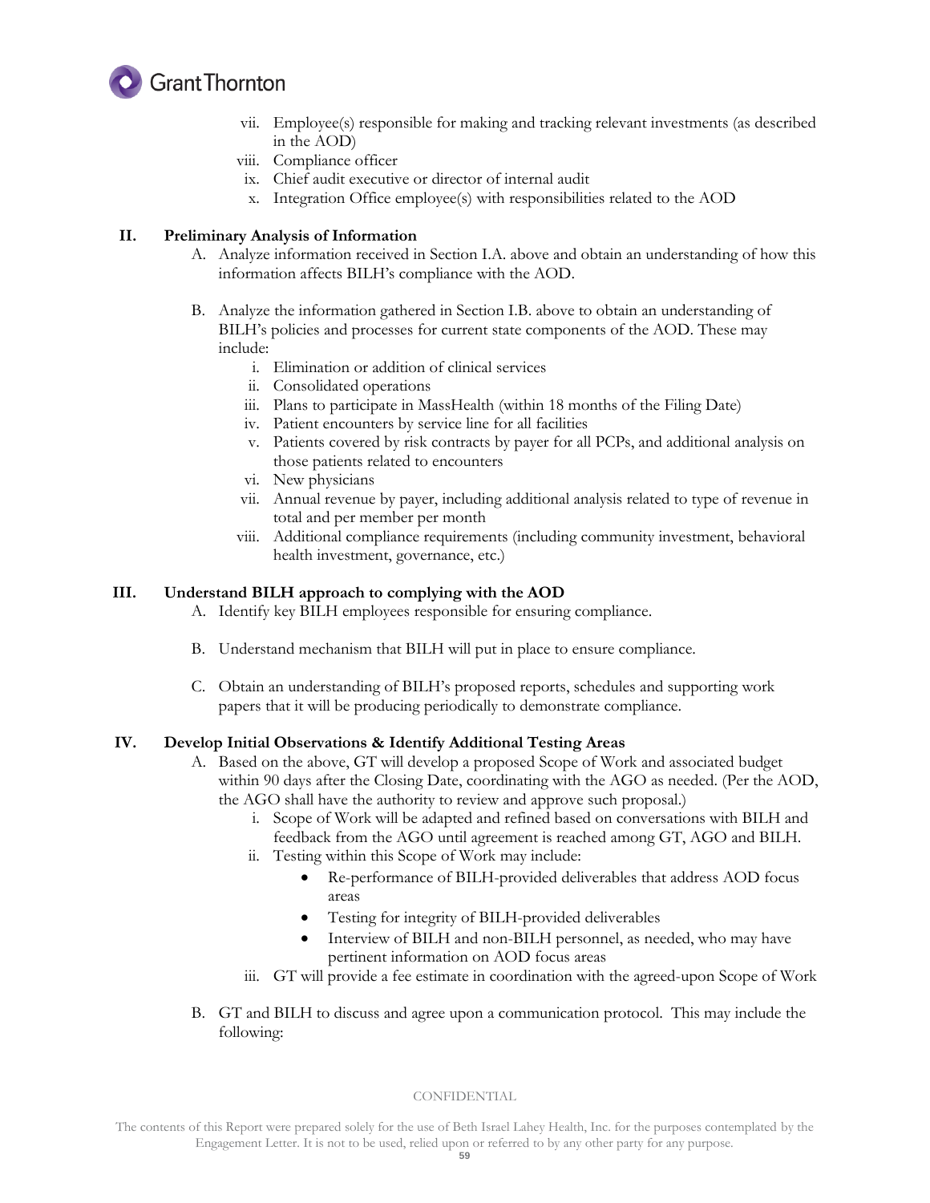vii. Employee(s) responsible for making and tracking relevant investments (as described in the AOD)
viii. Compliance officer
ix. Chief audit executive or director of internal audit
x. Integration Office employee(s) with responsibilities related to the AOD

**II. Preliminary Analysis of Information**

A. Analyze information received in Section I.A. above and obtain an understanding of how this information affects BILH's compliance with the AOD.

B. Analyze the information gathered in Section I.B. above to obtain an understanding of BILH's policies and processes for current state components of the AOD. These may include:

i. Elimination or addition of clinical services
ii. Consolidated operations
iii. Plans to participate in MassHealth (within 18 months of the Filing Date)
iv. Patient encounters by service line for all facilities
v. Patients covered by risk contracts by payer for all PCPs, and additional analysis on those patients related to encounters
vi. New physicians
vii. Annual revenue by payer, including additional analysis related to type of revenue in total and per member per month
viii. Additional compliance requirements (including community investment, behavioral health investment, governance, etc.)

**III. Understand BILH approach to complying with the AOD**

A. Identify key BILH employees responsible for ensuring compliance.

B. Understand mechanism that BILH will put in place to ensure compliance.

C. Obtain an understanding of BILH's proposed reports, schedules and supporting work papers that it will be producing periodically to demonstrate compliance.

**IV. Develop Initial Observations & Identify Additional Testing Areas**

A. Based on the above, GT will develop a proposed Scope of Work and associated budget within 90 days after the Closing Date, coordinating with the AGO as needed. (Per the AOD, the AGO shall have the authority to review and approve such proposal.)

i. Scope of Work will be adapted and refined based on conversations with BILH and feedback from the AGO until agreement is reached among GT, AGO and BILH.
ii. Testing within this Scope of Work may include:
   - Re-performance of BILH-provided deliverables that address AOD focus areas
   - Testing for integrity of BILH-provided deliverables
   - Interview of BILH and non-BILH personnel, as needed, who may have pertinent information on AOD focus areas
iii. GT will provide a fee estimate in coordination with the agreed-upon Scope of Work

B. GT and BILH to discuss and agree upon a communication protocol. This may include the following: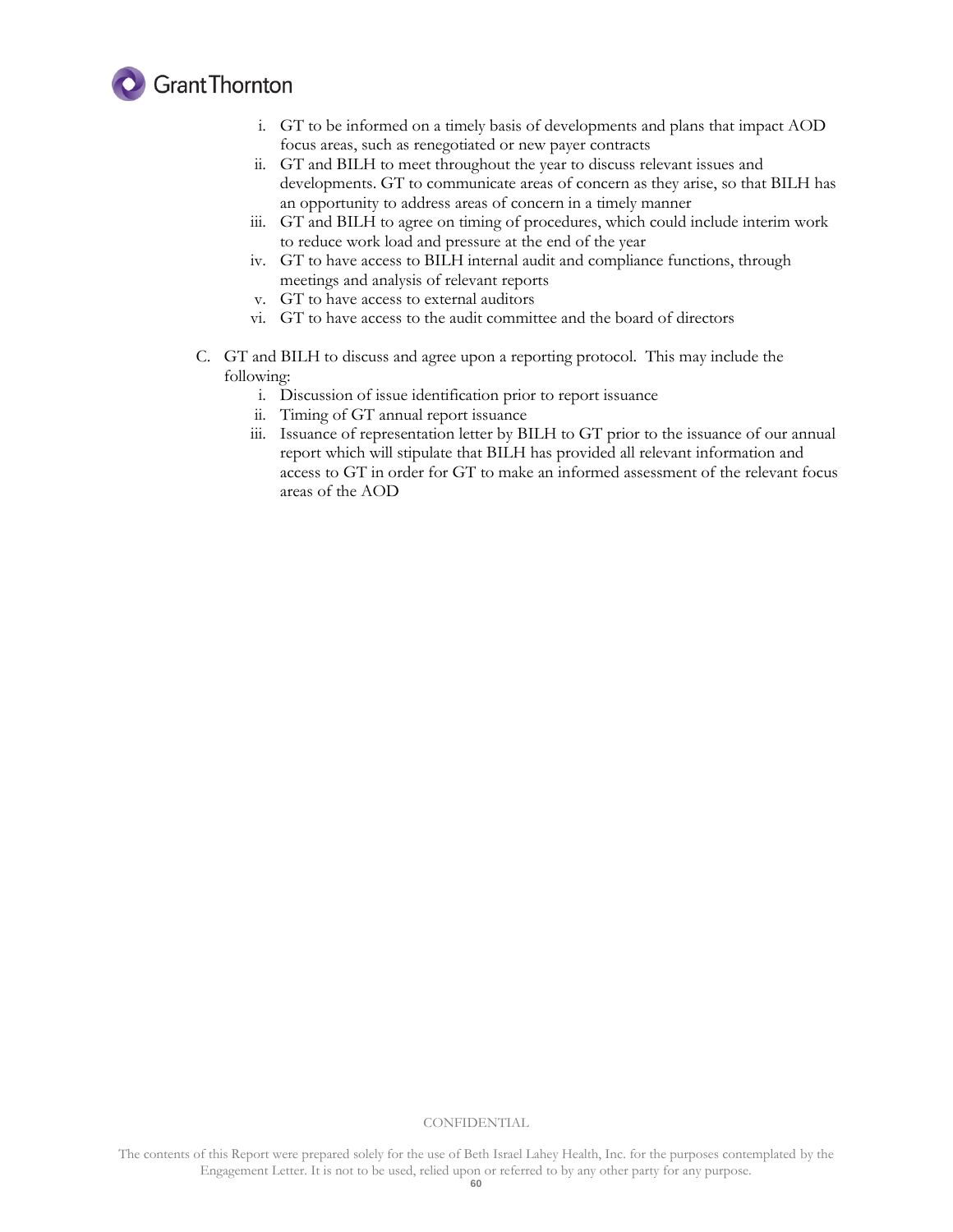i. GT to be informed on a timely basis of developments and plans that impact AOD focus areas, such as renegotiated or new payer contracts
   ii. GT and BILH to meet throughout the year to discuss relevant issues and developments. GT to communicate areas of concern as they arise, so that BILH has an opportunity to address areas of concern in a timely manner
   iii. GT and BILH to agree on timing of procedures, which could include interim work to reduce work load and pressure at the end of the year
   iv. GT to have access to BILH internal audit and compliance functions, through meetings and analysis of relevant reports
   v. GT to have access to external auditors
   vi. GT to have access to the audit committee and the board of directors

C. GT and BILH to discuss and agree upon a reporting protocol. This may include the following:
   i. Discussion of issue identification prior to report issuance
   ii. Timing of GT annual report issuance
   iii. Issuance of representation letter by BILH to GT prior to the issuance of our annual report which will stipulate that BILH has provided all relevant information and access to GT in order for GT to make an informed assessment of the relevant focus areas of the AOD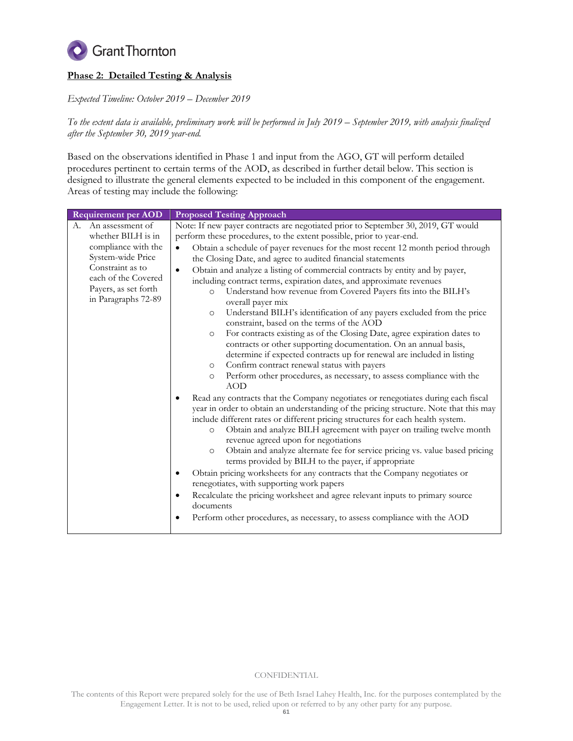**Phase 2: Detailed Testing & Analysis**

*Expected Timeline: October 2019 – December 2019*

*To the extent data is available, preliminary work will be performed in July 2019 – September 2019, with analysis finalized after the September 30, 2019 year-end.*

Based on the observations identified in Phase 1 and input from the AGO, GT will perform detailed procedures pertinent to certain terms of the AOD, as described in further detail below. This section is designed to illustrate the general elements expected to be included in this component of the engagement. Areas of testing may include the following:

| Requirement per AOD | Proposed Testing Approach |
| --- | --- |
| A. An assessment of whether BILH is in compliance with the System-wide Price Constraint as to each of the Covered Payers, as set forth in Paragraphs 72-89 | Note: If new payer contracts are negotiated prior to September 30, 2019, GT would perform these procedures, to the extent possible, prior to year-end.<br>• Obtain a schedule of payer revenues for the most recent 12 month period through the Closing Date, and agree to audited financial statements<br>• Obtain and analyze a listing of commercial contracts by entity and by payer, including contract terms, expiration dates, and approximate revenues<br>&nbsp;&nbsp;&nbsp;&nbsp;○ Understand how revenue from Covered Payers fits into the BILH's overall payer mix<br>&nbsp;&nbsp;&nbsp;&nbsp;○ Understand BILH's identification of any payers excluded from the price constraint, based on the terms of the AOD<br>&nbsp;&nbsp;&nbsp;&nbsp;○ For contracts existing as of the Closing Date, agree expiration dates to contracts or other supporting documentation. On an annual basis, determine if expected contracts up for renewal are included in listing<br>&nbsp;&nbsp;&nbsp;&nbsp;○ Confirm contract renewal status with payers<br>&nbsp;&nbsp;&nbsp;&nbsp;○ Perform other procedures, as necessary, to assess compliance with the AOD<br>• Read any contracts that the Company negotiates or renegotiates during each fiscal year in order to obtain an understanding of the pricing structure. Note that this may include different rates or different pricing structures for each health system.<br>&nbsp;&nbsp;&nbsp;&nbsp;○ Obtain and analyze BILH agreement with payer on trailing twelve month revenue agreed upon for negotiations<br>&nbsp;&nbsp;&nbsp;&nbsp;○ Obtain and analyze alternate fee for service pricing vs. value based pricing terms provided by BILH to the payer, if appropriate<br>• Obtain pricing worksheets for any contracts that the Company negotiates or renegotiates, with supporting work papers<br>• Recalculate the pricing worksheet and agree relevant inputs to primary source documents<br>• Perform other procedures, as necessary, to assess compliance with the AOD |

CONFIDENTIAL

The contents of this Report were prepared solely for the use of Beth Israel Lahey Health, Inc. for the purposes contemplated by the Engagement Letter. It is not to be used, relied upon or referred to by any other party for any purpose.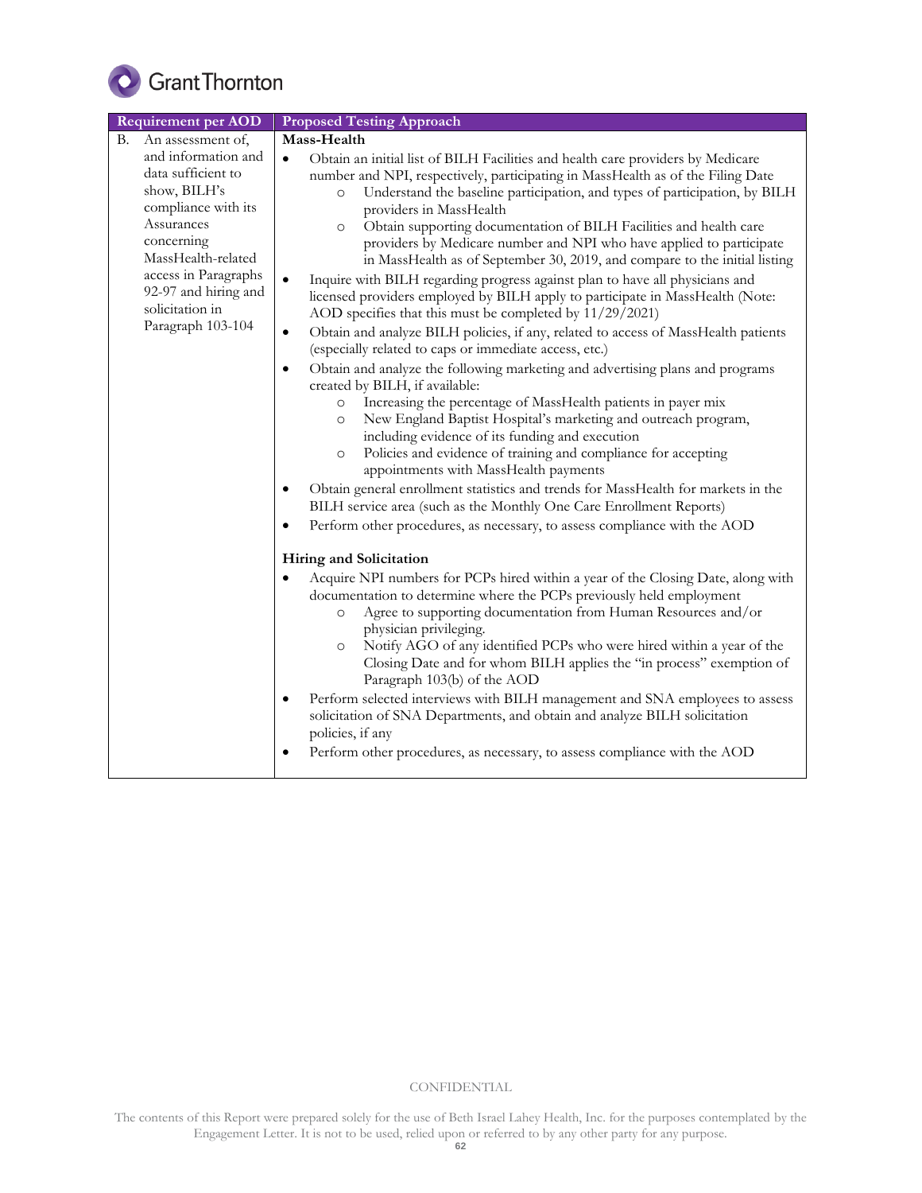| Requirement per AOD | Proposed Testing Approach |
|---|---|
| B. An assessment of, and information and data sufficient to show, BILH's compliance with its Assurances concerning MassHealth-related access in Paragraphs 92-97 and hiring and solicitation in Paragraph 103-104 | **Mass-Health**<br>• Obtain an initial list of BILH Facilities and health care providers by Medicare number and NPI, respectively, participating in MassHealth as of the Filing Date<br>&nbsp;&nbsp;&nbsp;&nbsp;○ Understand the baseline participation, and types of participation, by BILH providers in MassHealth<br>&nbsp;&nbsp;&nbsp;&nbsp;○ Obtain supporting documentation of BILH Facilities and health care providers by Medicare number and NPI who have applied to participate in MassHealth as of September 30, 2019, and compare to the initial listing<br>• Inquire with BILH regarding progress against plan to have all physicians and licensed providers employed by BILH apply to participate in MassHealth (Note: AOD specifies that this must be completed by 11/29/2021)<br>• Obtain and analyze BILH policies, if any, related to access of MassHealth patients (especially related to caps or immediate access, etc.)<br>• Obtain and analyze the following marketing and advertising plans and programs created by BILH, if available:<br>&nbsp;&nbsp;&nbsp;&nbsp;○ Increasing the percentage of MassHealth patients in payer mix<br>&nbsp;&nbsp;&nbsp;&nbsp;○ New England Baptist Hospital's marketing and outreach program, including evidence of its funding and execution<br>&nbsp;&nbsp;&nbsp;&nbsp;○ Policies and evidence of training and compliance for accepting appointments with MassHealth payments<br>• Obtain general enrollment statistics and trends for MassHealth for markets in the BILH service area (such as the Monthly One Care Enrollment Reports)<br>• Perform other procedures, as necessary, to assess compliance with the AOD<br><br>**Hiring and Solicitation**<br>• Acquire NPI numbers for PCPs hired within a year of the Closing Date, along with documentation to determine where the PCPs previously held employment<br>&nbsp;&nbsp;&nbsp;&nbsp;○ Agree to supporting documentation from Human Resources and/or physician privileging.<br>&nbsp;&nbsp;&nbsp;&nbsp;○ Notify AGO of any identified PCPs who were hired within a year of the Closing Date and for whom BILH applies the "in process" exemption of Paragraph 103(b) of the AOD<br>• Perform selected interviews with BILH management and SNA employees to assess solicitation of SNA Departments, and obtain and analyze BILH solicitation policies, if any<br>• Perform other procedures, as necessary, to assess compliance with the AOD |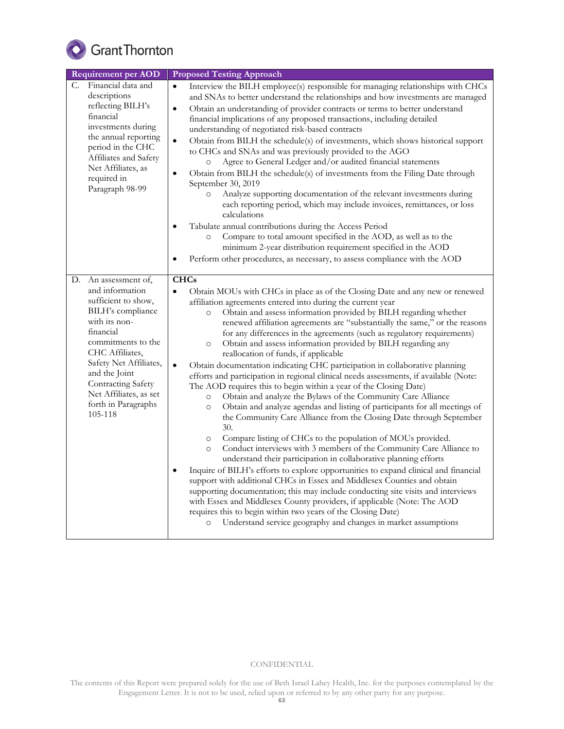| Requirement per AOD | Proposed Testing Approach |
|---|---|
| C. Financial data and descriptions reflecting BILH's financial investments during the annual reporting period in the CHC Affiliates and Safety Net Affiliates, as required in Paragraph 98-99 | • Interview the BILH employee(s) responsible for managing relationships with CHCs and SNAs to better understand the relationships and how investments are managed<br>• Obtain an understanding of provider contracts or terms to better understand financial implications of any proposed transactions, including detailed understanding of negotiated risk-based contracts<br>• Obtain from BILH the schedule(s) of investments, which shows historical support to CHCs and SNAs and was previously provided to the AGO<br>&nbsp;&nbsp;&nbsp;&nbsp;○ Agree to General Ledger and/or audited financial statements<br>• Obtain from BILH the schedule(s) of investments from the Filing Date through September 30, 2019<br>&nbsp;&nbsp;&nbsp;&nbsp;○ Analyze supporting documentation of the relevant investments during each reporting period, which may include invoices, remittances, or loss calculations<br>• Tabulate annual contributions during the Access Period<br>&nbsp;&nbsp;&nbsp;&nbsp;○ Compare to total amount specified in the AOD, as well as to the minimum 2-year distribution requirement specified in the AOD<br>• Perform other procedures, as necessary, to assess compliance with the AOD |
| D. An assessment of, and information sufficient to show, BILH's compliance with its non-financial commitments to the CHC Affiliates, Safety Net Affiliates, and the Joint Contracting Safety Net Affiliates, as set forth in Paragraphs 105-118 | **CHCs**<br>• Obtain MOUs with CHCs in place as of the Closing Date and any new or renewed affiliation agreements entered into during the current year<br>&nbsp;&nbsp;&nbsp;&nbsp;○ Obtain and assess information provided by BILH regarding whether renewed affiliation agreements are "substantially the same," or the reasons for any differences in the agreements (such as regulatory requirements)<br>&nbsp;&nbsp;&nbsp;&nbsp;○ Obtain and assess information provided by BILH regarding any reallocation of funds, if applicable<br>• Obtain documentation indicating CHC participation in collaborative planning efforts and participation in regional clinical needs assessments, if available (Note: The AOD requires this to begin within a year of the Closing Date)<br>&nbsp;&nbsp;&nbsp;&nbsp;○ Obtain and analyze the Bylaws of the Community Care Alliance<br>&nbsp;&nbsp;&nbsp;&nbsp;○ Obtain and analyze agendas and listing of participants for all meetings of the Community Care Alliance from the Closing Date through September 30.<br>&nbsp;&nbsp;&nbsp;&nbsp;○ Compare listing of CHCs to the population of MOUs provided.<br>&nbsp;&nbsp;&nbsp;&nbsp;○ Conduct interviews with 3 members of the Community Care Alliance to understand their participation in collaborative planning efforts<br>• Inquire of BILH's efforts to explore opportunities to expand clinical and financial support with additional CHCs in Essex and Middlesex Counties and obtain supporting documentation; this may include conducting site visits and interviews with Essex and Middlesex County providers, if applicable (Note: The AOD requires this to begin within two years of the Closing Date)<br>&nbsp;&nbsp;&nbsp;&nbsp;○ Understand service geography and changes in market assumptions |

CONFIDENTIAL

The contents of this Report were prepared solely for the use of Beth Israel Lahey Health, Inc. for the purposes contemplated by the Engagement Letter. It is not to be used, relied upon or referred to by any other party for any purpose.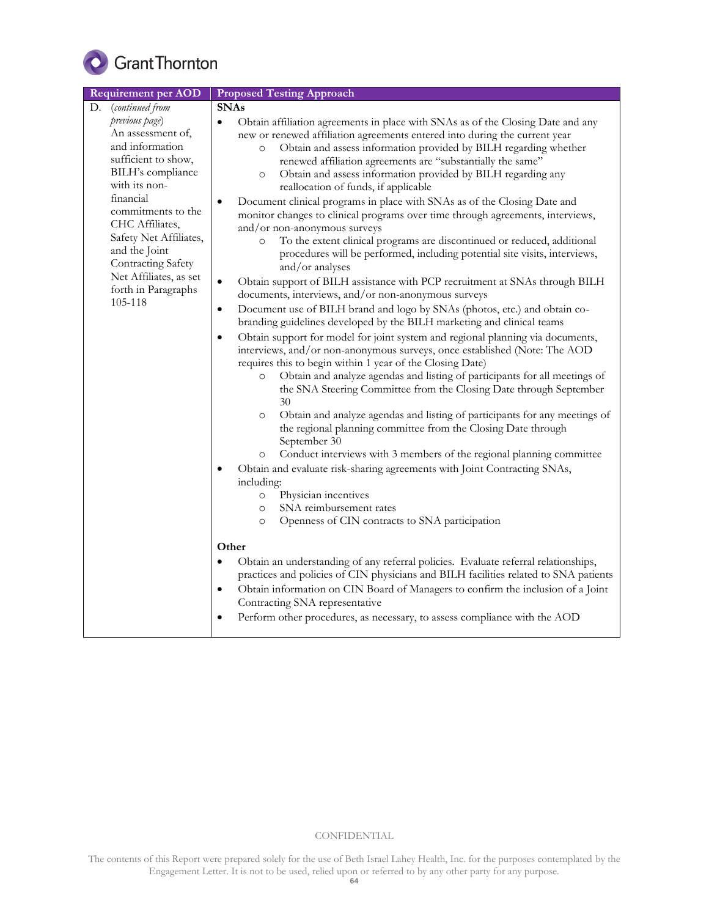| Requirement per AOD | Proposed Testing Approach |
|---|---|
| D. *(continued from previous page)* An assessment of, and information sufficient to show, BILH's compliance with its non-financial commitments to the CHC Affiliates, Safety Net Affiliates, and the Joint Contracting Safety Net Affiliates, as set forth in Paragraphs 105-118 | **SNAs**<br>• Obtain affiliation agreements in place with SNAs as of the Closing Date and any new or renewed affiliation agreements entered into during the current year<br>&nbsp;&nbsp;&nbsp;&nbsp;○ Obtain and assess information provided by BILH regarding whether renewed affiliation agreements are "substantially the same"<br>&nbsp;&nbsp;&nbsp;&nbsp;○ Obtain and assess information provided by BILH regarding any reallocation of funds, if applicable<br>• Document clinical programs in place with SNAs as of the Closing Date and monitor changes to clinical programs over time through agreements, interviews, and/or non-anonymous surveys<br>&nbsp;&nbsp;&nbsp;&nbsp;○ To the extent clinical programs are discontinued or reduced, additional procedures will be performed, including potential site visits, interviews, and/or analyses<br>• Obtain support of BILH assistance with PCP recruitment at SNAs through BILH documents, interviews, and/or non-anonymous surveys<br>• Document use of BILH brand and logo by SNAs (photos, etc.) and obtain co-branding guidelines developed by the BILH marketing and clinical teams<br>• Obtain support for model for joint system and regional planning via documents, interviews, and/or non-anonymous surveys, once established (Note: The AOD requires this to begin within 1 year of the Closing Date)<br>&nbsp;&nbsp;&nbsp;&nbsp;○ Obtain and analyze agendas and listing of participants for all meetings of the SNA Steering Committee from the Closing Date through September 30<br>&nbsp;&nbsp;&nbsp;&nbsp;○ Obtain and analyze agendas and listing of participants for any meetings of the regional planning committee from the Closing Date through September 30<br>&nbsp;&nbsp;&nbsp;&nbsp;○ Conduct interviews with 3 members of the regional planning committee<br>• Obtain and evaluate risk-sharing agreements with Joint Contracting SNAs, including:<br>&nbsp;&nbsp;&nbsp;&nbsp;○ Physician incentives<br>&nbsp;&nbsp;&nbsp;&nbsp;○ SNA reimbursement rates<br>&nbsp;&nbsp;&nbsp;&nbsp;○ Openness of CIN contracts to SNA participation<br><br>**Other**<br>• Obtain an understanding of any referral policies. Evaluate referral relationships, practices and policies of CIN physicians and BILH facilities related to SNA patients<br>• Obtain information on CIN Board of Managers to confirm the inclusion of a Joint Contracting SNA representative<br>• Perform other procedures, as necessary, to assess compliance with the AOD |

CONFIDENTIAL

The contents of this Report were prepared solely for the use of Beth Israel Lahey Health, Inc. for the purposes contemplated by the Engagement Letter. It is not to be used, relied upon or referred to by any other party for any purpose.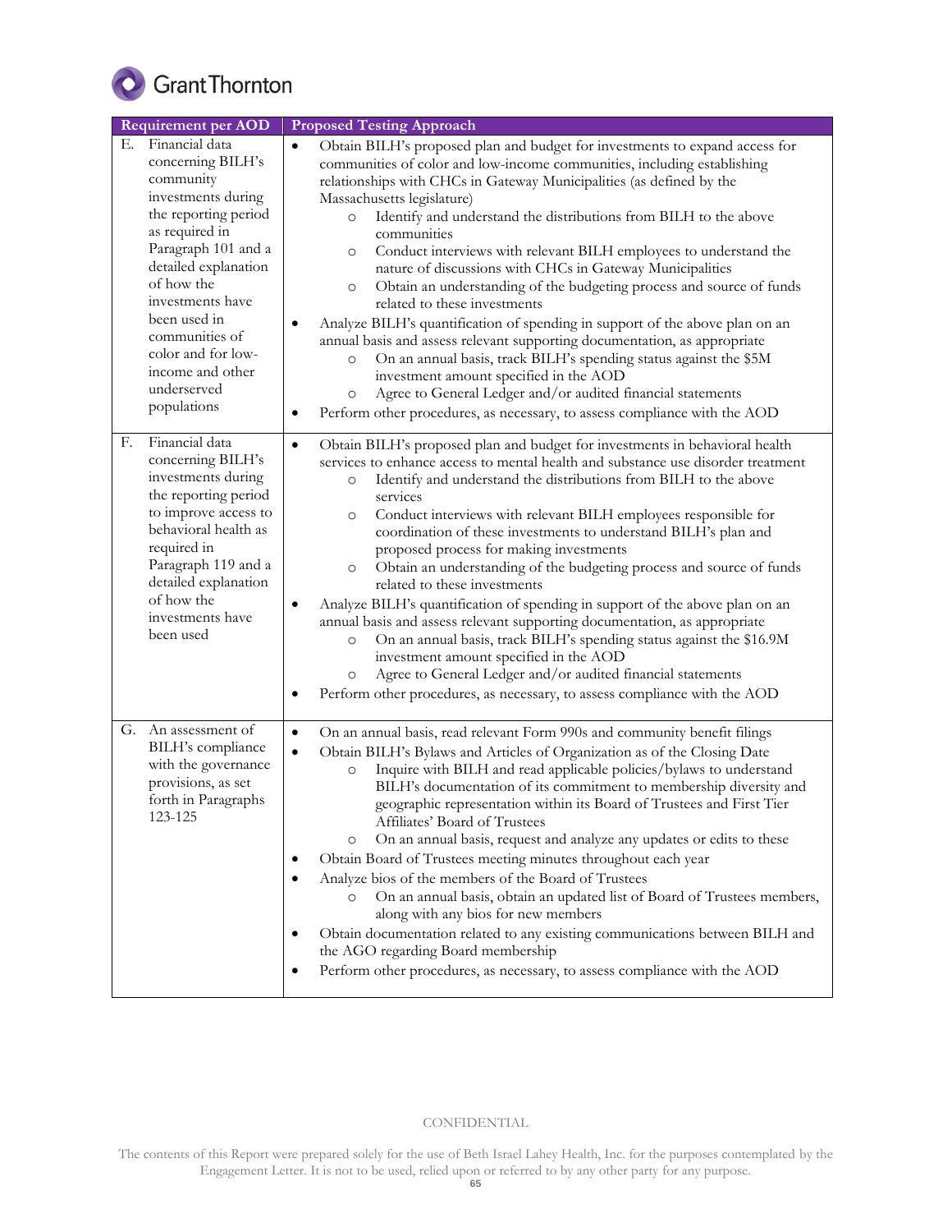| Requirement per AOD | Proposed Testing Approach |
| --- | --- |
| E. Financial data concerning BILH's community investments during the reporting period as required in Paragraph 101 and a detailed explanation of how the investments have been used in communities of color and for low-income and other underserved populations | • Obtain BILH's proposed plan and budget for investments to expand access for communities of color and low-income communities, including establishing relationships with CHCs in Gateway Municipalities (as defined by the Massachusetts legislature)<br>  ○ Identify and understand the distributions from BILH to the above communities<br>  ○ Conduct interviews with relevant BILH employees to understand the nature of discussions with CHCs in Gateway Municipalities<br>  ○ Obtain an understanding of the budgeting process and source of funds related to these investments<br>• Analyze BILH's quantification of spending in support of the above plan on an annual basis and assess relevant supporting documentation, as appropriate<br>  ○ On an annual basis, track BILH's spending status against the $5M investment amount specified in the AOD<br>  ○ Agree to General Ledger and/or audited financial statements<br>• Perform other procedures, as necessary, to assess compliance with the AOD |
| F. Financial data concerning BILH's investments during the reporting period to improve access to behavioral health as required in Paragraph 119 and a detailed explanation of how the investments have been used | • Obtain BILH's proposed plan and budget for investments in behavioral health services to enhance access to mental health and substance use disorder treatment<br>  ○ Identify and understand the distributions from BILH to the above services<br>  ○ Conduct interviews with relevant BILH employees responsible for coordination of these investments to understand BILH's plan and proposed process for making investments<br>  ○ Obtain an understanding of the budgeting process and source of funds related to these investments<br>• Analyze BILH's quantification of spending in support of the above plan on an annual basis and assess relevant supporting documentation, as appropriate<br>  ○ On an annual basis, track BILH's spending status against the $16.9M investment amount specified in the AOD<br>  ○ Agree to General Ledger and/or audited financial statements<br>• Perform other procedures, as necessary, to assess compliance with the AOD |
| G. An assessment of BILH's compliance with the governance provisions, as set forth in Paragraphs 123-125 | • On an annual basis, read relevant Form 990s and community benefit filings<br>• Obtain BILH's Bylaws and Articles of Organization as of the Closing Date<br>  ○ Inquire with BILH and read applicable policies/bylaws to understand BILH's documentation of its commitment to membership diversity and geographic representation within its Board of Trustees and First Tier Affiliates' Board of Trustees<br>  ○ On an annual basis, request and analyze any updates or edits to these<br>• Obtain Board of Trustees meeting minutes throughout each year<br>• Analyze bios of the members of the Board of Trustees<br>  ○ On an annual basis, obtain an updated list of Board of Trustees members, along with any bios for new members<br>• Obtain documentation related to any existing communications between BILH and the AGO regarding Board membership<br>• Perform other procedures, as necessary, to assess compliance with the AOD |

CONFIDENTIAL

The contents of this Report were prepared solely for the use of Beth Israel Lahey Health, Inc. for the purposes contemplated by the Engagement Letter. It is not to be used, relied upon or referred to by any other party for any purpose.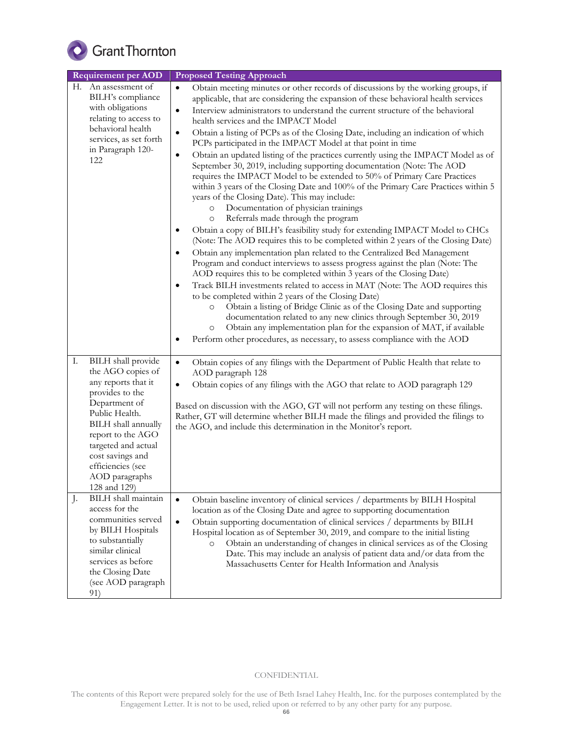| Requirement per AOD | Proposed Testing Approach |
|---|---|
| H. An assessment of BILH's compliance with obligations relating to access to behavioral health services, as set forth in Paragraph 120-122 | • Obtain meeting minutes or other records of discussions by the working groups, if applicable, that are considering the expansion of these behavioral health services<br>• Interview administrators to understand the current structure of the behavioral health services and the IMPACT Model<br>• Obtain a listing of PCPs as of the Closing Date, including an indication of which PCPs participated in the IMPACT Model at that point in time<br>• Obtain an updated listing of the practices currently using the IMPACT Model as of September 30, 2019, including supporting documentation (Note: The AOD requires the IMPACT Model to be extended to 50% of Primary Care Practices within 3 years of the Closing Date and 100% of the Primary Care Practices within 5 years of the Closing Date). This may include:<br>&nbsp;&nbsp;&nbsp;&nbsp;○ Documentation of physician trainings<br>&nbsp;&nbsp;&nbsp;&nbsp;○ Referrals made through the program<br>• Obtain a copy of BILH's feasibility study for extending IMPACT Model to CHCs (Note: The AOD requires this to be completed within 2 years of the Closing Date)<br>• Obtain any implementation plan related to the Centralized Bed Management Program and conduct interviews to assess progress against the plan (Note: The AOD requires this to be completed within 3 years of the Closing Date)<br>• Track BILH investments related to access in MAT (Note: The AOD requires this to be completed within 2 years of the Closing Date)<br>&nbsp;&nbsp;&nbsp;&nbsp;○ Obtain a listing of Bridge Clinic as of the Closing Date and supporting documentation related to any new clinics through September 30, 2019<br>&nbsp;&nbsp;&nbsp;&nbsp;○ Obtain any implementation plan for the expansion of MAT, if available<br>• Perform other procedures, as necessary, to assess compliance with the AOD |
| I. BILH shall provide the AGO copies of any reports that it provides to the Department of Public Health. BILH shall annually report to the AGO targeted and actual cost savings and efficiencies (see AOD paragraphs 128 and 129) | • Obtain copies of any filings with the Department of Public Health that relate to AOD paragraph 128<br>• Obtain copies of any filings with the AGO that relate to AOD paragraph 129<br><br>Based on discussion with the AGO, GT will not perform any testing on these filings. Rather, GT will determine whether BILH made the filings and provided the filings to the AGO, and include this determination in the Monitor's report. |
| J. BILH shall maintain access for the communities served by BILH Hospitals to substantially similar clinical services as before the Closing Date (see AOD paragraph 91) | • Obtain baseline inventory of clinical services / departments by BILH Hospital location as of the Closing Date and agree to supporting documentation<br>• Obtain supporting documentation of clinical services / departments by BILH Hospital location as of September 30, 2019, and compare to the initial listing<br>&nbsp;&nbsp;&nbsp;&nbsp;○ Obtain an understanding of changes in clinical services as of the Closing Date. This may include an analysis of patient data and/or data from the Massachusetts Center for Health Information and Analysis |

CONFIDENTIAL

The contents of this Report were prepared solely for the use of Beth Israel Lahey Health, Inc. for the purposes contemplated by the Engagement Letter. It is not to be used, relied upon or referred to by any other party for any purpose.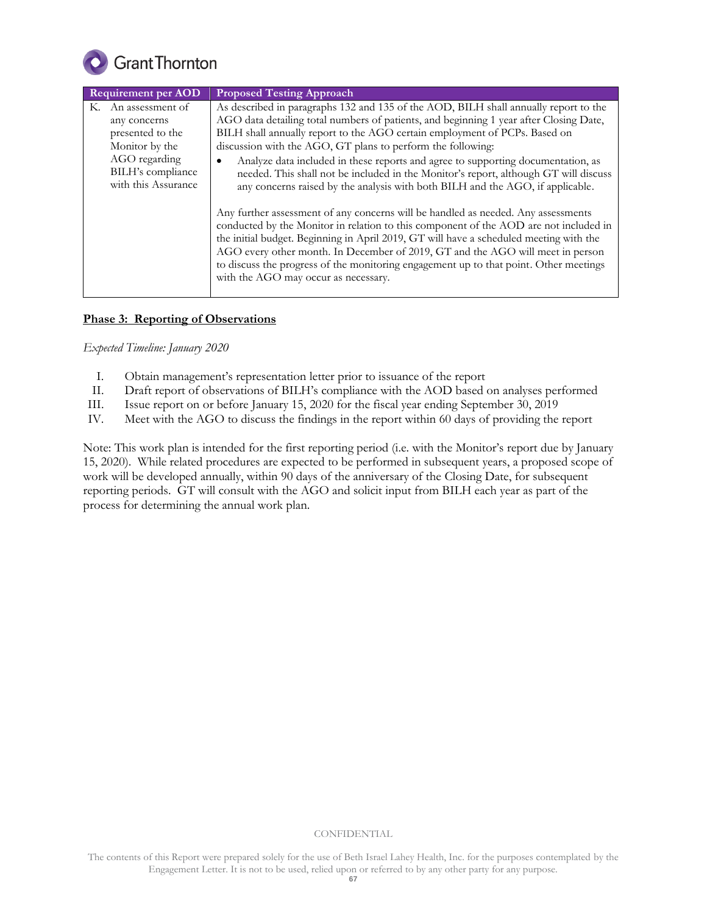| Requirement per AOD | Proposed Testing Approach |
|---|---|
| K. An assessment of any concerns presented to the Monitor by the AGO regarding BILH's compliance with this Assurance | As described in paragraphs 132 and 135 of the AOD, BILH shall annually report to the AGO data detailing total numbers of patients, and beginning 1 year after Closing Date, BILH shall annually report to the AGO certain employment of PCPs. Based on discussion with the AGO, GT plans to perform the following:<br>• Analyze data included in these reports and agree to supporting documentation, as needed. This shall not be included in the Monitor's report, although GT will discuss any concerns raised by the analysis with both BILH and the AGO, if applicable.<br><br>Any further assessment of any concerns will be handled as needed. Any assessments conducted by the Monitor in relation to this component of the AOD are not included in the initial budget. Beginning in April 2019, GT will have a scheduled meeting with the AGO every other month. In December of 2019, GT and the AGO will meet in person to discuss the progress of the monitoring engagement up to that point. Other meetings with the AGO may occur as necessary. |

**Phase 3: Reporting of Observations**

*Expected Timeline: January 2020*

I. Obtain management's representation letter prior to issuance of the report
II. Draft report of observations of BILH's compliance with the AOD based on analyses performed
III. Issue report on or before January 15, 2020 for the fiscal year ending September 30, 2019
IV. Meet with the AGO to discuss the findings in the report within 60 days of providing the report

Note: This work plan is intended for the first reporting period (i.e. with the Monitor's report due by January 15, 2020). While related procedures are expected to be performed in subsequent years, a proposed scope of work will be developed annually, within 90 days of the anniversary of the Closing Date, for subsequent reporting periods. GT will consult with the AGO and solicit input from BILH each year as part of the process for determining the annual work plan.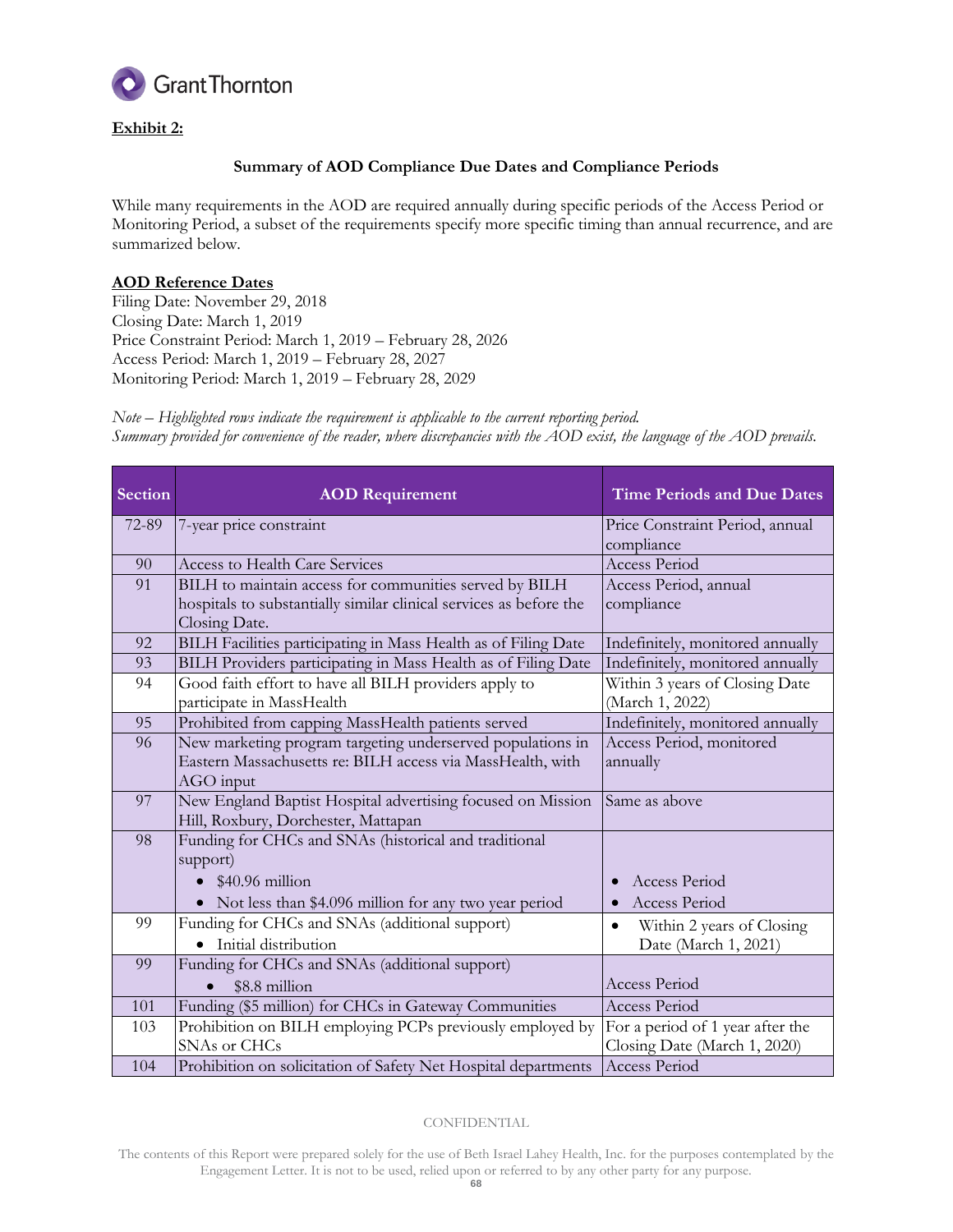**Exhibit 2:**

**Summary of AOD Compliance Due Dates and Compliance Periods**

While many requirements in the AOD are required annually during specific periods of the Access Period or Monitoring Period, a subset of the requirements specify more specific timing than annual recurrence, and are summarized below.

**AOD Reference Dates**
Filing Date: November 29, 2018
Closing Date: March 1, 2019
Price Constraint Period: March 1, 2019 – February 28, 2026
Access Period: March 1, 2019 – February 28, 2027
Monitoring Period: March 1, 2019 – February 28, 2029

*Note – Highlighted rows indicate the requirement is applicable to the current reporting period.*
*Summary provided for convenience of the reader, where discrepancies with the AOD exist, the language of the AOD prevails.*

| Section | AOD Requirement | Time Periods and Due Dates |
|---|---|---|
| 72-89 | 7-year price constraint | Price Constraint Period, annual compliance |
| 90 | Access to Health Care Services | Access Period |
| 91 | BILH to maintain access for communities served by BILH hospitals to substantially similar clinical services as before the Closing Date. | Access Period, annual compliance |
| 92 | BILH Facilities participating in Mass Health as of Filing Date | Indefinitely, monitored annually |
| 93 | BILH Providers participating in Mass Health as of Filing Date | Indefinitely, monitored annually |
| 94 | Good faith effort to have all BILH providers apply to participate in MassHealth | Within 3 years of Closing Date (March 1, 2022) |
| 95 | Prohibited from capping MassHealth patients served | Indefinitely, monitored annually |
| 96 | New marketing program targeting underserved populations in Eastern Massachusetts re: BILH access via MassHealth, with AGO input | Access Period, monitored annually |
| 97 | New England Baptist Hospital advertising focused on Mission Hill, Roxbury, Dorchester, Mattapan | Same as above |
| 98 | Funding for CHCs and SNAs (historical and traditional support)<br>• $40.96 million<br>• Not less than $4.096 million for any two year period | <br>• Access Period<br>• Access Period |
| 99 | Funding for CHCs and SNAs (additional support)<br>• Initial distribution | • Within 2 years of Closing Date (March 1, 2021) |
| 99 | Funding for CHCs and SNAs (additional support)<br>• $8.8 million | Access Period |
| 101 | Funding ($5 million) for CHCs in Gateway Communities | Access Period |
| 103 | Prohibition on BILH employing PCPs previously employed by SNAs or CHCs | For a period of 1 year after the Closing Date (March 1, 2020) |
| 104 | Prohibition on solicitation of Safety Net Hospital departments | Access Period |

CONFIDENTIAL

The contents of this Report were prepared solely for the use of Beth Israel Lahey Health, Inc. for the purposes contemplated by the Engagement Letter. It is not to be used, relied upon or referred to by any other party for any purpose.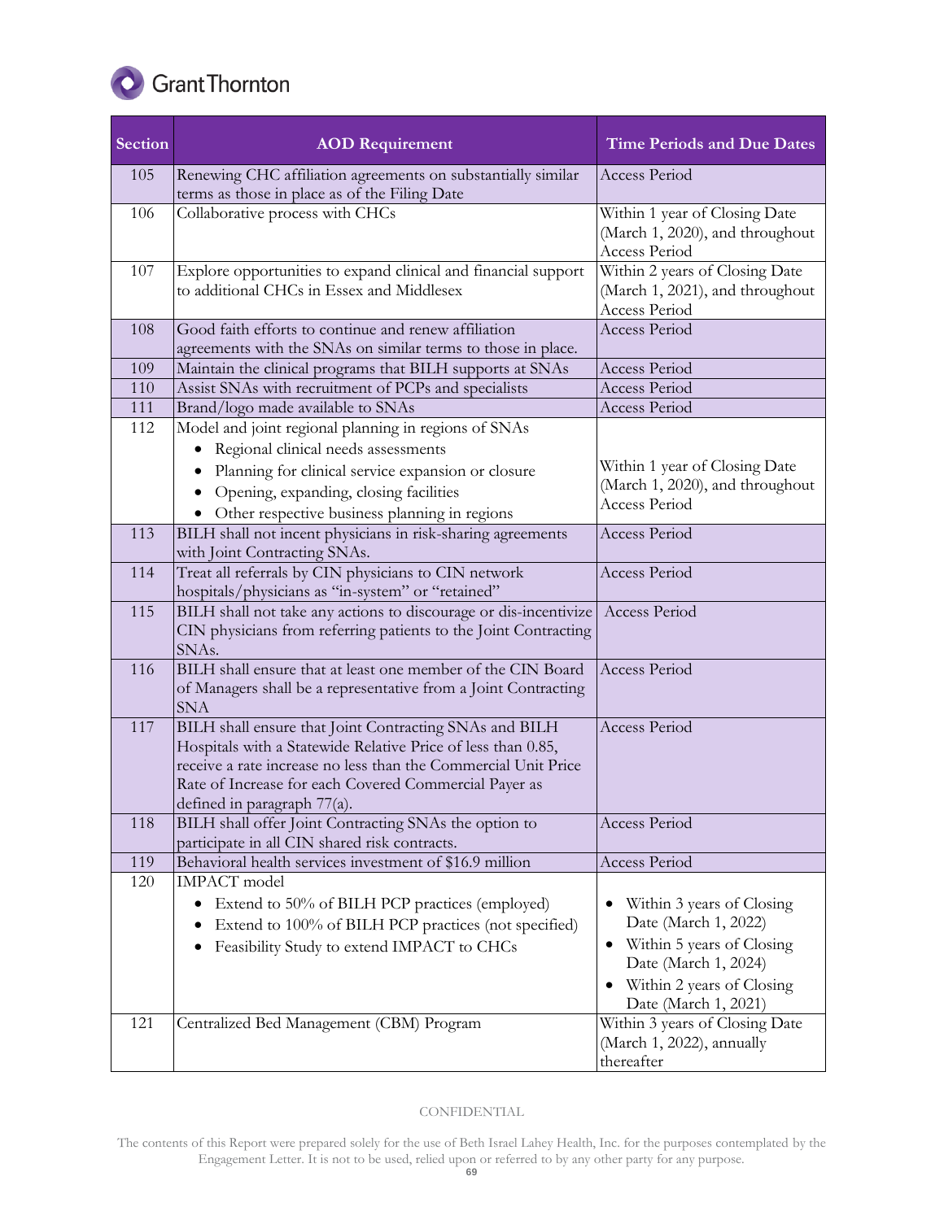| Section | AOD Requirement | Time Periods and Due Dates |
|---|---|---|
| 105 | Renewing CHC affiliation agreements on substantially similar terms as those in place as of the Filing Date | Access Period |
| 106 | Collaborative process with CHCs | Within 1 year of Closing Date (March 1, 2020), and throughout Access Period |
| 107 | Explore opportunities to expand clinical and financial support to additional CHCs in Essex and Middlesex | Within 2 years of Closing Date (March 1, 2021), and throughout Access Period |
| 108 | Good faith efforts to continue and renew affiliation agreements with the SNAs on similar terms to those in place. | Access Period |
| 109 | Maintain the clinical programs that BILH supports at SNAs | Access Period |
| 110 | Assist SNAs with recruitment of PCPs and specialists | Access Period |
| 111 | Brand/logo made available to SNAs | Access Period |
| 112 | Model and joint regional planning in regions of SNAs<br>• Regional clinical needs assessments<br>• Planning for clinical service expansion or closure<br>• Opening, expanding, closing facilities<br>• Other respective business planning in regions | Within 1 year of Closing Date (March 1, 2020), and throughout Access Period |
| 113 | BILH shall not incent physicians in risk-sharing agreements with Joint Contracting SNAs. | Access Period |
| 114 | Treat all referrals by CIN physicians to CIN network hospitals/physicians as "in-system" or "retained" | Access Period |
| 115 | BILH shall not take any actions to discourage or dis-incentivize CIN physicians from referring patients to the Joint Contracting SNAs. | Access Period |
| 116 | BILH shall ensure that at least one member of the CIN Board of Managers shall be a representative from a Joint Contracting SNA | Access Period |
| 117 | BILH shall ensure that Joint Contracting SNAs and BILH Hospitals with a Statewide Relative Price of less than 0.85, receive a rate increase no less than the Commercial Unit Price Rate of Increase for each Covered Commercial Payer as defined in paragraph 77(a). | Access Period |
| 118 | BILH shall offer Joint Contracting SNAs the option to participate in all CIN shared risk contracts. | Access Period |
| 119 | Behavioral health services investment of $16.9 million | Access Period |
| 120 | IMPACT model<br>• Extend to 50% of BILH PCP practices (employed)<br>• Extend to 100% of BILH PCP practices (not specified)<br>• Feasibility Study to extend IMPACT to CHCs | • Within 3 years of Closing Date (March 1, 2022)<br>• Within 5 years of Closing Date (March 1, 2024)<br>• Within 2 years of Closing Date (March 1, 2021) |
| 121 | Centralized Bed Management (CBM) Program | Within 3 years of Closing Date (March 1, 2022), annually thereafter |

CONFIDENTIAL

The contents of this Report were prepared solely for the use of Beth Israel Lahey Health, Inc. for the purposes contemplated by the Engagement Letter. It is not to be used, relied upon or referred to by any other party for any purpose.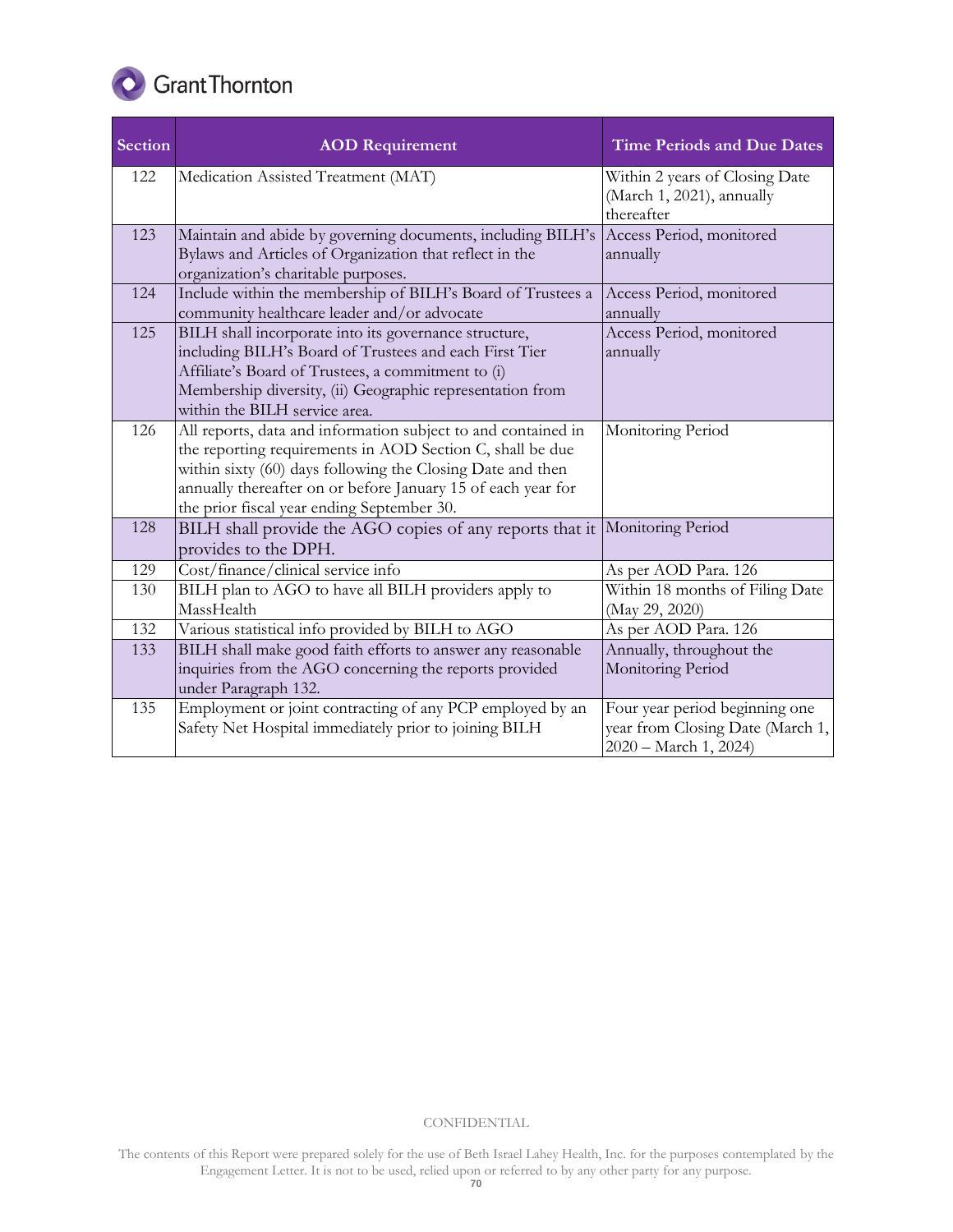| Section | AOD Requirement | Time Periods and Due Dates |
|---|---|---|
| 122 | Medication Assisted Treatment (MAT) | Within 2 years of Closing Date (March 1, 2021), annually thereafter |
| 123 | Maintain and abide by governing documents, including BILH's Bylaws and Articles of Organization that reflect in the organization's charitable purposes. | Access Period, monitored annually |
| 124 | Include within the membership of BILH's Board of Trustees a community healthcare leader and/or advocate | Access Period, monitored annually |
| 125 | BILH shall incorporate into its governance structure, including BILH's Board of Trustees and each First Tier Affiliate's Board of Trustees, a commitment to (i) Membership diversity, (ii) Geographic representation from within the BILH service area. | Access Period, monitored annually |
| 126 | All reports, data and information subject to and contained in the reporting requirements in AOD Section C, shall be due within sixty (60) days following the Closing Date and then annually thereafter on or before January 15 of each year for the prior fiscal year ending September 30. | Monitoring Period |
| 128 | BILH shall provide the AGO copies of any reports that it provides to the DPH. | Monitoring Period |
| 129 | Cost/finance/clinical service info | As per AOD Para. 126 |
| 130 | BILH plan to AGO to have all BILH providers apply to MassHealth | Within 18 months of Filing Date (May 29, 2020) |
| 132 | Various statistical info provided by BILH to AGO | As per AOD Para. 126 |
| 133 | BILH shall make good faith efforts to answer any reasonable inquiries from the AGO concerning the reports provided under Paragraph 132. | Annually, throughout the Monitoring Period |
| 135 | Employment or joint contracting of any PCP employed by an Safety Net Hospital immediately prior to joining BILH | Four year period beginning one year from Closing Date (March 1, 2020 – March 1, 2024) |